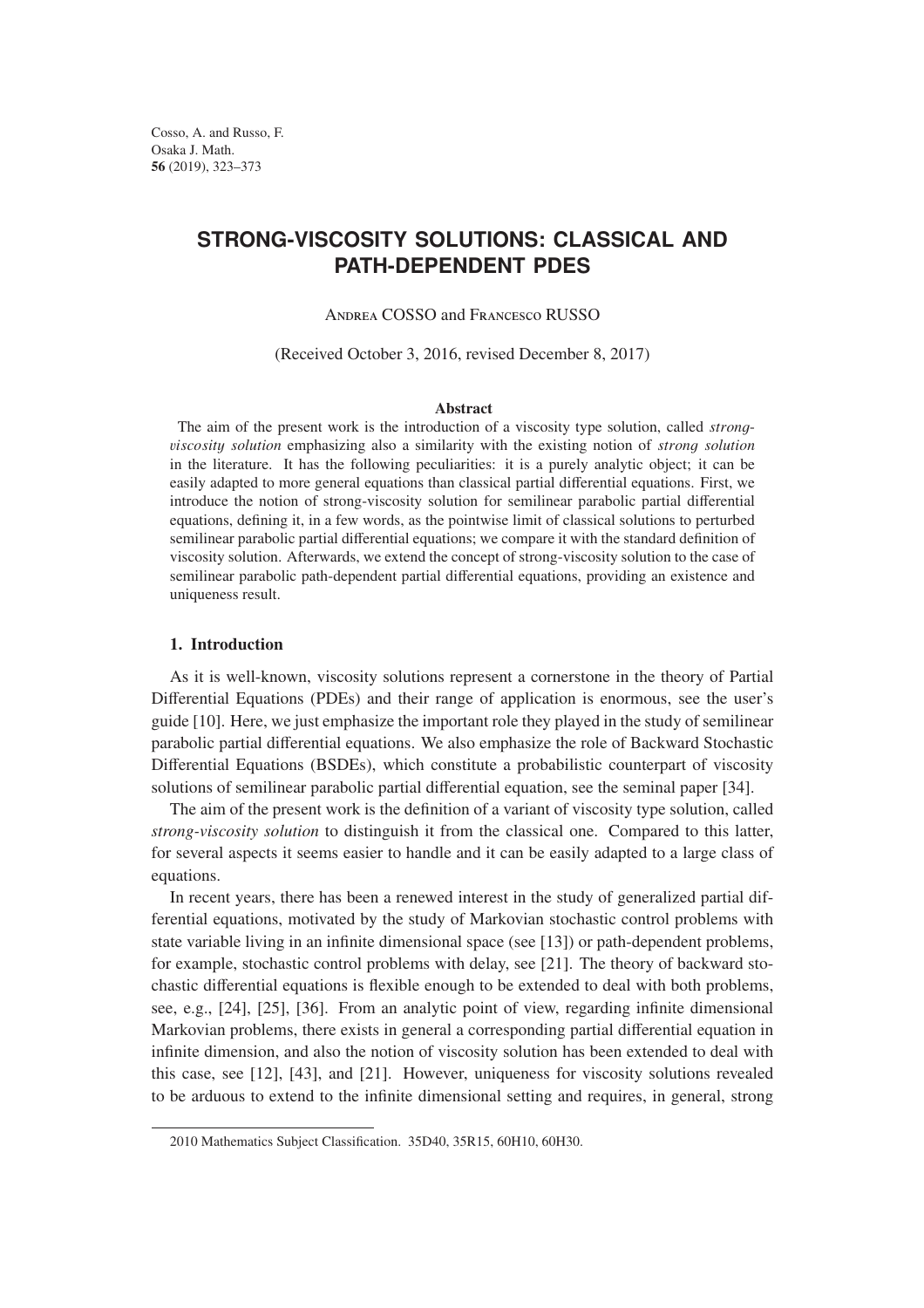Cosso, A. and Russo, F.
Osaka J. Math.
**56** (2019), 323–373

# STRONG-VISCOSITY SOLUTIONS: CLASSICAL AND PATH-DEPENDENT PDES

Andrea COSSO and Francesco RUSSO

(Received October 3, 2016, revised December 8, 2017)

### Abstract

The aim of the present work is the introduction of a viscosity type solution, called *strong-viscosity solution* emphasizing also a similarity with the existing notion of *strong solution* in the literature. It has the following peculiarities: it is a purely analytic object; it can be easily adapted to more general equations than classical partial differential equations. First, we introduce the notion of strong-viscosity solution for semilinear parabolic partial differential equations, defining it, in a few words, as the pointwise limit of classical solutions to perturbed semilinear parabolic partial differential equations; we compare it with the standard definition of viscosity solution. Afterwards, we extend the concept of strong-viscosity solution to the case of semilinear parabolic path-dependent partial differential equations, providing an existence and uniqueness result.

## 1. Introduction

As it is well-known, viscosity solutions represent a cornerstone in the theory of Partial Differential Equations (PDEs) and their range of application is enormous, see the user's guide [10]. Here, we just emphasize the important role they played in the study of semilinear parabolic partial differential equations. We also emphasize the role of Backward Stochastic Differential Equations (BSDEs), which constitute a probabilistic counterpart of viscosity solutions of semilinear parabolic partial differential equation, see the seminal paper [34].

The aim of the present work is the definition of a variant of viscosity type solution, called *strong-viscosity solution* to distinguish it from the classical one. Compared to this latter, for several aspects it seems easier to handle and it can be easily adapted to a large class of equations.

In recent years, there has been a renewed interest in the study of generalized partial differential equations, motivated by the study of Markovian stochastic control problems with state variable living in an infinite dimensional space (see [13]) or path-dependent problems, for example, stochastic control problems with delay, see [21]. The theory of backward stochastic differential equations is flexible enough to be extended to deal with both problems, see, e.g., [24], [25], [36]. From an analytic point of view, regarding infinite dimensional Markovian problems, there exists in general a corresponding partial differential equation in infinite dimension, and also the notion of viscosity solution has been extended to deal with this case, see [12], [43], and [21]. However, uniqueness for viscosity solutions revealed to be arduous to extend to the infinite dimensional setting and requires, in general, strong

2010 Mathematics Subject Classification. 35D40, 35R15, 60H10, 60H30.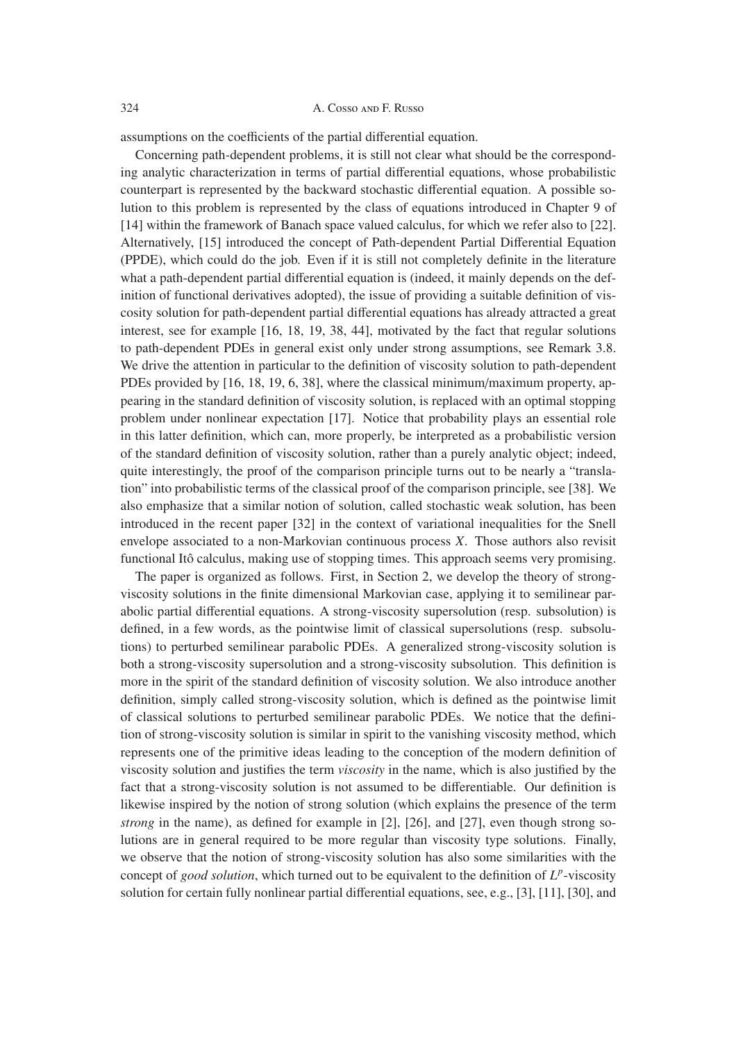assumptions on the coefficients of the partial differential equation.

Concerning path-dependent problems, it is still not clear what should be the corresponding analytic characterization in terms of partial differential equations, whose probabilistic counterpart is represented by the backward stochastic differential equation. A possible solution to this problem is represented by the class of equations introduced in Chapter 9 of [14] within the framework of Banach space valued calculus, for which we refer also to [22]. Alternatively, [15] introduced the concept of Path-dependent Partial Differential Equation (PPDE), which could do the job. Even if it is still not completely definite in the literature what a path-dependent partial differential equation is (indeed, it mainly depends on the definition of functional derivatives adopted), the issue of providing a suitable definition of viscosity solution for path-dependent partial differential equations has already attracted a great interest, see for example [16, 18, 19, 38, 44], motivated by the fact that regular solutions to path-dependent PDEs in general exist only under strong assumptions, see Remark 3.8. We drive the attention in particular to the definition of viscosity solution to path-dependent PDEs provided by [16, 18, 19, 6, 38], where the classical minimum/maximum property, appearing in the standard definition of viscosity solution, is replaced with an optimal stopping problem under nonlinear expectation [17]. Notice that probability plays an essential role in this latter definition, which can, more properly, be interpreted as a probabilistic version of the standard definition of viscosity solution, rather than a purely analytic object; indeed, quite interestingly, the proof of the comparison principle turns out to be nearly a "translation" into probabilistic terms of the classical proof of the comparison principle, see [38]. We also emphasize that a similar notion of solution, called stochastic weak solution, has been introduced in the recent paper [32] in the context of variational inequalities for the Snell envelope associated to a non-Markovian continuous process $X$. Those authors also revisit functional Itô calculus, making use of stopping times. This approach seems very promising.

The paper is organized as follows. First, in Section 2, we develop the theory of strong-viscosity solutions in the finite dimensional Markovian case, applying it to semilinear parabolic partial differential equations. A strong-viscosity supersolution (resp. subsolution) is defined, in a few words, as the pointwise limit of classical supersolutions (resp. subsolutions) to perturbed semilinear parabolic PDEs. A generalized strong-viscosity solution is both a strong-viscosity supersolution and a strong-viscosity subsolution. This definition is more in the spirit of the standard definition of viscosity solution. We also introduce another definition, simply called strong-viscosity solution, which is defined as the pointwise limit of classical solutions to perturbed semilinear parabolic PDEs. We notice that the definition of strong-viscosity solution is similar in spirit to the vanishing viscosity method, which represents one of the primitive ideas leading to the conception of the modern definition of viscosity solution and justifies the term *viscosity* in the name, which is also justified by the fact that a strong-viscosity solution is not assumed to be differentiable. Our definition is likewise inspired by the notion of strong solution (which explains the presence of the term *strong* in the name), as defined for example in [2], [26], and [27], even though strong solutions are in general required to be more regular than viscosity type solutions. Finally, we observe that the notion of strong-viscosity solution has also some similarities with the concept of *good solution*, which turned out to be equivalent to the definition of $L^p$-viscosity solution for certain fully nonlinear partial differential equations, see, e.g., [3], [11], [30], and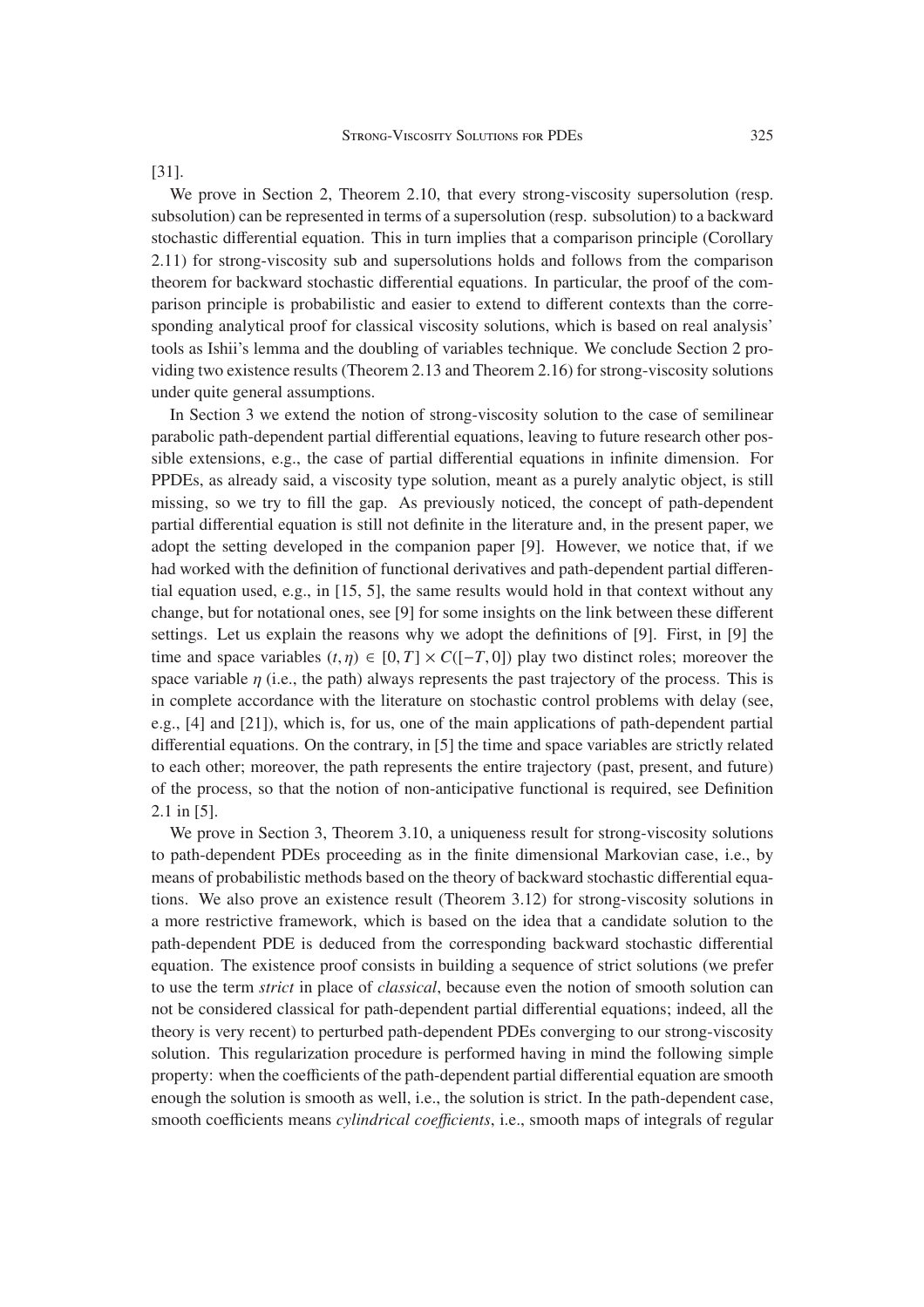[31].

We prove in Section 2, Theorem 2.10, that every strong-viscosity supersolution (resp. subsolution) can be represented in terms of a supersolution (resp. subsolution) to a backward stochastic differential equation. This in turn implies that a comparison principle (Corollary 2.11) for strong-viscosity sub and supersolutions holds and follows from the comparison theorem for backward stochastic differential equations. In particular, the proof of the comparison principle is probabilistic and easier to extend to different contexts than the corresponding analytical proof for classical viscosity solutions, which is based on real analysis' tools as Ishii's lemma and the doubling of variables technique. We conclude Section 2 providing two existence results (Theorem 2.13 and Theorem 2.16) for strong-viscosity solutions under quite general assumptions.

In Section 3 we extend the notion of strong-viscosity solution to the case of semilinear parabolic path-dependent partial differential equations, leaving to future research other possible extensions, e.g., the case of partial differential equations in infinite dimension. For PPDEs, as already said, a viscosity type solution, meant as a purely analytic object, is still missing, so we try to fill the gap. As previously noticed, the concept of path-dependent partial differential equation is still not definite in the literature and, in the present paper, we adopt the setting developed in the companion paper [9]. However, we notice that, if we had worked with the definition of functional derivatives and path-dependent partial differential equation used, e.g., in [15, 5], the same results would hold in that context without any change, but for notational ones, see [9] for some insights on the link between these different settings. Let us explain the reasons why we adopt the definitions of [9]. First, in [9] the time and space variables $(t, \eta) \in [0, T] \times C([-T, 0])$ play two distinct roles; moreover the space variable $\eta$ (i.e., the path) always represents the past trajectory of the process. This is in complete accordance with the literature on stochastic control problems with delay (see, e.g., [4] and [21]), which is, for us, one of the main applications of path-dependent partial differential equations. On the contrary, in [5] the time and space variables are strictly related to each other; moreover, the path represents the entire trajectory (past, present, and future) of the process, so that the notion of non-anticipative functional is required, see Definition 2.1 in [5].

We prove in Section 3, Theorem 3.10, a uniqueness result for strong-viscosity solutions to path-dependent PDEs proceeding as in the finite dimensional Markovian case, i.e., by means of probabilistic methods based on the theory of backward stochastic differential equations. We also prove an existence result (Theorem 3.12) for strong-viscosity solutions in a more restrictive framework, which is based on the idea that a candidate solution to the path-dependent PDE is deduced from the corresponding backward stochastic differential equation. The existence proof consists in building a sequence of strict solutions (we prefer to use the term *strict* in place of *classical*, because even the notion of smooth solution can not be considered classical for path-dependent partial differential equations; indeed, all the theory is very recent) to perturbed path-dependent PDEs converging to our strong-viscosity solution. This regularization procedure is performed having in mind the following simple property: when the coefficients of the path-dependent partial differential equation are smooth enough the solution is smooth as well, i.e., the solution is strict. In the path-dependent case, smooth coefficients means *cylindrical coefficients*, i.e., smooth maps of integrals of regular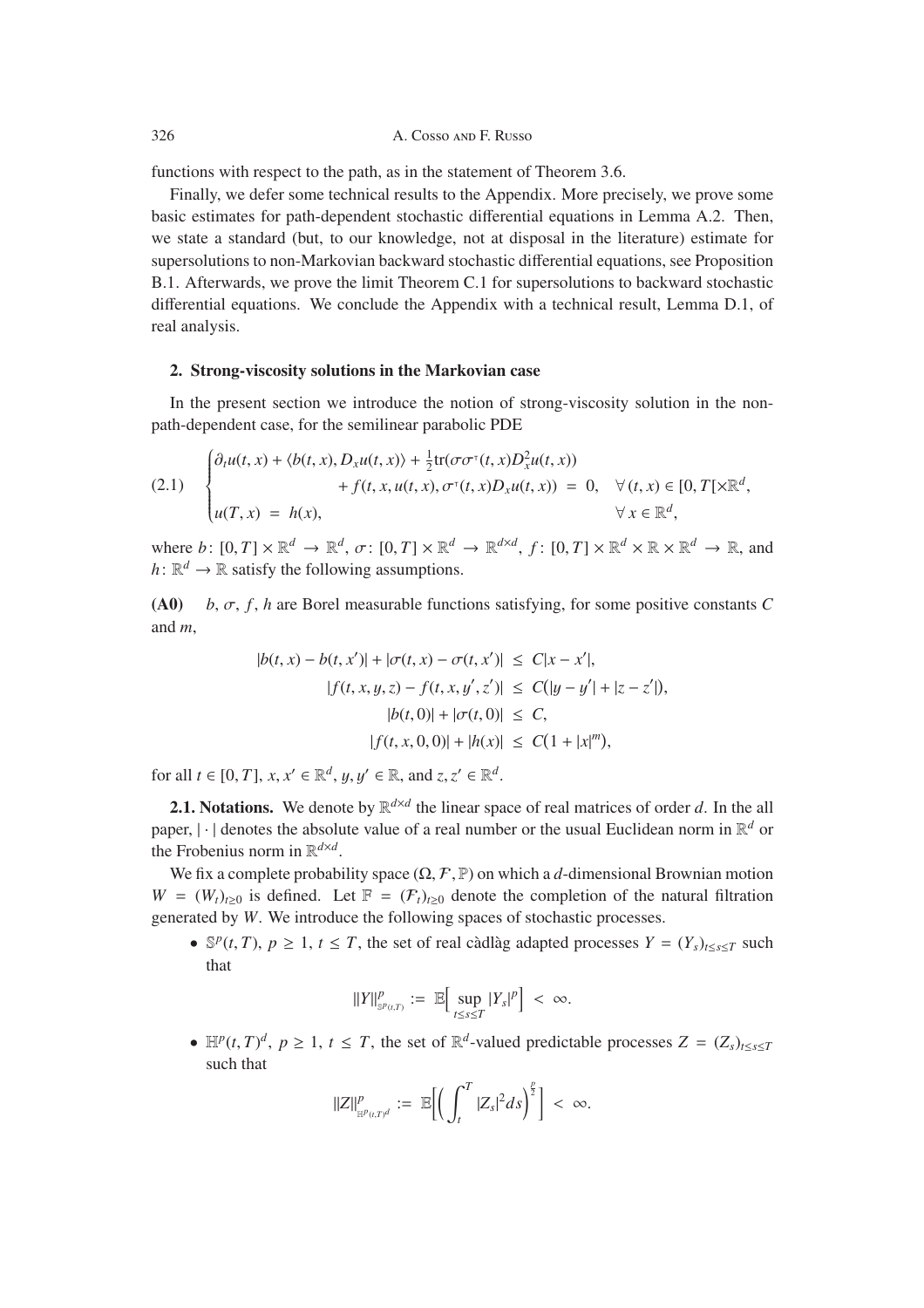functions with respect to the path, as in the statement of Theorem 3.6.

Finally, we defer some technical results to the Appendix. More precisely, we prove some basic estimates for path-dependent stochastic differential equations in Lemma A.2. Then, we state a standard (but, to our knowledge, not at disposal in the literature) estimate for supersolutions to non-Markovian backward stochastic differential equations, see Proposition B.1. Afterwards, we prove the limit Theorem C.1 for supersolutions to backward stochastic differential equations. We conclude the Appendix with a technical result, Lemma D.1, of real analysis.

## 2. Strong-viscosity solutions in the Markovian case

In the present section we introduce the notion of strong-viscosity solution in the non-path-dependent case, for the semilinear parabolic PDE

$$
\begin{cases}
\partial_t u(t,x) + \langle b(t,x), D_x u(t,x)\rangle + \frac{1}{2}\mathrm{tr}(\sigma\sigma^{\intercal}(t,x)D_x^2 u(t,x)) \\
\qquad\qquad + f(t,x,u(t,x),\sigma^{\intercal}(t,x)D_x u(t,x)) \;=\; 0, \quad \forall\,(t,x)\in[0,T[\times\mathbb{R}^d, \\
u(T,x) \;=\; h(x), \qquad\qquad\qquad\qquad\qquad\qquad\qquad\quad\; \forall\, x\in\mathbb{R}^d,
\end{cases}
\tag{2.1}
$$

where $b\colon [0,T]\times\mathbb{R}^d \to \mathbb{R}^d$, $\sigma\colon [0,T]\times\mathbb{R}^d \to \mathbb{R}^{d\times d}$, $f\colon [0,T]\times\mathbb{R}^d\times\mathbb{R}\times\mathbb{R}^d \to \mathbb{R}$, and $h\colon \mathbb{R}^d \to \mathbb{R}$ satisfy the following assumptions.

**(A0)** $b$, $\sigma$, $f$, $h$ are Borel measurable functions satisfying, for some positive constants $C$ and $m$,

$$
\begin{aligned}
|b(t,x) - b(t,x')| + |\sigma(t,x) - \sigma(t,x')| \;&\le\; C|x - x'|, \\
|f(t,x,y,z) - f(t,x,y',z')| \;&\le\; C\big(|y - y'| + |z - z'|\big), \\
|b(t,0)| + |\sigma(t,0)| \;&\le\; C, \\
|f(t,x,0,0)| + |h(x)| \;&\le\; C\big(1 + |x|^m\big),
\end{aligned}
$$

for all $t\in[0,T]$, $x,x'\in\mathbb{R}^d$, $y,y'\in\mathbb{R}$, and $z,z'\in\mathbb{R}^d$.

**2.1. Notations.** We denote by $\mathbb{R}^{d\times d}$ the linear space of real matrices of order $d$. In the all paper, $|\cdot|$ denotes the absolute value of a real number or the usual Euclidean norm in $\mathbb{R}^d$ or the Frobenius norm in $\mathbb{R}^{d\times d}$.

We fix a complete probability space $(\Omega,\mathcal{F},\mathbb{P})$ on which a $d$-dimensional Brownian motion $W = (W_t)_{t\ge 0}$ is defined. Let $\mathbb{F} = (\mathcal{F}_t)_{t\ge 0}$ denote the completion of the natural filtration generated by $W$. We introduce the following spaces of stochastic processes.

- $\mathbb{S}^p(t,T)$, $p\ge 1$, $t\le T$, the set of real càdlàg adapted processes $Y = (Y_s)_{t\le s\le T}$ such that

$$
\|Y\|^p_{\mathbb{S}^p(t,T)} \;:=\; \mathbb{E}\Big[\sup_{t\le s\le T}|Y_s|^p\Big] \;<\; \infty.
$$

- $\mathbb{H}^p(t,T)^d$, $p\ge 1$, $t\le T$, the set of $\mathbb{R}^d$-valued predictable processes $Z = (Z_s)_{t\le s\le T}$ such that

$$
\|Z\|^p_{\mathbb{H}^p(t,T)^d} \;:=\; \mathbb{E}\Big[\Big(\int_t^T |Z_s|^2 ds\Big)^{\frac{p}{2}}\Big] \;<\; \infty.
$$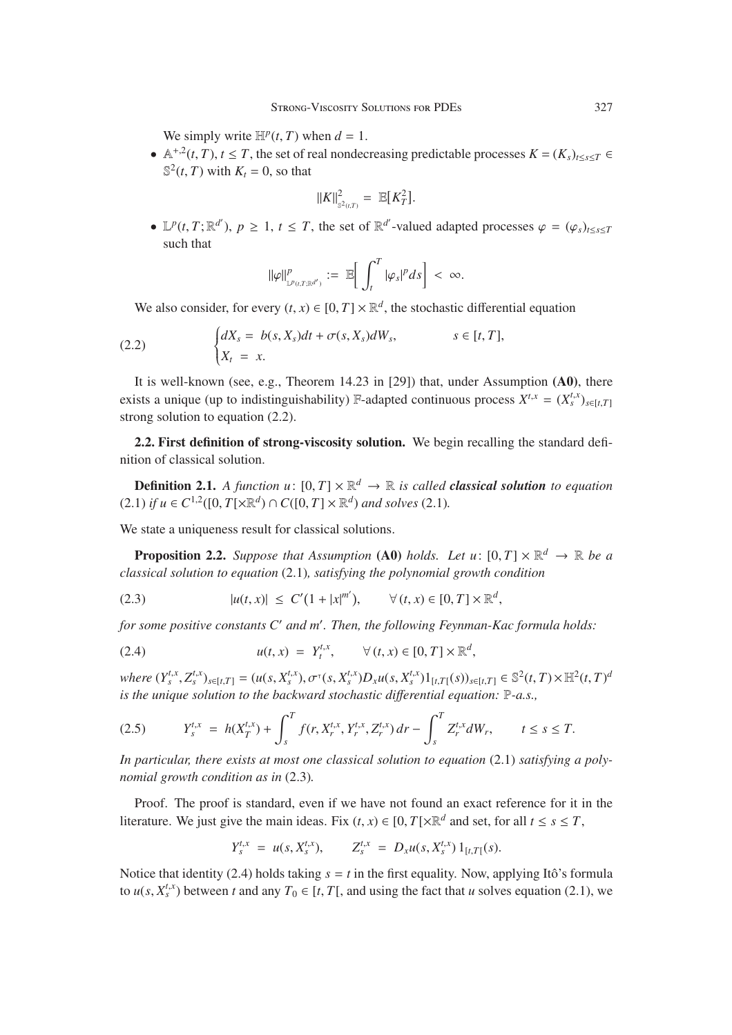We simply write $\mathbb{H}^p(t,T)$ when $d = 1$.

- $\mathbb{A}^{+,2}(t,T)$, $t \leq T$, the set of real nondecreasing predictable processes $K = (K_s)_{t\leq s\leq T} \in \mathbb{S}^2(t,T)$ with $K_t = 0$, so that

$$\|K\|^2_{\mathbb{S}^2(t,T)} = \mathbb{E}\big[K_T^2\big].$$

- $\mathbb{L}^p(t,T;\mathbb{R}^{d'})$, $p \geq 1$, $t \leq T$, the set of $\mathbb{R}^{d'}$-valued adapted processes $\varphi = (\varphi_s)_{t\leq s\leq T}$ such that

$$\|\varphi\|^p_{\mathbb{L}^p(t,T;\mathbb{R}^{d'})} := \mathbb{E}\Big[\int_t^T |\varphi_s|^p ds\Big] < \infty.$$

We also consider, for every $(t,x) \in [0,T]\times\mathbb{R}^d$, the stochastic differential equation

$$\begin{cases} dX_s = b(s,X_s)dt + \sigma(s,X_s)dW_s, & s \in [t,T], \\ X_t = x. \end{cases} \tag{2.2}$$

It is well-known (see, e.g., Theorem 14.23 in [29]) that, under Assumption **(A0)**, there exists a unique (up to indistinguishability) $\mathbb{F}$-adapted continuous process $X^{t,x} = (X_s^{t,x})_{s\in[t,T]}$ strong solution to equation (2.2).

**2.2. First definition of strong-viscosity solution.** We begin recalling the standard definition of classical solution.

**Definition 2.1.** *A function $u\colon [0,T]\times\mathbb{R}^d \to \mathbb{R}$ is called **classical solution** to equation (2.1) if $u \in C^{1,2}([0,T[\times\mathbb{R}^d) \cap C([0,T]\times\mathbb{R}^d)$ and solves (2.1).*

We state a uniqueness result for classical solutions.

**Proposition 2.2.** *Suppose that Assumption* **(A0)** *holds. Let $u\colon [0,T]\times\mathbb{R}^d \to \mathbb{R}$ be a classical solution to equation (2.1), satisfying the polynomial growth condition*

$$|u(t,x)| \leq C'(1+|x|^{m'}), \qquad \forall\,(t,x) \in [0,T]\times\mathbb{R}^d, \tag{2.3}$$

*for some positive constants $C'$ and $m'$. Then, the following Feynman-Kac formula holds:*

$$u(t,x) = Y_t^{t,x}, \qquad \forall\,(t,x) \in [0,T]\times\mathbb{R}^d, \tag{2.4}$$

*where $(Y_s^{t,x}, Z_s^{t,x})_{s\in[t,T]} = (u(s,X_s^{t,x}), \sigma^\intercal(s,X_s^{t,x})D_x u(s,X_s^{t,x})1_{[t,T[}(s))_{s\in[t,T]} \in \mathbb{S}^2(t,T)\times\mathbb{H}^2(t,T)^d$ is the unique solution to the backward stochastic differential equation: $\mathbb{P}$-a.s.,*

$$Y_s^{t,x} = h(X_T^{t,x}) + \int_s^T f(r,X_r^{t,x},Y_r^{t,x},Z_r^{t,x})\,dr - \int_s^T Z_r^{t,x}dW_r, \qquad t \leq s \leq T. \tag{2.5}$$

*In particular, there exists at most one classical solution to equation (2.1) satisfying a polynomial growth condition as in (2.3).*

Proof. The proof is standard, even if we have not found an exact reference for it in the literature. We just give the main ideas. Fix $(t,x) \in [0,T[\times\mathbb{R}^d$ and set, for all $t \leq s \leq T$,

$$Y_s^{t,x} = u(s,X_s^{t,x}), \qquad Z_s^{t,x} = D_x u(s,X_s^{t,x})\,1_{[t,T[}(s).$$

Notice that identity (2.4) holds taking $s = t$ in the first equality. Now, applying Itô's formula to $u(s,X_s^{t,x})$ between $t$ and any $T_0 \in [t,T[$, and using the fact that $u$ solves equation (2.1), we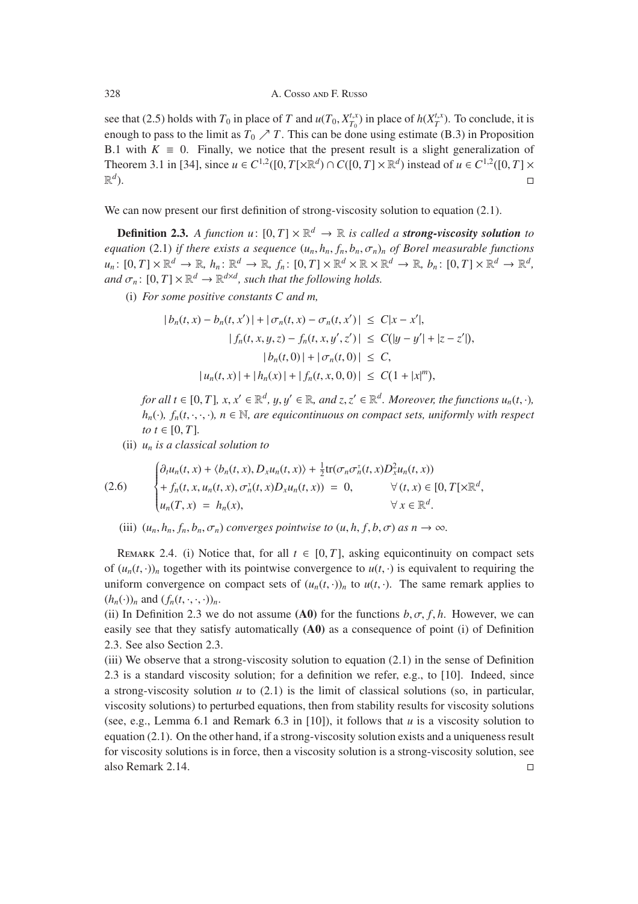see that (2.5) holds with $T_0$ in place of $T$ and $u(T_0, X^{t,x}_{T_0})$ in place of $h(X^{t,x}_T)$. To conclude, it is enough to pass to the limit as $T_0 \nearrow T$. This can be done using estimate (B.3) in Proposition B.1 with $K \equiv 0$. Finally, we notice that the present result is a slight generalization of Theorem 3.1 in [34], since $u \in C^{1,2}([0,T[\times\mathbb{R}^d) \cap C([0,T]\times\mathbb{R}^d)$ instead of $u \in C^{1,2}([0,T]\times\mathbb{R}^d)$. □

We can now present our first definition of strong-viscosity solution to equation (2.1).

**Definition 2.3.** *A function $u\colon [0,T]\times\mathbb{R}^d \to \mathbb{R}$ is called a* ***strong-viscosity solution*** *to equation* (2.1) *if there exists a sequence $(u_n, h_n, f_n, b_n, \sigma_n)_n$ of Borel measurable functions $u_n\colon [0,T]\times\mathbb{R}^d \to \mathbb{R}$, $h_n\colon \mathbb{R}^d \to \mathbb{R}$, $f_n\colon [0,T]\times\mathbb{R}^d\times\mathbb{R}\times\mathbb{R}^d \to \mathbb{R}$, $b_n\colon [0,T]\times\mathbb{R}^d \to \mathbb{R}^d$, and $\sigma_n\colon [0,T]\times\mathbb{R}^d \to \mathbb{R}^{d\times d}$, such that the following holds.*

(i) *For some positive constants $C$ and $m$,*

$$
\begin{aligned}
|b_n(t,x) - b_n(t,x')| + |\sigma_n(t,x) - \sigma_n(t,x')| &\le C|x-x'|,\\
|f_n(t,x,y,z) - f_n(t,x,y',z')| &\le C(|y-y'| + |z-z'|),\\
|b_n(t,0)| + |\sigma_n(t,0)| &\le C,\\
|u_n(t,x)| + |h_n(x)| + |f_n(t,x,0,0)| &\le C(1+|x|^m),
\end{aligned}
$$

*for all $t \in [0,T]$, $x, x' \in \mathbb{R}^d$, $y, y' \in \mathbb{R}$, and $z, z' \in \mathbb{R}^d$. Moreover, the functions $u_n(t,\cdot)$, $h_n(\cdot)$, $f_n(t,\cdot,\cdot,\cdot)$, $n \in \mathbb{N}$, are equicontinuous on compact sets, uniformly with respect to $t \in [0,T]$.*

(ii) *$u_n$ is a classical solution to*

$$
\text{(2.6)}\qquad
\begin{cases}
\partial_t u_n(t,x) + \langle b_n(t,x), D_x u_n(t,x)\rangle + \frac{1}{2}\mathrm{tr}(\sigma_n\sigma_n^\intercal(t,x)D_x^2 u_n(t,x)) \\
+ f_n(t,x,u_n(t,x),\sigma_n^\intercal(t,x)D_x u_n(t,x)) \;=\; 0, \qquad \forall\,(t,x)\in[0,T[\times\mathbb{R}^d,\\
u_n(T,x) \;=\; h_n(x), \qquad \forall\, x\in\mathbb{R}^d.
\end{cases}
$$

(iii) *$(u_n, h_n, f_n, b_n, \sigma_n)$ converges pointwise to $(u, h, f, b, \sigma)$ as $n \to \infty$.*

Remark 2.4. (i) Notice that, for all $t \in [0,T]$, asking equicontinuity on compact sets of $(u_n(t,\cdot))_n$ together with its pointwise convergence to $u(t,\cdot)$ is equivalent to requiring the uniform convergence on compact sets of $(u_n(t,\cdot))_n$ to $u(t,\cdot)$. The same remark applies to $(h_n(\cdot))_n$ and $(f_n(t,\cdot,\cdot,\cdot))_n$.
(ii) In Definition 2.3 we do not assume **(A0)** for the functions $b, \sigma, f, h$. However, we can easily see that they satisfy automatically **(A0)** as a consequence of point (i) of Definition 2.3. See also Section 2.3.
(iii) We observe that a strong-viscosity solution to equation (2.1) in the sense of Definition 2.3 is a standard viscosity solution; for a definition we refer, e.g., to [10]. Indeed, since a strong-viscosity solution $u$ to (2.1) is the limit of classical solutions (so, in particular, viscosity solutions) to perturbed equations, then from stability results for viscosity solutions (see, e.g., Lemma 6.1 and Remark 6.3 in [10]), it follows that $u$ is a viscosity solution to equation (2.1). On the other hand, if a strong-viscosity solution exists and a uniqueness result for viscosity solutions is in force, then a viscosity solution is a strong-viscosity solution, see also Remark 2.14. □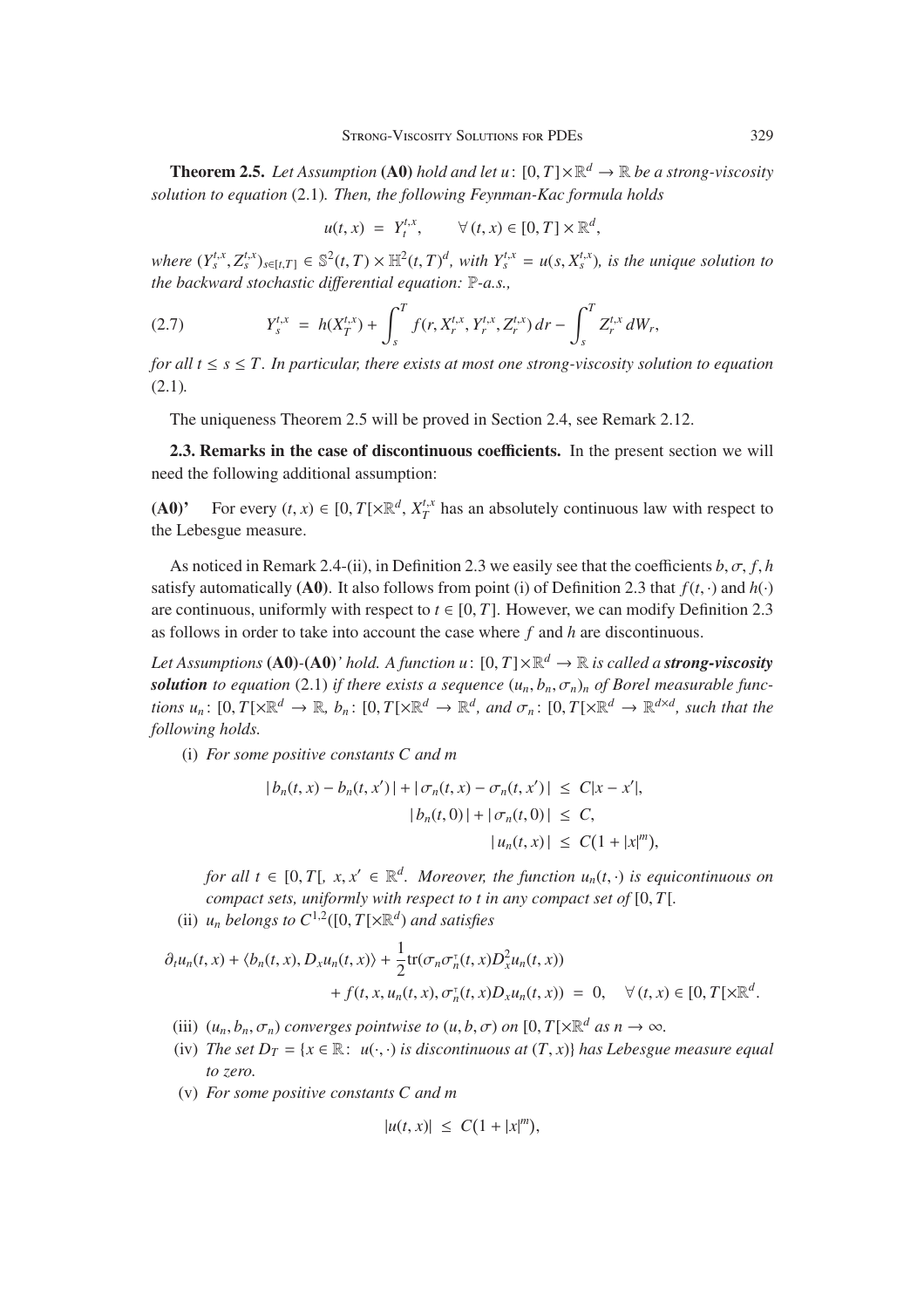**Theorem 2.5.** *Let Assumption* **(A0)** *hold and let* $u\colon [0,T]\times\mathbb{R}^d \to \mathbb{R}$ *be a strong-viscosity solution to equation* (2.1)*. Then, the following Feynman-Kac formula holds*

$$u(t,x) \;=\; Y_t^{t,x}, \qquad \forall\,(t,x)\in[0,T]\times\mathbb{R}^d,$$

*where* $(Y_s^{t,x}, Z_s^{t,x})_{s\in[t,T]} \in \mathbb{S}^2(t,T)\times\mathbb{H}^2(t,T)^d$*, with* $Y_s^{t,x} = u(s,X_s^{t,x})$*, is the unique solution to the backward stochastic differential equation:* $\mathbb{P}$*-a.s.,*

$$Y_s^{t,x} \;=\; h(X_T^{t,x}) + \int_s^T f(r,X_r^{t,x},Y_r^{t,x},Z_r^{t,x})\,dr - \int_s^T Z_r^{t,x}\,dW_r, \tag{2.7}$$

*for all* $t\leq s\leq T$*. In particular, there exists at most one strong-viscosity solution to equation* (2.1)*.*

The uniqueness Theorem 2.5 will be proved in Section 2.4, see Remark 2.12.

**2.3. Remarks in the case of discontinuous coefficients.** In the present section we will need the following additional assumption:

**(A0)'** For every $(t,x)\in[0,T[\times\mathbb{R}^d$, $X_T^{t,x}$ has an absolutely continuous law with respect to the Lebesgue measure.

As noticed in Remark 2.4-(ii), in Definition 2.3 we easily see that the coefficients $b,\sigma,f,h$ satisfy automatically **(A0)**. It also follows from point (i) of Definition 2.3 that $f(t,\cdot)$ and $h(\cdot)$ are continuous, uniformly with respect to $t\in[0,T]$. However, we can modify Definition 2.3 as follows in order to take into account the case where $f$ and $h$ are discontinuous.

*Let Assumptions* **(A0)**-**(A0)**' *hold. A function* $u\colon[0,T]\times\mathbb{R}^d\to\mathbb{R}$ *is called a* ***strong-viscosity solution*** *to equation* (2.1) *if there exists a sequence* $(u_n,b_n,\sigma_n)_n$ *of Borel measurable functions* $u_n\colon[0,T[\times\mathbb{R}^d\to\mathbb{R}$*,* $b_n\colon[0,T[\times\mathbb{R}^d\to\mathbb{R}^d$*, and* $\sigma_n\colon[0,T[\times\mathbb{R}^d\to\mathbb{R}^{d\times d}$*, such that the following holds.*

(i) *For some positive constants* $C$ *and* $m$

$$\begin{aligned}
|\,b_n(t,x)-b_n(t,x')\,| + |\,\sigma_n(t,x)-\sigma_n(t,x')\,| \;&\leq\; C|x-x'|,\\
|\,b_n(t,0)\,| + |\,\sigma_n(t,0)\,| \;&\leq\; C,\\
|\,u_n(t,x)\,| \;&\leq\; C(1+|x|^m),
\end{aligned}$$

*for all* $t\in[0,T[$*,* $x,x'\in\mathbb{R}^d$*. Moreover, the function* $u_n(t,\cdot)$ *is equicontinuous on compact sets, uniformly with respect to* $t$ *in any compact set of* $[0,T[$*.*

(ii) $u_n$ *belongs to* $C^{1,2}([0,T[\times\mathbb{R}^d)$ *and satisfies*

$$\begin{aligned}
\partial_t u_n(t,x) + \langle b_n(t,x), D_x u_n(t,x)\rangle + \frac{1}{2}\mathrm{tr}(\sigma_n\sigma_n^{\intercal}(t,x)D_x^2 u_n(t,x))&\\
+\, f(t,x,u_n(t,x),\sigma_n^{\intercal}(t,x)D_x u_n(t,x)) \;=\; 0, \quad \forall\,(t,x)\in[0,T[\times\mathbb{R}^d.&
\end{aligned}$$

(iii) $(u_n,b_n,\sigma_n)$ *converges pointwise to* $(u,b,\sigma)$ *on* $[0,T[\times\mathbb{R}^d$ *as* $n\to\infty$*.*

(iv) *The set* $D_T=\{x\in\mathbb{R}\colon\ u(\cdot,\cdot)$ *is discontinuous at* $(T,x)\}$ *has Lebesgue measure equal to zero.*

(v) *For some positive constants* $C$ *and* $m$

$$|u(t,x)| \;\leq\; C(1+|x|^m),$$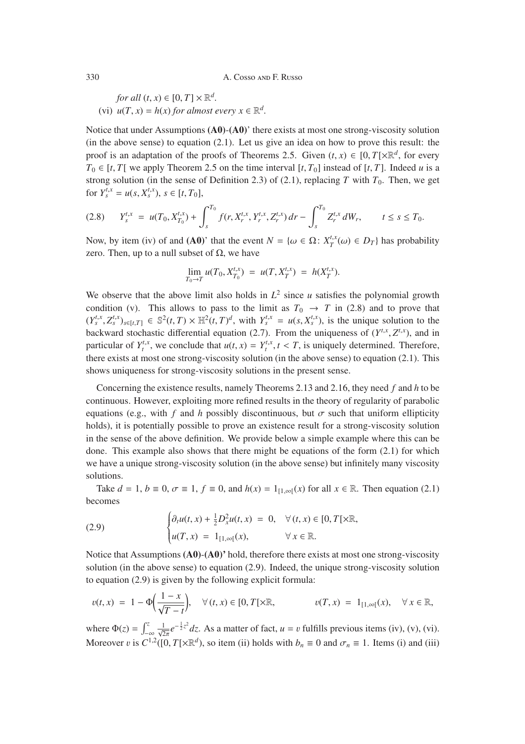*for all* $(t, x) \in [0, T] \times \mathbb{R}^d$.

(vi) $u(T, x) = h(x)$ *for almost every* $x \in \mathbb{R}^d$.

Notice that under Assumptions **(A0)**-**(A0)'** there exists at most one strong-viscosity solution (in the above sense) to equation (2.1). Let us give an idea on how to prove this result: the proof is an adaptation of the proofs of Theorems 2.5. Given $(t, x) \in [0, T[\times\mathbb{R}^d$, for every $T_0 \in [t, T[$ we apply Theorem 2.5 on the time interval $[t, T_0]$ instead of $[t, T]$. Indeed $u$ is a strong solution (in the sense of Definition 2.3) of (2.1), replacing $T$ with $T_0$. Then, we get for $Y_s^{t,x} = u(s, X_s^{t,x})$, $s \in [t, T_0]$,

$$(2.8) \qquad Y_s^{t,x} \;=\; u(T_0, X_{T_0}^{t,x}) + \int_s^{T_0} f(r, X_r^{t,x}, Y_r^{t,x}, Z_r^{t,x})\, dr - \int_s^{T_0} Z_r^{t,x}\, dW_r, \qquad t \leq s \leq T_0.$$

Now, by item (iv) of and **(A0)'** that the event $N = \{\omega \in \Omega \colon X_T^{t,x}(\omega) \in D_T\}$ has probability zero. Then, up to a null subset of $\Omega$, we have

$$\lim_{T_0 \to T} u(T_0, X_{T_0}^{t,x}) \;=\; u(T, X_T^{t,x}) \;=\; h(X_T^{t,x}).$$

We observe that the above limit also holds in $L^2$ since $u$ satisfies the polynomial growth condition (v). This allows to pass to the limit as $T_0 \to T$ in (2.8) and to prove that $(Y_s^{t,x}, Z_s^{t,x})_{s\in[t,T]} \in \mathbb{S}^2(t,T) \times \mathbb{H}^2(t,T)^d$, with $Y_s^{t,x} = u(s, X_s^{t,x})$, is the unique solution to the backward stochastic differential equation (2.7). From the uniqueness of $(Y^{t,x}, Z^{t,x})$, and in particular of $Y_t^{t,x}$, we conclude that $u(t, x) = Y_t^{t,x}, t < T$, is uniquely determined. Therefore, there exists at most one strong-viscosity solution (in the above sense) to equation (2.1). This shows uniqueness for strong-viscosity solutions in the present sense.

Concerning the existence results, namely Theorems 2.13 and 2.16, they need $f$ and $h$ to be continuous. However, exploiting more refined results in the theory of regularity of parabolic equations (e.g., with $f$ and $h$ possibly discontinuous, but $\sigma$ such that uniform ellipticity holds), it is potentially possible to prove an existence result for a strong-viscosity solution in the sense of the above definition. We provide below a simple example where this can be done. This example also shows that there might be equations of the form (2.1) for which we have a unique strong-viscosity solution (in the above sense) but infinitely many viscosity solutions.

Take $d = 1$, $b \equiv 0$, $\sigma \equiv 1$, $f \equiv 0$, and $h(x) = 1_{[1,\infty[}(x)$ for all $x \in \mathbb{R}$. Then equation (2.1) becomes

$$(2.9) \qquad \begin{cases} \partial_t u(t,x) + \frac{1}{2} D_x^2 u(t,x) \;=\; 0, & \forall\, (t,x) \in [0,T[\times\mathbb{R}, \\ u(T,x) \;=\; 1_{[1,\infty[}(x), & \forall\, x \in \mathbb{R}. \end{cases}$$

Notice that Assumptions **(A0)**-**(A0)'** hold, therefore there exists at most one strong-viscosity solution (in the above sense) to equation (2.9). Indeed, the unique strong-viscosity solution to equation (2.9) is given by the following explicit formula:

$$v(t,x) \;=\; 1 - \Phi\Big(\frac{1-x}{\sqrt{T-t}}\Big), \quad \forall\, (t,x) \in [0,T[\times\mathbb{R}, \qquad\qquad v(T,x) \;=\; 1_{[1,\infty[}(x), \quad \forall\, x \in \mathbb{R},$$

where $\Phi(z) = \int_{-\infty}^{z} \frac{1}{\sqrt{2\pi}} e^{-\frac{1}{2}z^2} dz$. As a matter of fact, $u = v$ fulfills previous items (iv), (v), (vi). Moreover $v$ is $C^{1,2}([0,T[\times\mathbb{R}^d)$, so item (ii) holds with $b_n \equiv 0$ and $\sigma_n \equiv 1$. Items (i) and (iii)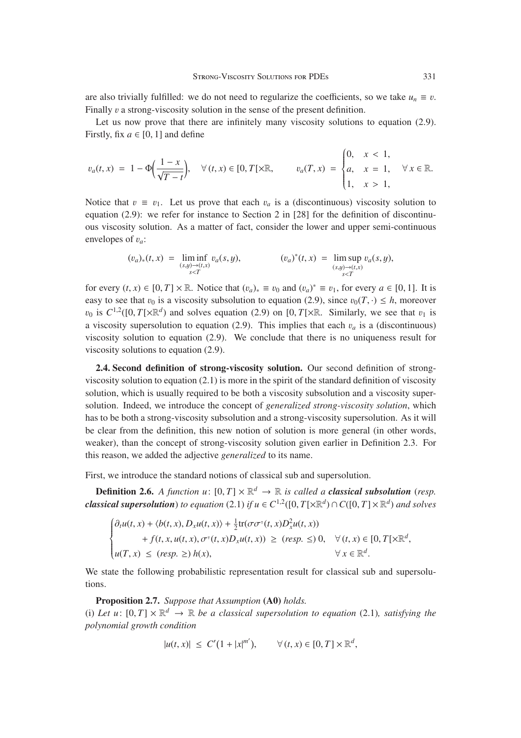are also trivially fulfilled: we do not need to regularize the coefficients, so we take $u_n \equiv v$. Finally $v$ a strong-viscosity solution in the sense of the present definition.

Let us now prove that there are infinitely many viscosity solutions to equation (2.9). Firstly, fix $a \in [0,1]$ and define

$$v_a(t,x) \;=\; 1 - \Phi\Big(\frac{1-x}{\sqrt{T-t}}\Big), \quad \forall\,(t,x) \in [0,T[\times\mathbb{R}, \qquad v_a(T,x) \;=\; \begin{cases} 0, & x \,<\, 1, \\ a, & x \,=\, 1, \\ 1, & x \,>\, 1, \end{cases} \quad \forall\, x \in \mathbb{R}.$$

Notice that $v \equiv v_1$. Let us prove that each $v_a$ is a (discontinuous) viscosity solution to equation (2.9): we refer for instance to Section 2 in [28] for the definition of discontinuous viscosity solution. As a matter of fact, consider the lower and upper semi-continuous envelopes of $v_a$:

$$(v_a)_*(t,x) \;=\; \liminf_{\substack{(s,y)\to(t,x) \\ s<T}} v_a(s,y), \qquad\qquad (v_a)^*(t,x) \;=\; \limsup_{\substack{(s,y)\to(t,x) \\ s<T}} v_a(s,y),$$

for every $(t,x) \in [0,T]\times\mathbb{R}$. Notice that $(v_a)_* \equiv v_0$ and $(v_a)^* \equiv v_1$, for every $a \in [0,1]$. It is easy to see that $v_0$ is a viscosity subsolution to equation (2.9), since $v_0(T,\cdot) \leq h$, moreover $v_0$ is $C^{1,2}([0,T[\times\mathbb{R}^d)$ and solves equation (2.9) on $[0,T[\times\mathbb{R}$. Similarly, we see that $v_1$ is a viscosity supersolution to equation (2.9). This implies that each $v_a$ is a (discontinuous) viscosity solution to equation (2.9). We conclude that there is no uniqueness result for viscosity solutions to equation (2.9).

**2.4. Second definition of strong-viscosity solution.** Our second definition of strong-viscosity solution to equation (2.1) is more in the spirit of the standard definition of viscosity solution, which is usually required to be both a viscosity subsolution and a viscosity supersolution. Indeed, we introduce the concept of *generalized strong-viscosity solution*, which has to be both a strong-viscosity subsolution and a strong-viscosity supersolution. As it will be clear from the definition, this new notion of solution is more general (in other words, weaker), than the concept of strong-viscosity solution given earlier in Definition 2.3. For this reason, we added the adjective *generalized* to its name.

First, we introduce the standard notions of classical sub and supersolution.

**Definition 2.6.** *A function $u\colon [0,T]\times\mathbb{R}^d \to \mathbb{R}$ is called a **classical subsolution** (resp. **classical supersolution**) to equation* (2.1) *if $u \in C^{1,2}([0,T[\times\mathbb{R}^d) \cap C([0,T]\times\mathbb{R}^d)$ and solves*

$$\begin{cases} \partial_t u(t,x) + \langle b(t,x), D_x u(t,x)\rangle + \frac{1}{2}\mathrm{tr}(\sigma\sigma^{\intercal}(t,x)D_x^2 u(t,x)) \\ \qquad\quad + f(t,x,u(t,x),\sigma^{\intercal}(t,x)D_x u(t,x)) \;\geq\; (\text{resp. } \leq)\; 0, \quad \forall\,(t,x) \in [0,T[\times\mathbb{R}^d, \\ u(T,x) \;\leq\; (\text{resp. } \geq)\; h(x), \qquad\qquad\qquad\qquad\qquad\quad \forall\, x \in \mathbb{R}^d. \end{cases}$$

We state the following probabilistic representation result for classical sub and supersolutions.

**Proposition 2.7.** *Suppose that Assumption* **(A0)** *holds.*
(i) *Let $u\colon [0,T]\times\mathbb{R}^d \to \mathbb{R}$ be a classical supersolution to equation* (2.1)*, satisfying the polynomial growth condition*

$$|u(t,x)| \;\leq\; C'\big(1 + |x|^{m'}\big), \qquad \forall\,(t,x) \in [0,T]\times\mathbb{R}^d,$$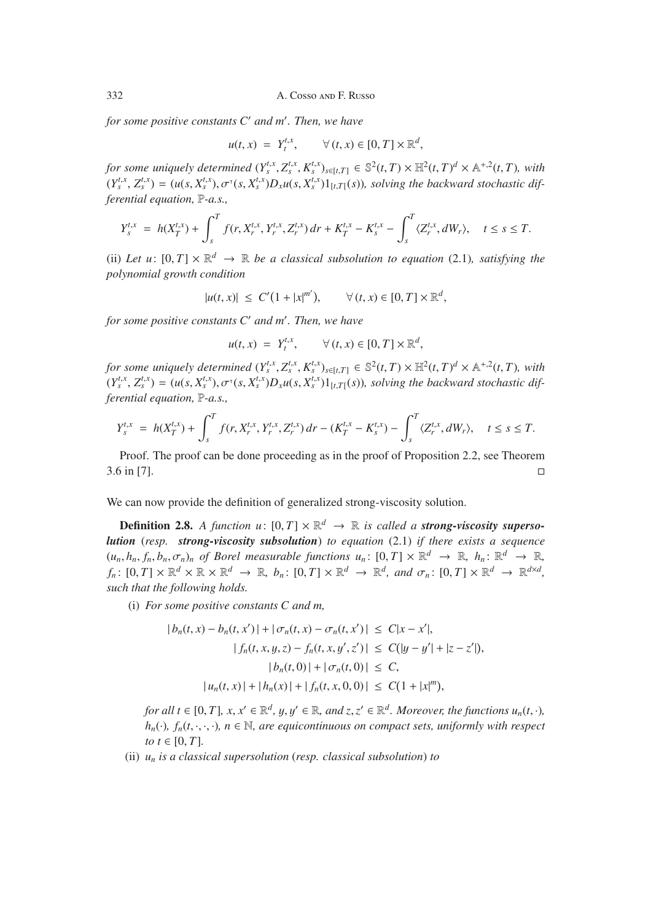*for some positive constants $C'$ and $m'$. Then, we have*

$$u(t,x) \;=\; Y_t^{t,x}, \qquad \forall\,(t,x) \in [0,T]\times\mathbb{R}^d,$$

*for some uniquely determined $(Y_s^{t,x}, Z_s^{t,x}, K_s^{t,x})_{s\in[t,T]} \in \mathbb{S}^2(t,T)\times\mathbb{H}^2(t,T)^d\times\mathbb{A}^{+,2}(t,T)$, with $(Y_s^{t,x}, Z_s^{t,x}) = (u(s,X_s^{t,x}), \sigma^\intercal(s,X_s^{t,x})D_x u(s,X_s^{t,x})1_{[t,T[}(s))$, solving the backward stochastic differential equation, $\mathbb{P}$-a.s.,*

$$Y_s^{t,x} \;=\; h(X_T^{t,x}) + \int_s^T f(r,X_r^{t,x},Y_r^{t,x},Z_r^{t,x})\,dr + K_T^{t,x} - K_s^{t,x} - \int_s^T \langle Z_r^{t,x}, dW_r\rangle, \quad t\le s\le T.$$

(ii) *Let $u\colon [0,T]\times\mathbb{R}^d \to \mathbb{R}$ be a classical subsolution to equation* (2.1)*, satisfying the polynomial growth condition*

$$|u(t,x)| \;\le\; C'\big(1+|x|^{m'}\big), \qquad \forall\,(t,x)\in[0,T]\times\mathbb{R}^d,$$

*for some positive constants $C'$ and $m'$. Then, we have*

$$u(t,x) \;=\; Y_t^{t,x}, \qquad \forall\,(t,x) \in [0,T]\times\mathbb{R}^d,$$

*for some uniquely determined $(Y_s^{t,x}, Z_s^{t,x}, K_s^{t,x})_{s\in[t,T]} \in \mathbb{S}^2(t,T)\times\mathbb{H}^2(t,T)^d\times\mathbb{A}^{+,2}(t,T)$, with $(Y_s^{t,x}, Z_s^{t,x}) = (u(s,X_s^{t,x}), \sigma^\intercal(s,X_s^{t,x})D_x u(s,X_s^{t,x})1_{[t,T[}(s))$, solving the backward stochastic differential equation, $\mathbb{P}$-a.s.,*

$$Y_s^{t,x} \;=\; h(X_T^{t,x}) + \int_s^T f(r,X_r^{t,x},Y_r^{t,x},Z_r^{t,x})\,dr - (K_T^{t,x} - K_s^{t,x}) - \int_s^T \langle Z_r^{t,x}, dW_r\rangle, \quad t\le s\le T.$$

Proof. The proof can be done proceeding as in the proof of Proposition 2.2, see Theorem 3.6 in [7]. □

We can now provide the definition of generalized strong-viscosity solution.

**Definition 2.8.** *A function $u\colon [0,T]\times\mathbb{R}^d \to \mathbb{R}$ is called a **strong-viscosity supersolution** (resp. **strong-viscosity subsolution**) to equation* (2.1) *if there exists a sequence $(u_n,h_n,f_n,b_n,\sigma_n)_n$ of Borel measurable functions $u_n\colon [0,T]\times\mathbb{R}^d\to\mathbb{R}$, $h_n\colon \mathbb{R}^d\to\mathbb{R}$, $f_n\colon [0,T]\times\mathbb{R}^d\times\mathbb{R}\times\mathbb{R}^d\to\mathbb{R}$, $b_n\colon[0,T]\times\mathbb{R}^d\to\mathbb{R}^d$, and $\sigma_n\colon[0,T]\times\mathbb{R}^d\to\mathbb{R}^{d\times d}$, such that the following holds.*

(i) *For some positive constants $C$ and $m$,*

$$\begin{aligned}
|\,b_n(t,x) - b_n(t,x')\,| + |\,\sigma_n(t,x)-\sigma_n(t,x')\,| \;&\le\; C|x-x'|,\\
|\,f_n(t,x,y,z) - f_n(t,x,y',z')\,| \;&\le\; C(|y-y'|+|z-z'|),\\
|\,b_n(t,0)\,| + |\,\sigma_n(t,0)\,| \;&\le\; C,\\
|\,u_n(t,x)\,| + |\,h_n(x)\,| + |\,f_n(t,x,0,0)\,| \;&\le\; C(1+|x|^m),
\end{aligned}$$

*for all $t\in[0,T]$, $x,x'\in\mathbb{R}^d$, $y,y'\in\mathbb{R}$, and $z,z'\in\mathbb{R}^d$. Moreover, the functions $u_n(t,\cdot)$, $h_n(\cdot)$, $f_n(t,\cdot,\cdot,\cdot)$, $n\in\mathbb{N}$, are equicontinuous on compact sets, uniformly with respect to $t\in[0,T]$.*

(ii) *$u_n$ is a classical supersolution* (*resp. classical subsolution*) *to*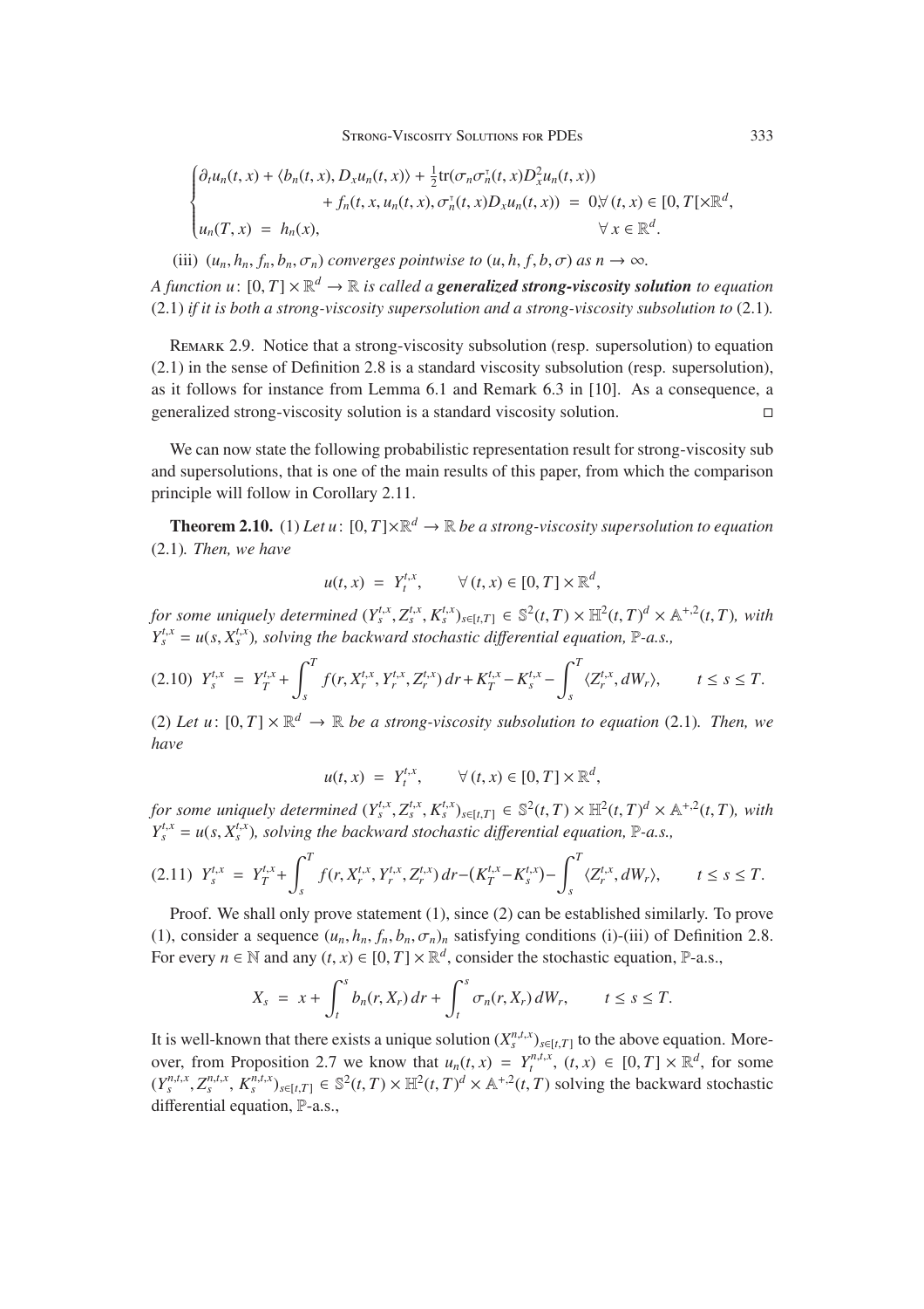$$
\begin{cases}
\partial_t u_n(t,x) + \langle b_n(t,x), D_x u_n(t,x)\rangle + \frac{1}{2}\mathrm{tr}(\sigma_n\sigma_n^{\intercal}(t,x)D_x^2 u_n(t,x)) \\
\qquad\qquad + f_n(t,x,u_n(t,x),\sigma_n^{\intercal}(t,x)D_x u_n(t,x)) \;=\; 0 \forall\,(t,x) \in [0,T[\times\mathbb{R}^d, \\
u_n(T,x) \;=\; h_n(x), \qquad\qquad\qquad\qquad\qquad\qquad \forall\, x \in \mathbb{R}^d.
\end{cases}
$$

(iii) *$(u_n, h_n, f_n, b_n, \sigma_n)$ converges pointwise to $(u, h, f, b, \sigma)$ as $n \to \infty$.*

*A function $u\colon [0,T]\times\mathbb{R}^d \to \mathbb{R}$ is called a **generalized strong-viscosity solution** to equation* (2.1) *if it is both a strong-viscosity supersolution and a strong-viscosity subsolution to* (2.1)*.*

Remark 2.9. Notice that a strong-viscosity subsolution (resp. supersolution) to equation (2.1) in the sense of Definition 2.8 is a standard viscosity subsolution (resp. supersolution), as it follows for instance from Lemma 6.1 and Remark 6.3 in [10]. As a consequence, a generalized strong-viscosity solution is a standard viscosity solution. □

We can now state the following probabilistic representation result for strong-viscosity sub and supersolutions, that is one of the main results of this paper, from which the comparison principle will follow in Corollary 2.11.

**Theorem 2.10.** (1) *Let $u\colon [0,T]\times\mathbb{R}^d \to \mathbb{R}$ be a strong-viscosity supersolution to equation* (2.1)*. Then, we have*

$$
u(t,x) \;=\; Y_t^{t,x}, \qquad \forall\,(t,x) \in [0,T]\times\mathbb{R}^d,
$$

*for some uniquely determined $(Y_s^{t,x}, Z_s^{t,x}, K_s^{t,x})_{s\in[t,T]} \in \mathbb{S}^2(t,T)\times\mathbb{H}^2(t,T)^d\times\mathbb{A}^{+,2}(t,T)$, with $Y_s^{t,x} = u(s, X_s^{t,x})$, solving the backward stochastic differential equation, $\mathbb{P}$-a.s.,*

$$
(2.10)\quad Y_s^{t,x} \;=\; Y_T^{t,x} + \int_s^T f(r, X_r^{t,x}, Y_r^{t,x}, Z_r^{t,x})\,dr + K_T^{t,x} - K_s^{t,x} - \int_s^T \langle Z_r^{t,x}, dW_r\rangle, \qquad t \le s \le T.
$$

(2) *Let $u\colon [0,T]\times\mathbb{R}^d \to \mathbb{R}$ be a strong-viscosity subsolution to equation* (2.1)*. Then, we have*

$$
u(t,x) \;=\; Y_t^{t,x}, \qquad \forall\,(t,x) \in [0,T]\times\mathbb{R}^d,
$$

*for some uniquely determined $(Y_s^{t,x}, Z_s^{t,x}, K_s^{t,x})_{s\in[t,T]} \in \mathbb{S}^2(t,T)\times\mathbb{H}^2(t,T)^d\times\mathbb{A}^{+,2}(t,T)$, with $Y_s^{t,x} = u(s, X_s^{t,x})$, solving the backward stochastic differential equation, $\mathbb{P}$-a.s.,*

$$
(2.11)\quad Y_s^{t,x} \;=\; Y_T^{t,x} + \int_s^T f(r, X_r^{t,x}, Y_r^{t,x}, Z_r^{t,x})\,dr - (K_T^{t,x} - K_s^{t,x}) - \int_s^T \langle Z_r^{t,x}, dW_r\rangle, \qquad t \le s \le T.
$$

Proof. We shall only prove statement (1), since (2) can be established similarly. To prove (1), consider a sequence $(u_n, h_n, f_n, b_n, \sigma_n)_n$ satisfying conditions (i)-(iii) of Definition 2.8. For every $n \in \mathbb{N}$ and any $(t,x) \in [0,T]\times\mathbb{R}^d$, consider the stochastic equation, $\mathbb{P}$-a.s.,

$$
X_s \;=\; x + \int_t^s b_n(r, X_r)\,dr + \int_t^s \sigma_n(r, X_r)\,dW_r, \qquad t \le s \le T.
$$

It is well-known that there exists a unique solution $(X_s^{n,t,x})_{s\in[t,T]}$ to the above equation. Moreover, from Proposition 2.7 we know that $u_n(t,x) = Y_t^{n,t,x}$, $(t,x) \in [0,T]\times\mathbb{R}^d$, for some $(Y_s^{n,t,x}, Z_s^{n,t,x}, K_s^{n,t,x})_{s\in[t,T]} \in \mathbb{S}^2(t,T)\times\mathbb{H}^2(t,T)^d\times\mathbb{A}^{+,2}(t,T)$ solving the backward stochastic differential equation, $\mathbb{P}$-a.s.,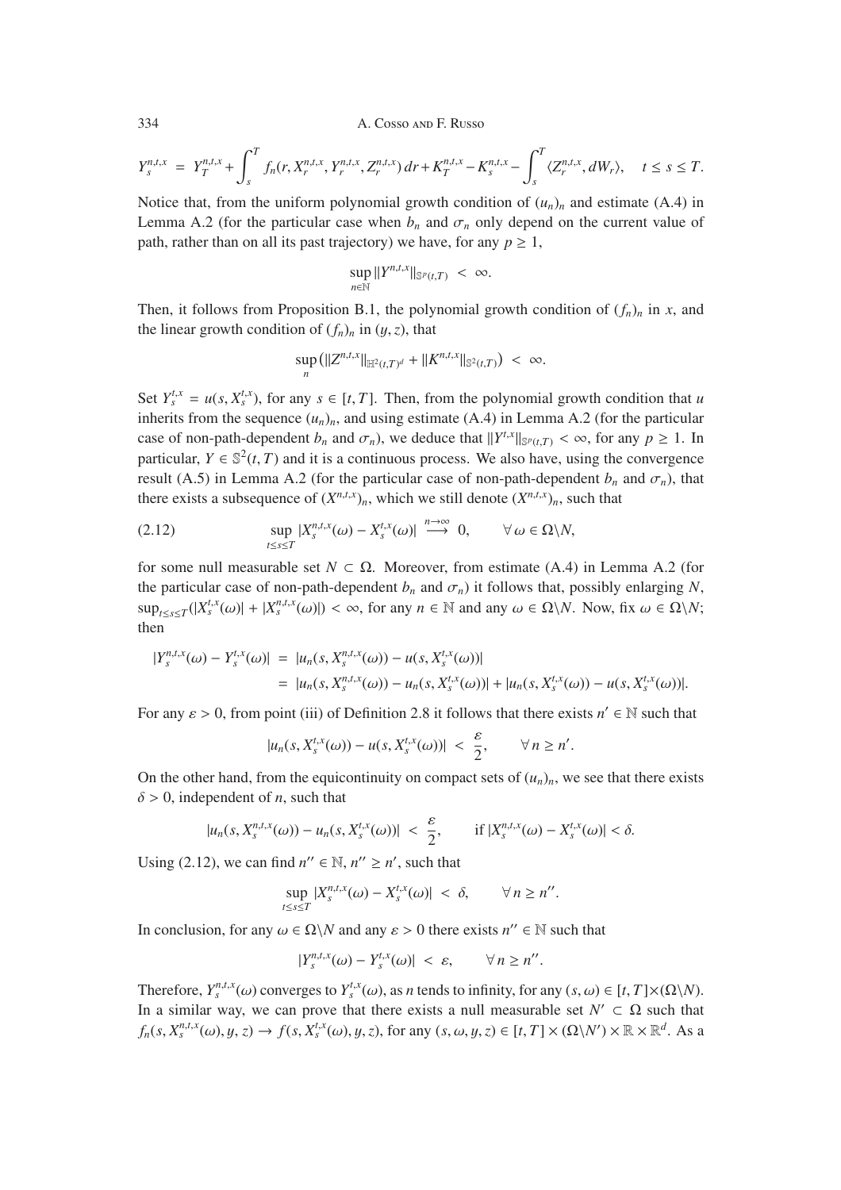$$Y_s^{n,t,x} = Y_T^{n,t,x} + \int_s^T f_n(r, X_r^{n,t,x}, Y_r^{n,t,x}, Z_r^{n,t,x})\, dr + K_T^{n,t,x} - K_s^{n,t,x} - \int_s^T \langle Z_r^{n,t,x}, dW_r \rangle, \quad t \leq s \leq T.$$

Notice that, from the uniform polynomial growth condition of $(u_n)_n$ and estimate (A.4) in Lemma A.2 (for the particular case when $b_n$ and $\sigma_n$ only depend on the current value of path, rather than on all its past trajectory) we have, for any $p \geq 1$,

$$\sup_{n \in \mathbb{N}} \|Y^{n,t,x}\|_{\mathbb{S}^p(t,T)} < \infty.$$

Then, it follows from Proposition B.1, the polynomial growth condition of $(f_n)_n$ in $x$, and the linear growth condition of $(f_n)_n$ in $(y, z)$, that

$$\sup_n \big( \|Z^{n,t,x}\|_{\mathbb{H}^2(t,T)^d} + \|K^{n,t,x}\|_{\mathbb{S}^2(t,T)} \big) < \infty.$$

Set $Y_s^{t,x} = u(s, X_s^{t,x})$, for any $s \in [t, T]$. Then, from the polynomial growth condition that $u$ inherits from the sequence $(u_n)_n$, and using estimate (A.4) in Lemma A.2 (for the particular case of non-path-dependent $b_n$ and $\sigma_n$), we deduce that $\|Y^{t,x}\|_{\mathbb{S}^p(t,T)} < \infty$, for any $p \geq 1$. In particular, $Y \in \mathbb{S}^2(t, T)$ and it is a continuous process. We also have, using the convergence result (A.5) in Lemma A.2 (for the particular case of non-path-dependent $b_n$ and $\sigma_n$), that there exists a subsequence of $(X^{n,t,x})_n$, which we still denote $(X^{n,t,x})_n$, such that

$$\sup_{t \leq s \leq T} |X_s^{n,t,x}(\omega) - X_s^{t,x}(\omega)| \overset{n \to \infty}{\longrightarrow} 0, \qquad \forall\, \omega \in \Omega \backslash N, \tag{2.12}$$

for some null measurable set $N \subset \Omega$. Moreover, from estimate (A.4) in Lemma A.2 (for the particular case of non-path-dependent $b_n$ and $\sigma_n$) it follows that, possibly enlarging $N$, $\sup_{t \leq s \leq T} (|X_s^{t,x}(\omega)| + |X_s^{n,t,x}(\omega)|) < \infty$, for any $n \in \mathbb{N}$ and any $\omega \in \Omega \backslash N$. Now, fix $\omega \in \Omega \backslash N$; then

$$\begin{aligned}
|Y_s^{n,t,x}(\omega) - Y_s^{t,x}(\omega)| &= |u_n(s, X_s^{n,t,x}(\omega)) - u(s, X_s^{t,x}(\omega))| \\
&= |u_n(s, X_s^{n,t,x}(\omega)) - u_n(s, X_s^{t,x}(\omega))| + |u_n(s, X_s^{t,x}(\omega)) - u(s, X_s^{t,x}(\omega))|.
\end{aligned}$$

For any $\varepsilon > 0$, from point (iii) of Definition 2.8 it follows that there exists $n' \in \mathbb{N}$ such that

$$|u_n(s, X_s^{t,x}(\omega)) - u(s, X_s^{t,x}(\omega))| < \frac{\varepsilon}{2}, \qquad \forall\, n \geq n'.$$

On the other hand, from the equicontinuity on compact sets of $(u_n)_n$, we see that there exists $\delta > 0$, independent of $n$, such that

$$|u_n(s, X_s^{n,t,x}(\omega)) - u_n(s, X_s^{t,x}(\omega))| < \frac{\varepsilon}{2}, \qquad \text{if } |X_s^{n,t,x}(\omega) - X_s^{t,x}(\omega)| < \delta.$$

Using (2.12), we can find $n'' \in \mathbb{N}$, $n'' \geq n'$, such that

$$\sup_{t \leq s \leq T} |X_s^{n,t,x}(\omega) - X_s^{t,x}(\omega)| < \delta, \qquad \forall\, n \geq n''.$$

In conclusion, for any $\omega \in \Omega \backslash N$ and any $\varepsilon > 0$ there exists $n'' \in \mathbb{N}$ such that

$$|Y_s^{n,t,x}(\omega) - Y_s^{t,x}(\omega)| < \varepsilon, \qquad \forall\, n \geq n''.$$

Therefore, $Y_s^{n,t,x}(\omega)$ converges to $Y_s^{t,x}(\omega)$, as $n$ tends to infinity, for any $(s, \omega) \in [t, T] \times (\Omega \backslash N)$. In a similar way, we can prove that there exists a null measurable set $N' \subset \Omega$ such that $f_n(s, X_s^{n,t,x}(\omega), y, z) \to f(s, X_s^{t,x}(\omega), y, z)$, for any $(s, \omega, y, z) \in [t, T] \times (\Omega \backslash N') \times \mathbb{R} \times \mathbb{R}^d$. As a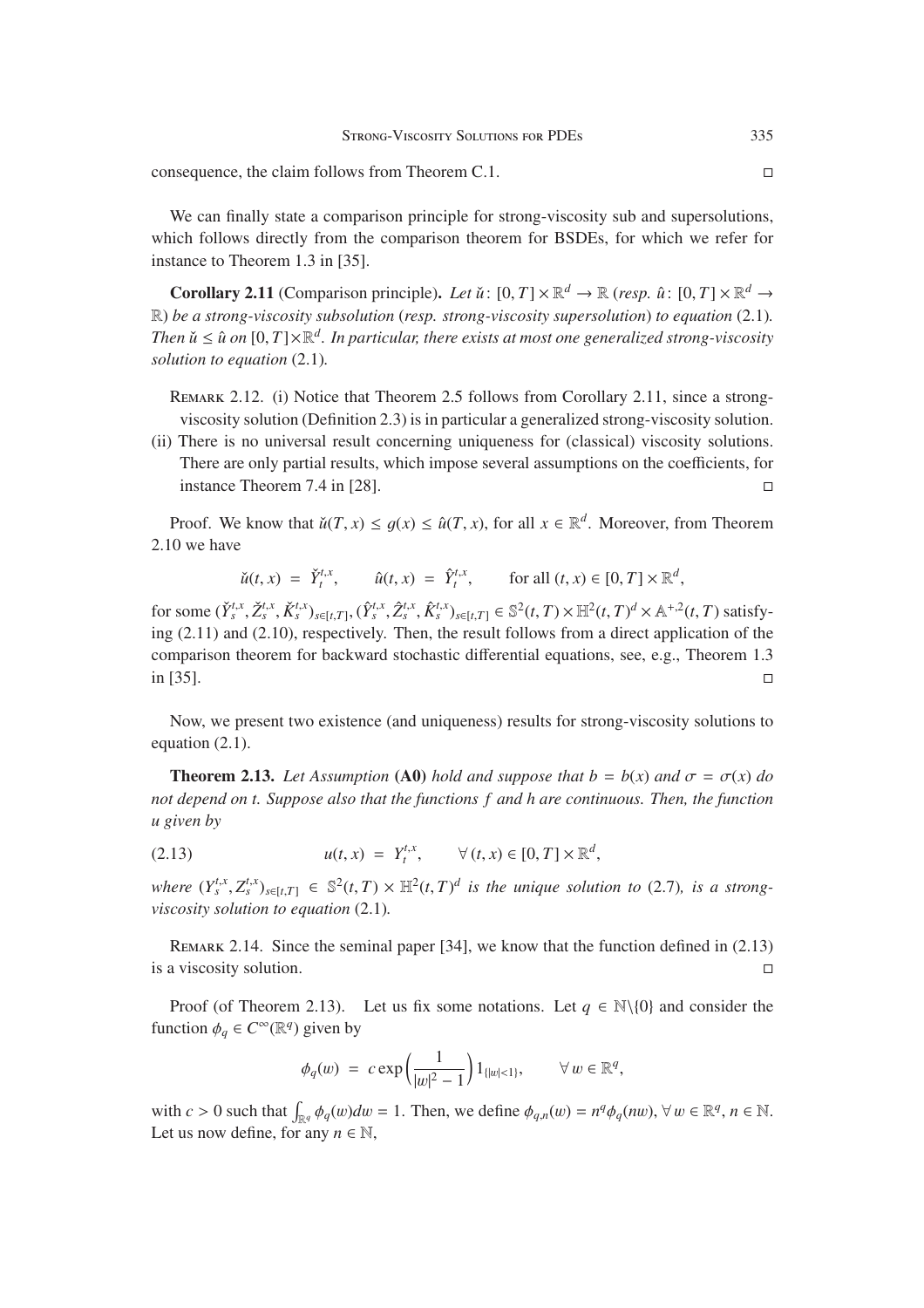consequence, the claim follows from Theorem C.1. □

We can finally state a comparison principle for strong-viscosity sub and supersolutions, which follows directly from the comparison theorem for BSDEs, for which we refer for instance to Theorem 1.3 in [35].

**Corollary 2.11** (Comparison principle)**.** *Let $\check u\colon [0,T]\times\mathbb{R}^d \to \mathbb{R}$* (*resp. $\hat u\colon [0,T]\times\mathbb{R}^d \to \mathbb{R}$*) *be a strong-viscosity subsolution* (*resp. strong-viscosity supersolution*) *to equation* (2.1)*. Then $\check u \le \hat u$ on $[0,T]\times\mathbb{R}^d$. In particular, there exists at most one generalized strong-viscosity solution to equation* (2.1)*.*

Remark 2.12. (i) Notice that Theorem 2.5 follows from Corollary 2.11, since a strong-viscosity solution (Definition 2.3) is in particular a generalized strong-viscosity solution.
(ii) There is no universal result concerning uniqueness for (classical) viscosity solutions. There are only partial results, which impose several assumptions on the coefficients, for instance Theorem 7.4 in [28]. □

Proof. We know that $\check u(T,x) \le g(x) \le \hat u(T,x)$, for all $x \in \mathbb{R}^d$. Moreover, from Theorem 2.10 we have

$$\check u(t,x) \;=\; \check Y_t^{t,x}, \qquad \hat u(t,x) \;=\; \hat Y_t^{t,x}, \qquad \text{for all } (t,x)\in[0,T]\times\mathbb{R}^d,$$

for some $(\check Y_s^{t,x},\check Z_s^{t,x},\check K_s^{t,x})_{s\in[t,T]}, (\hat Y_s^{t,x},\hat Z_s^{t,x},\hat K_s^{t,x})_{s\in[t,T]} \in \mathbb{S}^2(t,T)\times\mathbb{H}^2(t,T)^d\times\mathbb{A}^{+,2}(t,T)$ satisfying (2.11) and (2.10), respectively. Then, the result follows from a direct application of the comparison theorem for backward stochastic differential equations, see, e.g., Theorem 1.3 in [35]. □

Now, we present two existence (and uniqueness) results for strong-viscosity solutions to equation (2.1).

**Theorem 2.13.** *Let Assumption* **(A0)** *hold and suppose that $b = b(x)$ and $\sigma = \sigma(x)$ do not depend on $t$. Suppose also that the functions $f$ and $h$ are continuous. Then, the function $u$ given by*

$$u(t,x) \;=\; Y_t^{t,x}, \qquad \forall\,(t,x)\in[0,T]\times\mathbb{R}^d, \tag{2.13}$$

*where $(Y_s^{t,x},Z_s^{t,x})_{s\in[t,T]} \in \mathbb{S}^2(t,T)\times\mathbb{H}^2(t,T)^d$ is the unique solution to* (2.7)*, is a strong-viscosity solution to equation* (2.1)*.*

Remark 2.14. Since the seminal paper [34], we know that the function defined in (2.13) is a viscosity solution. □

Proof (of Theorem 2.13). Let us fix some notations. Let $q \in \mathbb{N}\backslash\{0\}$ and consider the function $\phi_q \in C^\infty(\mathbb{R}^q)$ given by

$$\phi_q(w) \;=\; c\exp\Big(\frac{1}{|w|^2-1}\Big)1_{\{|w|<1\}}, \qquad \forall\, w\in\mathbb{R}^q,$$

with $c>0$ such that $\int_{\mathbb{R}^q}\phi_q(w)dw = 1$. Then, we define $\phi_{q,n}(w) = n^q\phi_q(nw)$, $\forall\, w\in\mathbb{R}^q$, $n\in\mathbb{N}$. Let us now define, for any $n\in\mathbb{N}$,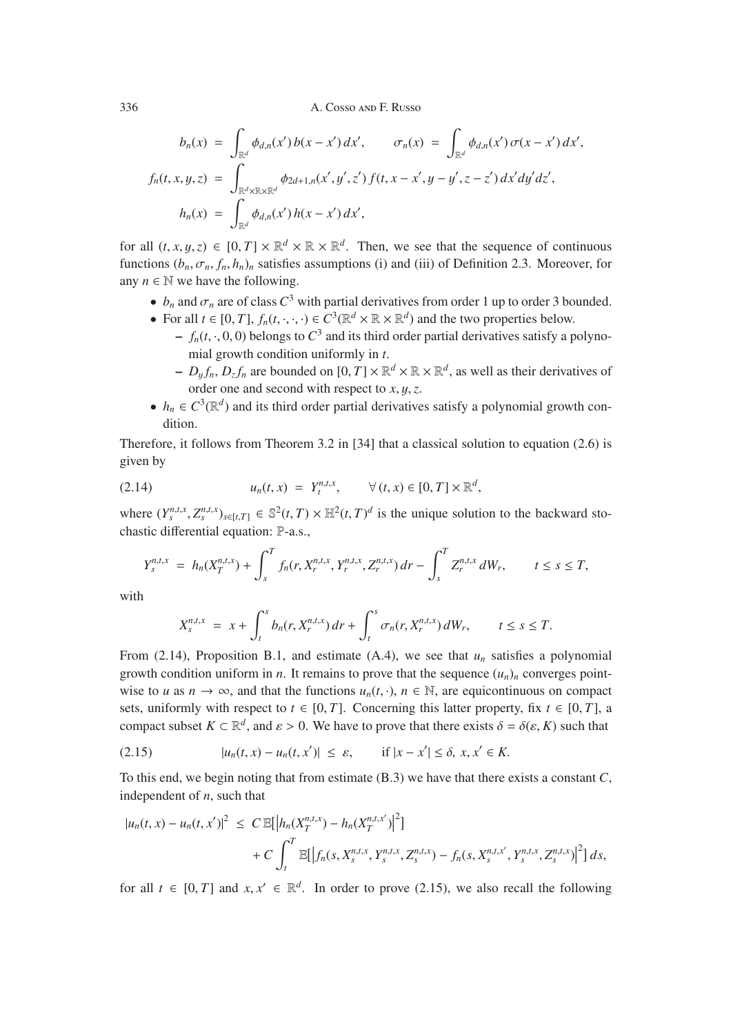$$
\begin{aligned}
b_n(x) &= \int_{\mathbb{R}^d} \phi_{d,n}(x')\, b(x-x')\, dx', \qquad \sigma_n(x) \;=\; \int_{\mathbb{R}^d} \phi_{d,n}(x')\, \sigma(x-x')\, dx', \\
f_n(t,x,y,z) &= \int_{\mathbb{R}^d\times\mathbb{R}\times\mathbb{R}^d} \phi_{2d+1,n}(x',y',z')\, f(t,x-x',y-y',z-z')\, dx'dy'dz', \\
h_n(x) &= \int_{\mathbb{R}^d} \phi_{d,n}(x')\, h(x-x')\, dx',
\end{aligned}
$$

for all $(t,x,y,z) \in [0,T]\times\mathbb{R}^d\times\mathbb{R}\times\mathbb{R}^d$. Then, we see that the sequence of continuous functions $(b_n,\sigma_n,f_n,h_n)_n$ satisfies assumptions (i) and (iii) of Definition 2.3. Moreover, for any $n \in \mathbb{N}$ we have the following.

- $b_n$ and $\sigma_n$ are of class $C^3$ with partial derivatives from order 1 up to order 3 bounded.
- For all $t \in [0,T]$, $f_n(t,\cdot,\cdot,\cdot) \in C^3(\mathbb{R}^d\times\mathbb{R}\times\mathbb{R}^d)$ and the two properties below.
  - $f_n(t,\cdot,0,0)$ belongs to $C^3$ and its third order partial derivatives satisfy a polynomial growth condition uniformly in $t$.
  - $D_y f_n$, $D_z f_n$ are bounded on $[0,T]\times\mathbb{R}^d\times\mathbb{R}\times\mathbb{R}^d$, as well as their derivatives of order one and second with respect to $x,y,z$.
- $h_n \in C^3(\mathbb{R}^d)$ and its third order partial derivatives satisfy a polynomial growth condition.

Therefore, it follows from Theorem 3.2 in [34] that a classical solution to equation (2.6) is given by

$$
u_n(t,x) \;=\; Y_t^{n,t,x}, \qquad \forall\,(t,x)\in[0,T]\times\mathbb{R}^d, \tag{2.14}
$$

where $(Y_s^{n,t,x},Z_s^{n,t,x})_{s\in[t,T]} \in \mathbb{S}^2(t,T)\times\mathbb{H}^2(t,T)^d$ is the unique solution to the backward stochastic differential equation: $\mathbb{P}$-a.s.,

$$
Y_s^{n,t,x} \;=\; h_n(X_T^{n,t,x}) + \int_s^T f_n(r,X_r^{n,t,x},Y_r^{n,t,x},Z_r^{n,t,x})\,dr - \int_s^T Z_r^{n,t,x}\,dW_r, \qquad t\le s\le T,
$$

with

$$
X_s^{n,t,x} \;=\; x + \int_t^s b_n(r,X_r^{n,t,x})\,dr + \int_t^s \sigma_n(r,X_r^{n,t,x})\,dW_r, \qquad t\le s\le T.
$$

From (2.14), Proposition B.1, and estimate (A.4), we see that $u_n$ satisfies a polynomial growth condition uniform in $n$. It remains to prove that the sequence $(u_n)_n$ converges pointwise to $u$ as $n\to\infty$, and that the functions $u_n(t,\cdot)$, $n\in\mathbb{N}$, are equicontinuous on compact sets, uniformly with respect to $t\in[0,T]$. Concerning this latter property, fix $t\in[0,T]$, a compact subset $K\subset\mathbb{R}^d$, and $\varepsilon>0$. We have to prove that there exists $\delta=\delta(\varepsilon,K)$ such that

$$
|u_n(t,x)-u_n(t,x')| \;\le\; \varepsilon, \qquad \text{if } |x-x'|\le\delta,\; x,x'\in K. \tag{2.15}
$$

To this end, we begin noting that from estimate (B.3) we have that there exists a constant $C$, independent of $n$, such that

$$
\begin{aligned}
|u_n(t,x)-u_n(t,x')|^2 \;\le\; & C\,\mathbb{E}\big[\big|h_n(X_T^{n,t,x})-h_n(X_T^{n,t,x'})\big|^2\big] \\
&+ C\int_t^T \mathbb{E}\big[\big|f_n(s,X_s^{n,t,x},Y_s^{n,t,x},Z_s^{n,t,x})-f_n(s,X_s^{n,t,x'},Y_s^{n,t,x},Z_s^{n,t,x})\big|^2\big]\,ds,
\end{aligned}
$$

for all $t\in[0,T]$ and $x,x'\in\mathbb{R}^d$. In order to prove (2.15), we also recall the following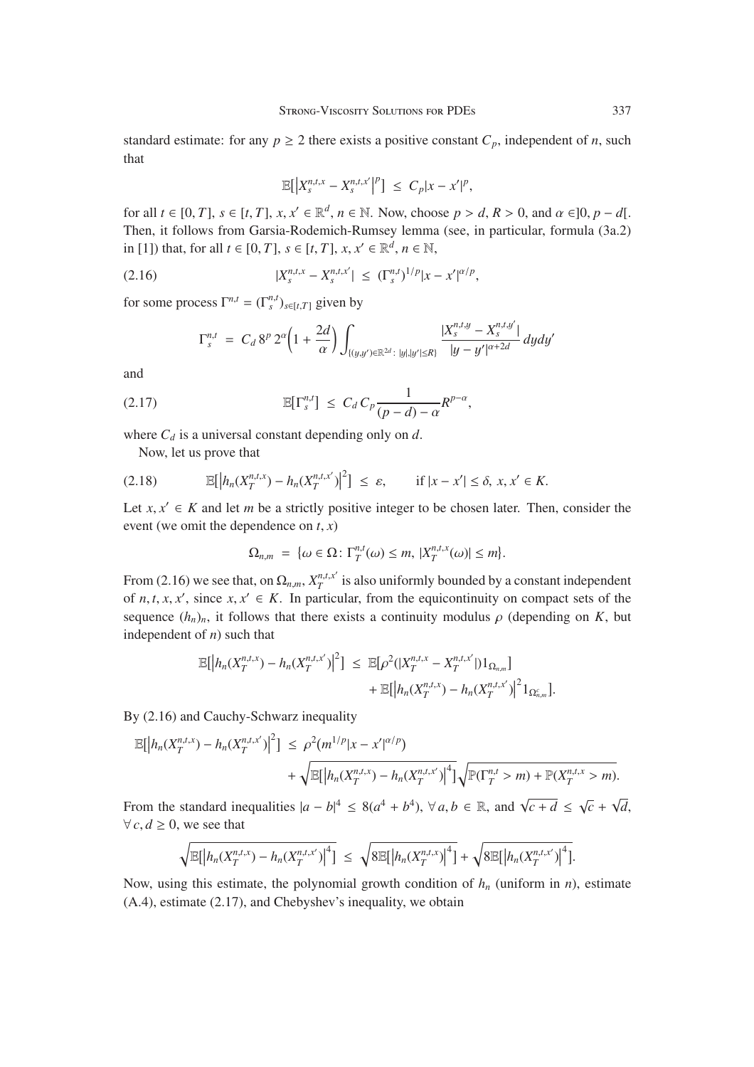standard estimate: for any $p \geq 2$ there exists a positive constant $C_p$, independent of $n$, such that

$$\mathbb{E}\big[\big|X_s^{n,t,x} - X_s^{n,t,x'}\big|^p\big] \;\leq\; C_p|x - x'|^p,$$

for all $t \in [0,T]$, $s \in [t,T]$, $x, x' \in \mathbb{R}^d$, $n \in \mathbb{N}$. Now, choose $p > d$, $R > 0$, and $\alpha \in ]0, p-d[$. Then, it follows from Garsia-Rodemich-Rumsey lemma (see, in particular, formula (3a.2) in [1]) that, for all $t \in [0,T]$, $s \in [t,T]$, $x, x' \in \mathbb{R}^d$, $n \in \mathbb{N}$,

$$|X_s^{n,t,x} - X_s^{n,t,x'}| \;\leq\; (\Gamma_s^{n,t})^{1/p}|x - x'|^{\alpha/p}, \tag{2.16}$$

for some process $\Gamma^{n,t} = (\Gamma_s^{n,t})_{s\in[t,T]}$ given by

$$\Gamma_s^{n,t} \;=\; C_d\, 8^p\, 2^\alpha\Big(1 + \frac{2d}{\alpha}\Big)\int_{\{(y,y')\in\mathbb{R}^{2d}\colon\, |y|,|y'|\leq R\}} \frac{|X_s^{n,t,y} - X_s^{n,t,y'}|}{|y - y'|^{\alpha+2d}}\,dydy'$$

and

$$\mathbb{E}[\Gamma_s^{n,t}] \;\leq\; C_d\, C_p \frac{1}{(p-d)-\alpha}R^{p-\alpha}, \tag{2.17}$$

where $C_d$ is a universal constant depending only on $d$.

Now, let us prove that

$$\mathbb{E}\big[\big|h_n(X_T^{n,t,x}) - h_n(X_T^{n,t,x'})\big|^2\big] \;\leq\; \varepsilon, \qquad \text{if } |x - x'| \leq \delta,\ x, x' \in K. \tag{2.18}$$

Let $x, x' \in K$ and let $m$ be a strictly positive integer to be chosen later. Then, consider the event (we omit the dependence on $t, x$)

$$\Omega_{n,m} \;=\; \{\omega \in \Omega\colon \Gamma_T^{n,t}(\omega) \leq m,\ |X_T^{n,t,x}(\omega)| \leq m\}.$$

From (2.16) we see that, on $\Omega_{n,m}$, $X_T^{n,t,x'}$ is also uniformly bounded by a constant independent of $n, t, x, x'$, since $x, x' \in K$. In particular, from the equicontinuity on compact sets of the sequence $(h_n)_n$, it follows that there exists a continuity modulus $\rho$ (depending on $K$, but independent of $n$) such that

$$\begin{aligned}\mathbb{E}\big[\big|h_n(X_T^{n,t,x}) - h_n(X_T^{n,t,x'})\big|^2\big] \;&\leq\; \mathbb{E}[\rho^2(|X_T^{n,t,x} - X_T^{n,t,x'}|)1_{\Omega_{n,m}}] \\ &\quad + \mathbb{E}\big[\big|h_n(X_T^{n,t,x}) - h_n(X_T^{n,t,x'})\big|^2 1_{\Omega_{n,m}^c}\big].\end{aligned}$$

By (2.16) and Cauchy-Schwarz inequality

$$\begin{aligned}\mathbb{E}\big[\big|h_n(X_T^{n,t,x}) - h_n(X_T^{n,t,x'})\big|^2\big] \;&\leq\; \rho^2(m^{1/p}|x - x'|^{\alpha/p}) \\ &\quad + \sqrt{\mathbb{E}\big[\big|h_n(X_T^{n,t,x}) - h_n(X_T^{n,t,x'})\big|^4\big]}\sqrt{\mathbb{P}(\Gamma_T^{n,t} > m) + \mathbb{P}(X_T^{n,t,x} > m)}.\end{aligned}$$

From the standard inequalities $|a - b|^4 \leq 8(a^4 + b^4)$, $\forall\, a, b \in \mathbb{R}$, and $\sqrt{c + d} \leq \sqrt{c} + \sqrt{d}$, $\forall\, c, d \geq 0$, we see that

$$\sqrt{\mathbb{E}\big[\big|h_n(X_T^{n,t,x}) - h_n(X_T^{n,t,x'})\big|^4\big]} \;\leq\; \sqrt{8\mathbb{E}\big[\big|h_n(X_T^{n,t,x})\big|^4\big]} + \sqrt{8\mathbb{E}\big[\big|h_n(X_T^{n,t,x'})\big|^4\big]}.$$

Now, using this estimate, the polynomial growth condition of $h_n$ (uniform in $n$), estimate (A.4), estimate (2.17), and Chebyshev's inequality, we obtain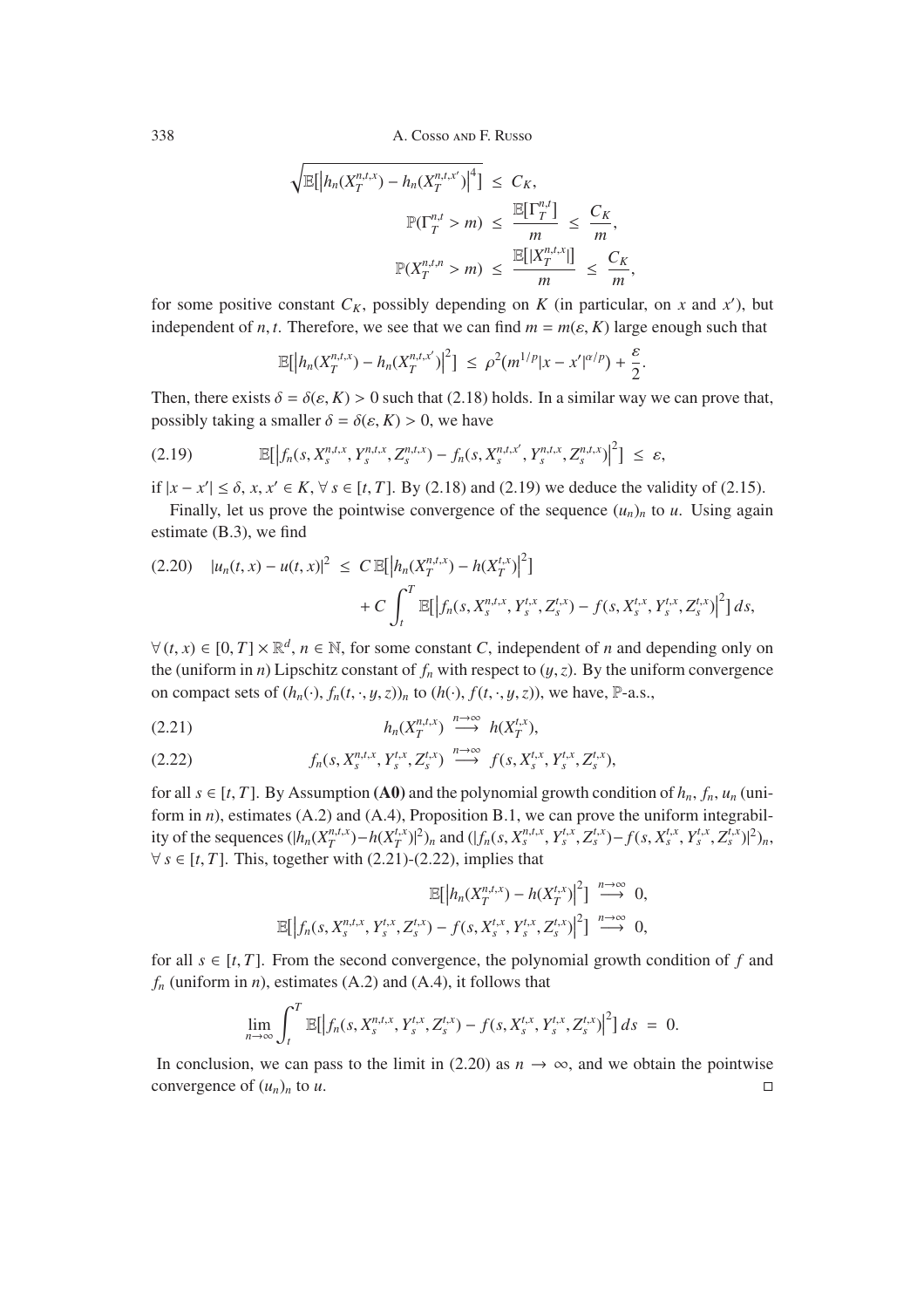$$
\sqrt{\mathbb{E}\big[\big|h_n(X_T^{n,t,x}) - h_n(X_T^{n,t,x'})\big|^4\big]} \;\le\; C_K,
$$

$$
\mathbb{P}(\Gamma_T^{n,t} > m) \;\le\; \frac{\mathbb{E}[\Gamma_T^{n,t}]}{m} \;\le\; \frac{C_K}{m},
$$

$$
\mathbb{P}(X_T^{n,t,n} > m) \;\le\; \frac{\mathbb{E}[|X_T^{n,t,x}|]}{m} \;\le\; \frac{C_K}{m},
$$

for some positive constant $C_K$, possibly depending on $K$ (in particular, on $x$ and $x'$), but independent of $n, t$. Therefore, we see that we can find $m = m(\varepsilon, K)$ large enough such that

$$
\mathbb{E}\big[\big|h_n(X_T^{n,t,x}) - h_n(X_T^{n,t,x'})\big|^2\big] \;\le\; \rho^2\big(m^{1/p}|x - x'|^{\alpha/p}\big) + \frac{\varepsilon}{2}.
$$

Then, there exists $\delta = \delta(\varepsilon, K) > 0$ such that (2.18) holds. In a similar way we can prove that, possibly taking a smaller $\delta = \delta(\varepsilon, K) > 0$, we have

$$
\mathbb{E}\big[\big|f_n(s, X_s^{n,t,x}, Y_s^{n,t,x}, Z_s^{n,t,x}) - f_n(s, X_s^{n,t,x'}, Y_s^{n,t,x}, Z_s^{n,t,x})\big|^2\big] \;\le\; \varepsilon, \tag{2.19}
$$

if $|x - x'| \le \delta$, $x, x' \in K$, $\forall\, s \in [t, T]$. By (2.18) and (2.19) we deduce the validity of (2.15).

Finally, let us prove the pointwise convergence of the sequence $(u_n)_n$ to $u$. Using again estimate (B.3), we find

$$
\begin{aligned}
|u_n(t,x) - u(t,x)|^2 \;\le\;& C\,\mathbb{E}\big[\big|h_n(X_T^{n,t,x}) - h(X_T^{t,x})\big|^2\big] \\
&+ C\int_t^T \mathbb{E}\big[\big|f_n(s, X_s^{n,t,x}, Y_s^{t,x}, Z_s^{t,x}) - f(s, X_s^{t,x}, Y_s^{t,x}, Z_s^{t,x})\big|^2\big]\,ds,
\end{aligned} \tag{2.20}
$$

$\forall\,(t,x) \in [0,T] \times \mathbb{R}^d$, $n \in \mathbb{N}$, for some constant $C$, independent of $n$ and depending only on the (uniform in $n$) Lipschitz constant of $f_n$ with respect to $(y,z)$. By the uniform convergence on compact sets of $(h_n(\cdot), f_n(t,\cdot,y,z))_n$ to $(h(\cdot), f(t,\cdot,y,z))$, we have, $\mathbb{P}$-a.s.,

$$
h_n(X_T^{n,t,x}) \;\overset{n\to\infty}{\longrightarrow}\; h(X_T^{t,x}), \tag{2.21}
$$

$$
f_n(s, X_s^{n,t,x}, Y_s^{t,x}, Z_s^{t,x}) \;\overset{n\to\infty}{\longrightarrow}\; f(s, X_s^{t,x}, Y_s^{t,x}, Z_s^{t,x}), \tag{2.22}
$$

for all $s \in [t,T]$. By Assumption **(A0)** and the polynomial growth condition of $h_n$, $f_n$, $u_n$ (uniform in $n$), estimates (A.2) and (A.4), Proposition B.1, we can prove the uniform integrability of the sequences $(|h_n(X_T^{n,t,x}) - h(X_T^{t,x})|^2)_n$ and $(|f_n(s, X_s^{n,t,x}, Y_s^{t,x}, Z_s^{t,x}) - f(s, X_s^{t,x}, Y_s^{t,x}, Z_s^{t,x})|^2)_n$, $\forall\, s \in [t,T]$. This, together with (2.21)-(2.22), implies that

$$
\mathbb{E}\big[\big|h_n(X_T^{n,t,x}) - h(X_T^{t,x})\big|^2\big] \;\overset{n\to\infty}{\longrightarrow}\; 0,
$$

$$
\mathbb{E}\big[\big|f_n(s, X_s^{n,t,x}, Y_s^{t,x}, Z_s^{t,x}) - f(s, X_s^{t,x}, Y_s^{t,x}, Z_s^{t,x})\big|^2\big] \;\overset{n\to\infty}{\longrightarrow}\; 0,
$$

for all $s \in [t,T]$. From the second convergence, the polynomial growth condition of $f$ and $f_n$ (uniform in $n$), estimates (A.2) and (A.4), it follows that

$$
\lim_{n\to\infty} \int_t^T \mathbb{E}\big[\big|f_n(s, X_s^{n,t,x}, Y_s^{t,x}, Z_s^{t,x}) - f(s, X_s^{t,x}, Y_s^{t,x}, Z_s^{t,x})\big|^2\big]\,ds \;=\; 0.
$$

In conclusion, we can pass to the limit in (2.20) as $n \to \infty$, and we obtain the pointwise convergence of $(u_n)_n$ to $u$. $\square$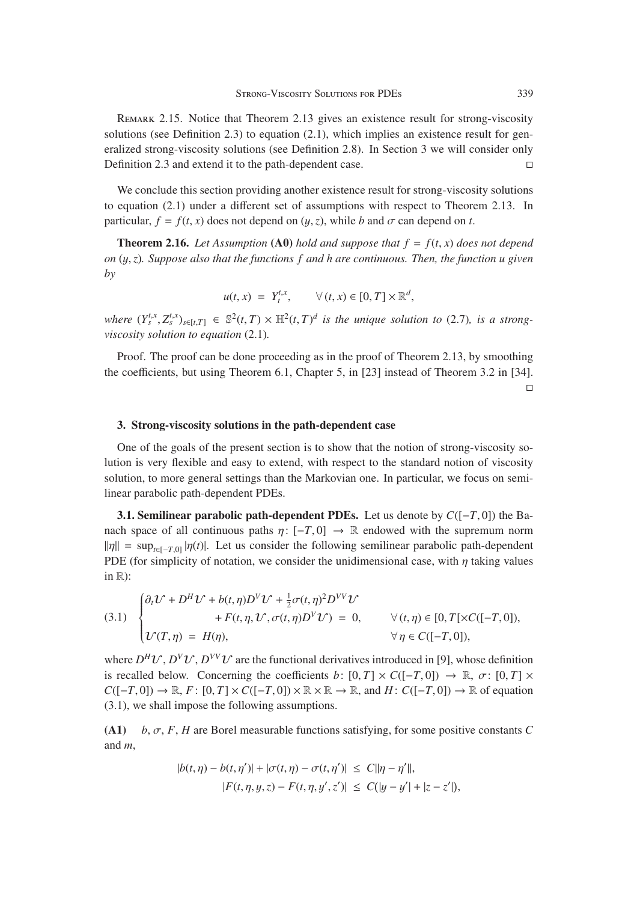Remark 2.15. Notice that Theorem 2.13 gives an existence result for strong-viscosity solutions (see Definition 2.3) to equation (2.1), which implies an existence result for generalized strong-viscosity solutions (see Definition 2.8). In Section 3 we will consider only Definition 2.3 and extend it to the path-dependent case. □

We conclude this section providing another existence result for strong-viscosity solutions to equation (2.1) under a different set of assumptions with respect to Theorem 2.13. In particular, $f = f(t,x)$ does not depend on $(y,z)$, while $b$ and $\sigma$ can depend on $t$.

**Theorem 2.16.** *Let Assumption* **(A0)** *hold and suppose that $f = f(t,x)$ does not depend on $(y,z)$. Suppose also that the functions $f$ and $h$ are continuous. Then, the function $u$ given by*

$$u(t,x) \;=\; Y_t^{t,x}, \qquad \forall\,(t,x) \in [0,T]\times\mathbb{R}^d,$$

*where $(Y_s^{t,x}, Z_s^{t,x})_{s\in[t,T]} \in \mathbb{S}^2(t,T)\times\mathbb{H}^2(t,T)^d$ is the unique solution to* (2.7)*, is a strong-viscosity solution to equation* (2.1)*.*

Proof. The proof can be done proceeding as in the proof of Theorem 2.13, by smoothing the coefficients, but using Theorem 6.1, Chapter 5, in [23] instead of Theorem 3.2 in [34]. □

## 3. Strong-viscosity solutions in the path-dependent case

One of the goals of the present section is to show that the notion of strong-viscosity solution is very flexible and easy to extend, with respect to the standard notion of viscosity solution, to more general settings than the Markovian one. In particular, we focus on semilinear parabolic path-dependent PDEs.

**3.1. Semilinear parabolic path-dependent PDEs.** Let us denote by $C([-T,0])$ the Banach space of all continuous paths $\eta\colon[-T,0]\to\mathbb{R}$ endowed with the supremum norm $\|\eta\| = \sup_{t\in[-T,0]}|\eta(t)|$. Let us consider the following semilinear parabolic path-dependent PDE (for simplicity of notation, we consider the unidimensional case, with $\eta$ taking values in $\mathbb{R}$):

$$\text{(3.1)}\qquad \begin{cases} \partial_t\mathcal{U} + D^H\mathcal{U} + b(t,\eta)D^V\mathcal{U} + \frac{1}{2}\sigma(t,\eta)^2 D^{VV}\mathcal{U} \\ \qquad\qquad + F(t,\eta,\mathcal{U},\sigma(t,\eta)D^V\mathcal{U}) \;=\; 0, & \forall\,(t,\eta)\in[0,T[\times C([-T,0]), \\ \mathcal{U}(T,\eta) \;=\; H(\eta), & \forall\,\eta\in C([-T,0]), \end{cases}$$

where $D^H\mathcal{U}$, $D^V\mathcal{U}$, $D^{VV}\mathcal{U}$ are the functional derivatives introduced in [9], whose definition is recalled below. Concerning the coefficients $b\colon[0,T]\times C([-T,0])\to\mathbb{R}$, $\sigma\colon[0,T]\times C([-T,0])\to\mathbb{R}$, $F\colon[0,T]\times C([-T,0])\times\mathbb{R}\times\mathbb{R}\to\mathbb{R}$, and $H\colon C([-T,0])\to\mathbb{R}$ of equation (3.1), we shall impose the following assumptions.

**(A1)** $b$, $\sigma$, $F$, $H$ are Borel measurable functions satisfying, for some positive constants $C$ and $m$,

$$|b(t,\eta) - b(t,\eta')| + |\sigma(t,\eta) - \sigma(t,\eta')| \;\le\; C\|\eta-\eta'\|,$$
$$|F(t,\eta,y,z) - F(t,\eta,y',z')| \;\le\; C(|y-y'| + |z-z'|),$$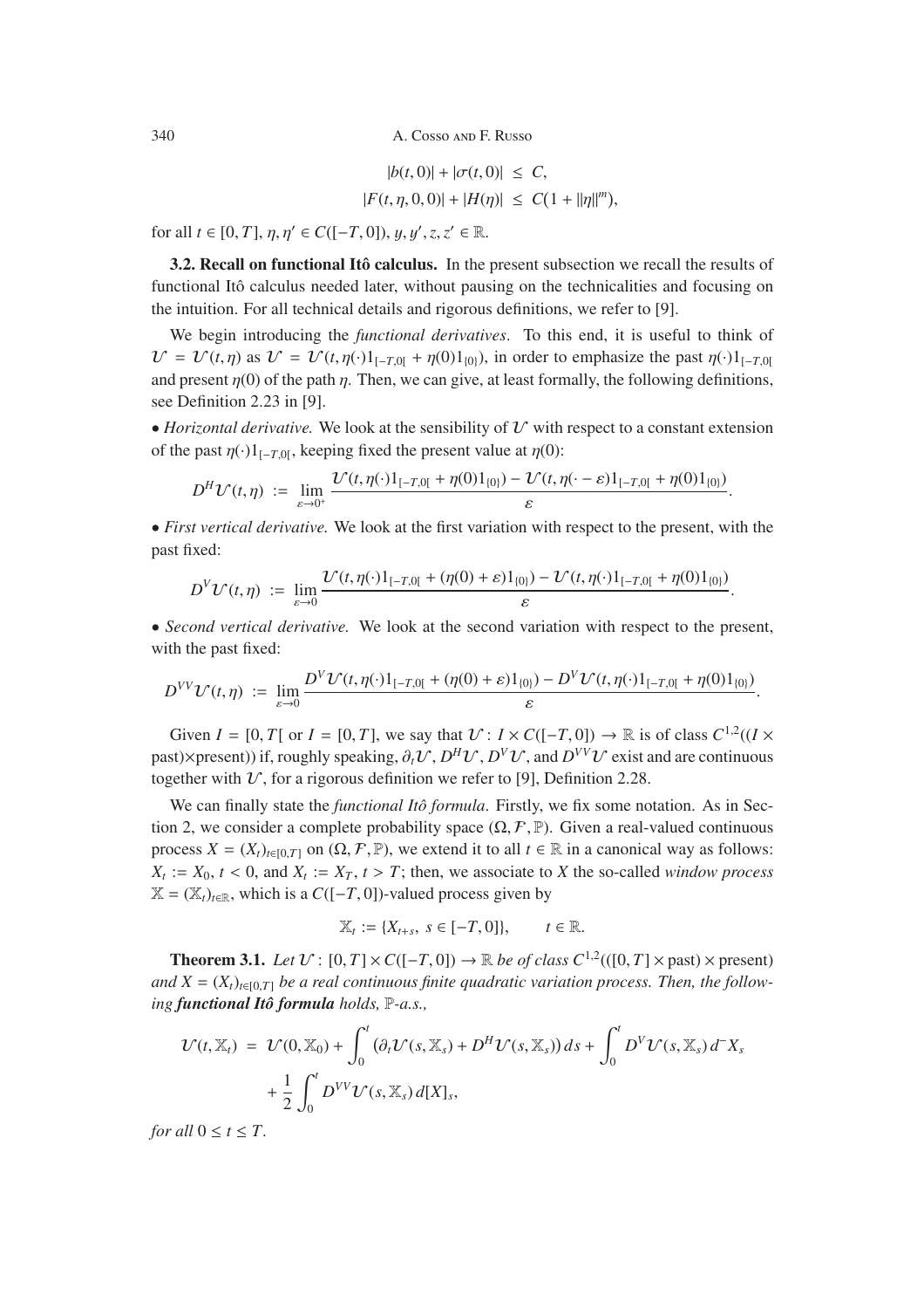$$|b(t,0)| + |\sigma(t,0)| \ \leq \ C,$$
$$|F(t,\eta,0,0)| + |H(\eta)| \ \leq \ C\big(1 + \|\eta\|^m\big),$$

for all $t \in [0,T]$, $\eta, \eta' \in C([-T,0])$, $y, y', z, z' \in \mathbb{R}$.

**3.2. Recall on functional Itô calculus.** In the present subsection we recall the results of functional Itô calculus needed later, without pausing on the technicalities and focusing on the intuition. For all technical details and rigorous definitions, we refer to [9].

We begin introducing the *functional derivatives*. To this end, it is useful to think of $\mathcal{U} = \mathcal{U}(t,\eta)$ as $\mathcal{U} = \mathcal{U}(t, \eta(\cdot)1_{[-T,0[} + \eta(0)1_{\{0\}})$, in order to emphasize the past $\eta(\cdot)1_{[-T,0[}$ and present $\eta(0)$ of the path $\eta$. Then, we can give, at least formally, the following definitions, see Definition 2.23 in [9].

• *Horizontal derivative.* We look at the sensibility of $\mathcal{U}$ with respect to a constant extension of the past $\eta(\cdot)1_{[-T,0[}$, keeping fixed the present value at $\eta(0)$:

$$D^H \mathcal{U}(t,\eta) \ := \ \lim_{\varepsilon \to 0^+} \frac{\mathcal{U}(t, \eta(\cdot)1_{[-T,0[} + \eta(0)1_{\{0\}}) - \mathcal{U}(t, \eta(\cdot - \varepsilon)1_{[-T,0[} + \eta(0)1_{\{0\}})}{\varepsilon}.$$

• *First vertical derivative.* We look at the first variation with respect to the present, with the past fixed:

$$D^V \mathcal{U}(t,\eta) \ := \ \lim_{\varepsilon \to 0} \frac{\mathcal{U}(t, \eta(\cdot)1_{[-T,0[} + (\eta(0)+\varepsilon)1_{\{0\}}) - \mathcal{U}(t, \eta(\cdot)1_{[-T,0[} + \eta(0)1_{\{0\}})}{\varepsilon}.$$

• *Second vertical derivative.* We look at the second variation with respect to the present, with the past fixed:

$$D^{VV} \mathcal{U}(t,\eta) \ := \ \lim_{\varepsilon \to 0} \frac{D^V\mathcal{U}(t, \eta(\cdot)1_{[-T,0[} + (\eta(0)+\varepsilon)1_{\{0\}}) - D^V\mathcal{U}(t, \eta(\cdot)1_{[-T,0[} + \eta(0)1_{\{0\}})}{\varepsilon}.$$

Given $I = [0,T[$ or $I = [0,T]$, we say that $\mathcal{U} \colon I \times C([-T,0]) \to \mathbb{R}$ is of class $C^{1,2}((I \times \text{past})\times\text{present}))$ if, roughly speaking, $\partial_t\mathcal{U}$, $D^H\mathcal{U}$, $D^V\mathcal{U}$, and $D^{VV}\mathcal{U}$ exist and are continuous together with $\mathcal{U}$, for a rigorous definition we refer to [9], Definition 2.28.

We can finally state the *functional Itô formula*. Firstly, we fix some notation. As in Section 2, we consider a complete probability space $(\Omega, \mathcal{F}, \mathbb{P})$. Given a real-valued continuous process $X = (X_t)_{t\in[0,T]}$ on $(\Omega,\mathcal{F},\mathbb{P})$, we extend it to all $t \in \mathbb{R}$ in a canonical way as follows: $X_t := X_0$, $t < 0$, and $X_t := X_T$, $t > T$; then, we associate to $X$ the so-called *window process* $\mathbb{X} = (\mathbb{X}_t)_{t\in\mathbb{R}}$, which is a $C([-T,0])$-valued process given by

$$\mathbb{X}_t := \{X_{t+s},\ s \in [-T,0]\}, \qquad t \in \mathbb{R}.$$

**Theorem 3.1.** *Let $\mathcal{U} \colon [0,T] \times C([-T,0]) \to \mathbb{R}$ be of class $C^{1,2}(([0,T]\times\text{past})\times\text{present})$ and $X = (X_t)_{t\in[0,T]}$ be a real continuous finite quadratic variation process. Then, the following* ***functional Itô formula*** *holds, $\mathbb{P}$-a.s.,*

$$\mathcal{U}(t,\mathbb{X}_t) \ = \ \mathcal{U}(0,\mathbb{X}_0) + \int_0^t \big(\partial_t\mathcal{U}(s,\mathbb{X}_s) + D^H\mathcal{U}(s,\mathbb{X}_s)\big)\,ds + \int_0^t D^V\mathcal{U}(s,\mathbb{X}_s)\,d^-X_s$$
$$+ \frac{1}{2}\int_0^t D^{VV}\mathcal{U}(s,\mathbb{X}_s)\,d[X]_s,$$

*for all $0 \leq t \leq T$.*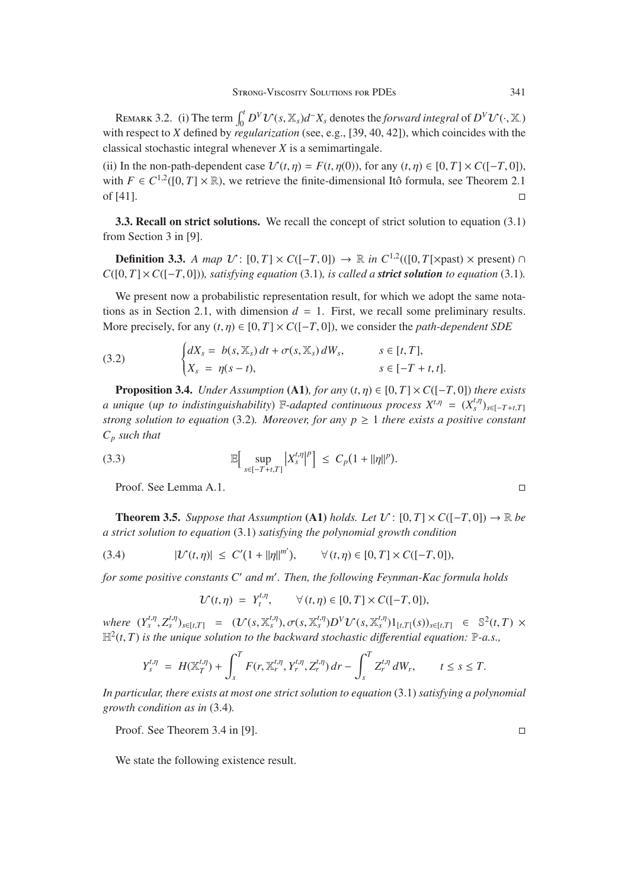REMARK 3.2. (i) The term $\int_0^t D^V \mathcal{U}(s, \mathbb{X}_s) d^- X_s$ denotes the *forward integral* of $D^V \mathcal{U}(\cdot, \mathbb{X}_\cdot)$ with respect to $X$ defined by *regularization* (see, e.g., [39, 40, 42]), which coincides with the classical stochastic integral whenever $X$ is a semimartingale.

(ii) In the non-path-dependent case $\mathcal{U}(t,\eta) = F(t,\eta(0))$, for any $(t,\eta) \in [0,T] \times C([-T,0])$, with $F \in C^{1,2}([0,T] \times \mathbb{R})$, we retrieve the finite-dimensional Itô formula, see Theorem 2.1 of [41]. □

**3.3. Recall on strict solutions.** We recall the concept of strict solution to equation (3.1) from Section 3 in [9].

**Definition 3.3.** *A map* $\mathcal{U} \colon [0,T] \times C([-T,0]) \to \mathbb{R}$ *in* $C^{1,2}(([0,T[\times\text{past}) \times \text{present}) \cap C([0,T] \times C([-T,0]))$*, satisfying equation* (3.1)*, is called a* ***strict solution*** *to equation* (3.1)*.*

We present now a probabilistic representation result, for which we adopt the same notations as in Section 2.1, with dimension $d = 1$. First, we recall some preliminary results. More precisely, for any $(t,\eta) \in [0,T] \times C([-T,0])$, we consider the *path-dependent SDE*

$$
\begin{cases} dX_s = b(s, \mathbb{X}_s)\,dt + \sigma(s, \mathbb{X}_s)\,dW_s, & s \in [t,T], \\ X_s = \eta(s-t), & s \in [-T+t, t]. \end{cases} \tag{3.2}
$$

**Proposition 3.4.** *Under Assumption* **(A1)***, for any* $(t,\eta) \in [0,T] \times C([-T,0])$ *there exists a unique* (*up to indistinguishability*) $\mathbb{F}$*-adapted continuous process* $X^{t,\eta} = (X_s^{t,\eta})_{s \in [-T+t,T]}$ *strong solution to equation* (3.2)*. Moreover, for any* $p \geq 1$ *there exists a positive constant* $C_p$ *such that*

$$
\mathbb{E}\Big[ \sup_{s \in [-T+t,T]} \big| X_s^{t,\eta} \big|^p \Big] \;\leq\; C_p \big(1 + \|\eta\|^p\big). \tag{3.3}
$$

Proof. See Lemma A.1. □

**Theorem 3.5.** *Suppose that Assumption* **(A1)** *holds. Let* $\mathcal{U} \colon [0,T] \times C([-T,0]) \to \mathbb{R}$ *be a strict solution to equation* (3.1) *satisfying the polynomial growth condition*

$$
|\mathcal{U}(t,\eta)| \;\leq\; C'\big(1 + \|\eta\|^{m'}\big), \qquad \forall\, (t,\eta) \in [0,T] \times C([-T,0]), \tag{3.4}
$$

*for some positive constants* $C'$ *and* $m'$*. Then, the following Feynman-Kac formula holds*

$$
\mathcal{U}(t,\eta) \;=\; Y_t^{t,\eta}, \qquad \forall\, (t,\eta) \in [0,T] \times C([-T,0]),
$$

*where* $(Y_s^{t,\eta}, Z_s^{t,\eta})_{s \in [t,T]} = (\mathcal{U}(s, \mathbb{X}_s^{t,\eta}), \sigma(s, \mathbb{X}_s^{t,\eta}) D^V \mathcal{U}(s, \mathbb{X}_s^{t,\eta}) 1_{[t,T[}(s))_{s \in [t,T]} \in \mathbb{S}^2(t,T) \times \mathbb{H}^2(t,T)$ *is the unique solution to the backward stochastic differential equation:* $\mathbb{P}$*-a.s.,*

$$
Y_s^{t,\eta} \;=\; H(\mathbb{X}_T^{t,\eta}) + \int_s^T F(r, \mathbb{X}_r^{t,\eta}, Y_r^{t,\eta}, Z_r^{t,\eta})\,dr - \int_s^T Z_r^{t,\eta}\,dW_r, \qquad t \leq s \leq T.
$$

*In particular, there exists at most one strict solution to equation* (3.1) *satisfying a polynomial growth condition as in* (3.4)*.*

Proof. See Theorem 3.4 in [9]. □

We state the following existence result.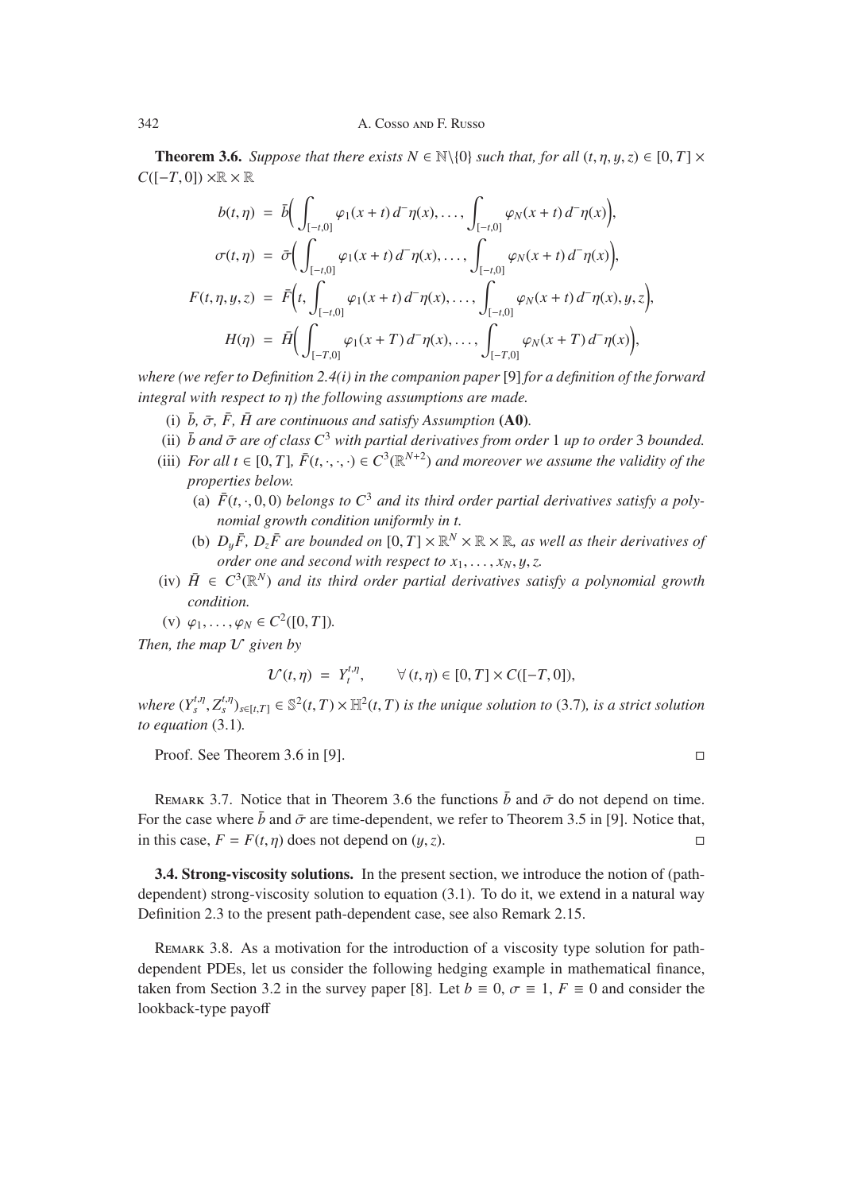**Theorem 3.6.** *Suppose that there exists $N \in \mathbb{N}\backslash\{0\}$ such that, for all $(t,\eta,y,z) \in [0,T] \times C([-T,0]) \times \mathbb{R} \times \mathbb{R}$*

$$
\begin{aligned}
b(t,\eta) &= \bar{b}\Big( \int_{[-t,0]} \varphi_1(x+t)\, d^-\eta(x), \ldots, \int_{[-t,0]} \varphi_N(x+t)\, d^-\eta(x) \Big), \\
\sigma(t,\eta) &= \bar{\sigma}\Big( \int_{[-t,0]} \varphi_1(x+t)\, d^-\eta(x), \ldots, \int_{[-t,0]} \varphi_N(x+t)\, d^-\eta(x) \Big), \\
F(t,\eta,y,z) &= \bar{F}\Big( t, \int_{[-t,0]} \varphi_1(x+t)\, d^-\eta(x), \ldots, \int_{[-t,0]} \varphi_N(x+t)\, d^-\eta(x), y, z \Big), \\
H(\eta) &= \bar{H}\Big( \int_{[-T,0]} \varphi_1(x+T)\, d^-\eta(x), \ldots, \int_{[-T,0]} \varphi_N(x+T)\, d^-\eta(x) \Big),
\end{aligned}
$$

*where (we refer to Definition 2.4(i) in the companion paper* [9] *for a definition of the forward integral with respect to $\eta$) the following assumptions are made.*

(i) *$\bar{b}$, $\bar{\sigma}$, $\bar{F}$, $\bar{H}$ are continuous and satisfy Assumption* **(A0)**.

(ii) *$\bar{b}$ and $\bar{\sigma}$ are of class $C^3$ with partial derivatives from order* 1 *up to order* 3 *bounded.*

(iii) *For all $t \in [0,T]$, $\bar{F}(t,\cdot,\cdot,\cdot) \in C^3(\mathbb{R}^{N+2})$ and moreover we assume the validity of the properties below.*

   (a) *$\bar{F}(t,\cdot,0,0)$ belongs to $C^3$ and its third order partial derivatives satisfy a polynomial growth condition uniformly in $t$.*

   (b) *$D_y\bar{F}$, $D_z\bar{F}$ are bounded on $[0,T] \times \mathbb{R}^N \times \mathbb{R} \times \mathbb{R}$, as well as their derivatives of order one and second with respect to $x_1, \ldots, x_N, y, z$.*

(iv) *$\bar{H} \in C^3(\mathbb{R}^N)$ and its third order partial derivatives satisfy a polynomial growth condition.*

(v) *$\varphi_1, \ldots, \varphi_N \in C^2([0,T])$.*

*Then, the map $\mathcal{U}$ given by*

$$
\mathcal{U}(t,\eta) = Y_t^{t,\eta}, \qquad \forall\, (t,\eta) \in [0,T] \times C([-T,0]),
$$

*where $(Y_s^{t,\eta}, Z_s^{t,\eta})_{s\in[t,T]} \in \mathbb{S}^2(t,T) \times \mathbb{H}^2(t,T)$ is the unique solution to* (3.7)*, is a strict solution to equation* (3.1).

Proof. See Theorem 3.6 in [9]. □

Remark 3.7. Notice that in Theorem 3.6 the functions $\bar{b}$ and $\bar{\sigma}$ do not depend on time. For the case where $\bar{b}$ and $\bar{\sigma}$ are time-dependent, we refer to Theorem 3.5 in [9]. Notice that, in this case, $F = F(t,\eta)$ does not depend on $(y,z)$. □

**3.4. Strong-viscosity solutions.** In the present section, we introduce the notion of (path-dependent) strong-viscosity solution to equation (3.1). To do it, we extend in a natural way Definition 2.3 to the present path-dependent case, see also Remark 2.15.

Remark 3.8. As a motivation for the introduction of a viscosity type solution for path-dependent PDEs, let us consider the following hedging example in mathematical finance, taken from Section 3.2 in the survey paper [8]. Let $b \equiv 0$, $\sigma \equiv 1$, $F \equiv 0$ and consider the lookback-type payoff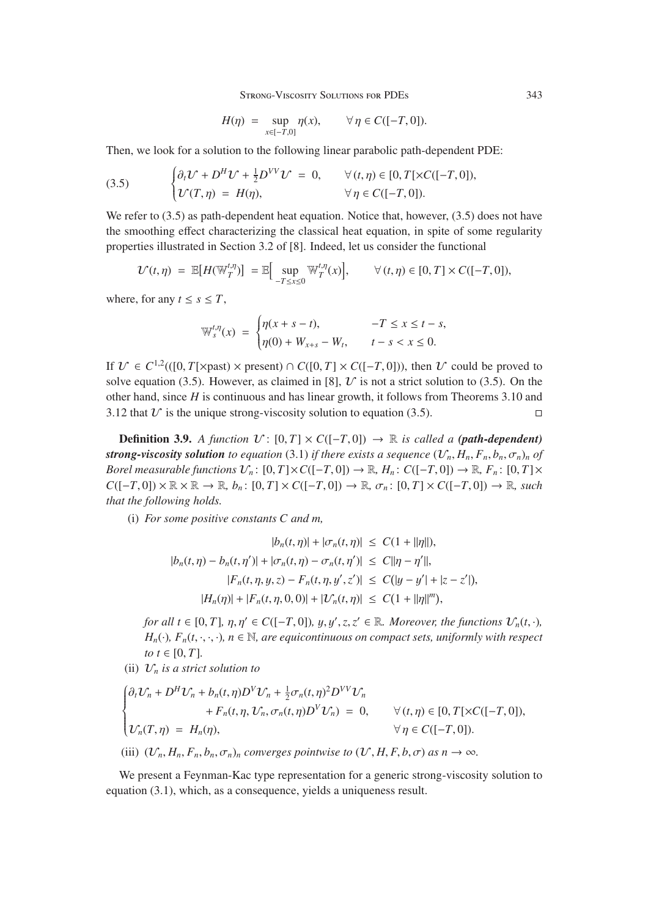$$H(\eta) = \sup_{x\in[-T,0]} \eta(x), \qquad \forall\, \eta \in C([-T,0]).$$

Then, we look for a solution to the following linear parabolic path-dependent PDE:

$$\text{(3.5)} \qquad \begin{cases} \partial_t \mathcal{U} + D^H \mathcal{U} + \frac{1}{2} D^{VV} \mathcal{U} \;=\; 0, & \forall\, (t,\eta) \in [0,T[\times C([-T,0]), \\ \mathcal{U}(T,\eta) \;=\; H(\eta), & \forall\, \eta \in C([-T,0]). \end{cases}$$

We refer to (3.5) as path-dependent heat equation. Notice that, however, (3.5) does not have the smoothing effect characterizing the classical heat equation, in spite of some regularity properties illustrated in Section 3.2 of [8]. Indeed, let us consider the functional

$$\mathcal{U}(t,\eta) \;=\; \mathbb{E}\big[H(\mathbb{W}_T^{t,\eta})\big] \;=\; \mathbb{E}\Big[\sup_{-T\le x\le 0} \mathbb{W}_T^{t,\eta}(x)\Big], \qquad \forall\, (t,\eta) \in [0,T] \times C([-T,0]),$$

where, for any $t \le s \le T$,

$$\mathbb{W}_s^{t,\eta}(x) \;=\; \begin{cases} \eta(x+s-t), & -T \le x \le t-s, \\ \eta(0) + W_{x+s} - W_t, & t-s < x \le 0. \end{cases}$$

If $\mathcal{U} \in C^{1,2}(([0,T[\times\text{past}) \times \text{present}) \cap C([0,T] \times C([-T,0]))$, then $\mathcal{U}$ could be proved to solve equation (3.5). However, as claimed in [8], $\mathcal{U}$ is not a strict solution to (3.5). On the other hand, since $H$ is continuous and has linear growth, it follows from Theorems 3.10 and 3.12 that $\mathcal{U}$ is the unique strong-viscosity solution to equation (3.5). $\square$

**Definition 3.9.** *A function $\mathcal{U}\colon [0,T] \times C([-T,0]) \to \mathbb{R}$ is called a **(path-dependent) strong-viscosity solution** to equation* (3.1) *if there exists a sequence $(\mathcal{U}_n, H_n, F_n, b_n, \sigma_n)_n$ of Borel measurable functions $\mathcal{U}_n\colon [0,T]\times C([-T,0]) \to \mathbb{R}$, $H_n\colon C([-T,0]) \to \mathbb{R}$, $F_n\colon [0,T]\times C([-T,0]) \times \mathbb{R} \times \mathbb{R} \to \mathbb{R}$, $b_n\colon [0,T] \times C([-T,0]) \to \mathbb{R}$, $\sigma_n\colon [0,T] \times C([-T,0]) \to \mathbb{R}$, such that the following holds.*

(i) *For some positive constants $C$ and $m$,*

$$\begin{aligned} |b_n(t,\eta)| + |\sigma_n(t,\eta)| \;&\le\; C(1 + \|\eta\|), \\ |b_n(t,\eta) - b_n(t,\eta')| + |\sigma_n(t,\eta) - \sigma_n(t,\eta')| \;&\le\; C\|\eta - \eta'\|, \\ |F_n(t,\eta,y,z) - F_n(t,\eta,y',z')| \;&\le\; C(|y-y'| + |z-z'|), \\ |H_n(\eta)| + |F_n(t,\eta,0,0)| + |\mathcal{U}_n(t,\eta)| \;&\le\; C(1 + \|\eta\|^m), \end{aligned}$$

*for all $t \in [0,T]$, $\eta, \eta' \in C([-T,0])$, $y, y', z, z' \in \mathbb{R}$. Moreover, the functions $\mathcal{U}_n(t,\cdot)$, $H_n(\cdot)$, $F_n(t,\cdot,\cdot,\cdot)$, $n \in \mathbb{N}$, are equicontinuous on compact sets, uniformly with respect to $t \in [0,T]$.*

(ii) *$\mathcal{U}_n$ is a strict solution to*

$$\begin{cases} \partial_t \mathcal{U}_n + D^H \mathcal{U}_n + b_n(t,\eta) D^V \mathcal{U}_n + \frac{1}{2}\sigma_n(t,\eta)^2 D^{VV} \mathcal{U}_n \\ \qquad\qquad + F_n(t,\eta,\mathcal{U}_n, \sigma_n(t,\eta) D^V \mathcal{U}_n) \;=\; 0, & \forall\, (t,\eta) \in [0,T[\times C([-T,0]), \\ \mathcal{U}_n(T,\eta) \;=\; H_n(\eta), & \forall\, \eta \in C([-T,0]). \end{cases}$$

(iii) *$(\mathcal{U}_n, H_n, F_n, b_n, \sigma_n)_n$ converges pointwise to $(\mathcal{U}, H, F, b, \sigma)$ as $n \to \infty$.*

We present a Feynman-Kac type representation for a generic strong-viscosity solution to equation (3.1), which, as a consequence, yields a uniqueness result.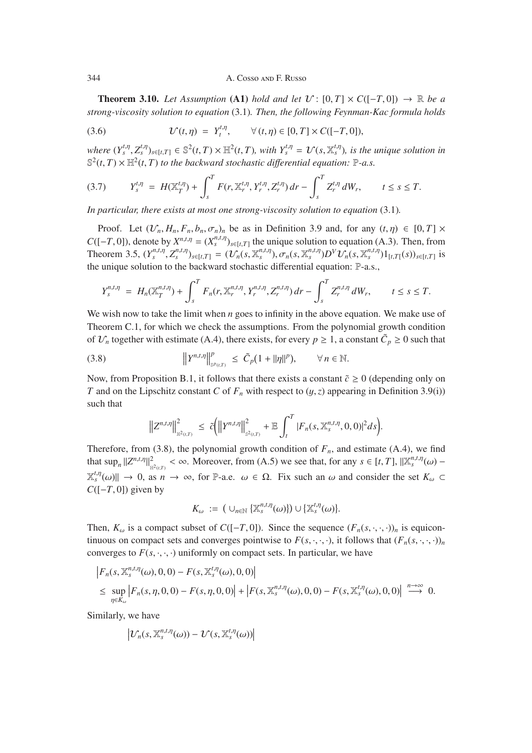**Theorem 3.10.** *Let Assumption* **(A1)** *hold and let $\mathcal{U}\colon [0,T]\times C([-T,0]) \to \mathbb{R}$ be a strong-viscosity solution to equation* (3.1)*. Then, the following Feynman-Kac formula holds*

$$\mathcal{U}(t,\eta) \;=\; Y_t^{t,\eta}, \qquad \forall\,(t,\eta)\in[0,T]\times C([-T,0]), \tag{3.6}$$

*where $(Y_s^{t,\eta}, Z_s^{t,\eta})_{s\in[t,T]} \in \mathbb{S}^2(t,T)\times\mathbb{H}^2(t,T)$, with $Y_s^{t,\eta} = \mathcal{U}(s,\mathbb{X}_s^{t,\eta})$, is the unique solution in $\mathbb{S}^2(t,T)\times\mathbb{H}^2(t,T)$ to the backward stochastic differential equation: $\mathbb{P}$-a.s.*

$$Y_s^{t,\eta} \;=\; H(\mathbb{X}_T^{t,\eta}) + \int_s^T F(r,\mathbb{X}_r^{t,\eta},Y_r^{t,\eta},Z_r^{t,\eta})\,dr - \int_s^T Z_r^{t,\eta}\,dW_r, \qquad t\le s\le T. \tag{3.7}$$

*In particular, there exists at most one strong-viscosity solution to equation* (3.1)*.*

Proof. Let $(\mathcal{U}_n,H_n,F_n,b_n,\sigma_n)_n$ be as in Definition 3.9 and, for any $(t,\eta)\in[0,T]\times C([-T,0])$, denote by $X^{n,t,\eta} = (X_s^{n,t,\eta})_{s\in[t,T]}$ the unique solution to equation (A.3). Then, from Theorem 3.5, $(Y_s^{n,t,\eta},Z_s^{n,t,\eta})_{s\in[t,T]} = (\mathcal{U}_n(s,\mathbb{X}_s^{n,t,\eta}), \sigma_n(s,\mathbb{X}_s^{n,t,\eta})D^V\mathcal{U}_n(s,\mathbb{X}_s^{n,t,\eta})1_{[t,T[}(s))_{s\in[t,T]}$ is the unique solution to the backward stochastic differential equation: $\mathbb{P}$-a.s.,

$$Y_s^{n,t,\eta} \;=\; H_n(\mathbb{X}_T^{n,t,\eta}) + \int_s^T F_n(r,\mathbb{X}_r^{n,t,\eta},Y_r^{n,t,\eta},Z_r^{n,t,\eta})\,dr - \int_s^T Z_r^{n,t,\eta}\,dW_r, \qquad t\le s\le T.$$

We wish now to take the limit when $n$ goes to infinity in the above equation. We make use of Theorem C.1, for which we check the assumptions. From the polynomial growth condition of $\mathcal{U}_n$ together with estimate (A.4), there exists, for every $p\ge1$, a constant $\tilde C_p\ge0$ such that

$$\big\|Y^{n,t,\eta}\big\|_{\mathbb{S}^p(t,T)}^p \;\le\; \tilde C_p(1+\|\eta\|^p), \qquad \forall\,n\in\mathbb{N}. \tag{3.8}$$

Now, from Proposition B.1, it follows that there exists a constant $\tilde c\ge0$ (depending only on $T$ and on the Lipschitz constant $C$ of $F_n$ with respect to $(y,z)$ appearing in Definition 3.9(i)) such that

$$\big\|Z^{n,t,\eta}\big\|_{\mathbb{H}^2(t,T)}^2 \;\le\; \tilde c\Big(\big\|Y^{n,t,\eta}\big\|_{\mathbb{S}^2(t,T)}^2 + \mathbb{E}\int_t^T |F_n(s,\mathbb{X}_s^{n,t,\eta},0,0)|^2ds\Big).$$

Therefore, from (3.8), the polynomial growth condition of $F_n$, and estimate (A.4), we find that $\sup_n\|Z^{n,t,\eta}\|_{\mathbb{H}^2(t,T)}^2<\infty$. Moreover, from (A.5) we see that, for any $s\in[t,T]$, $\|\mathbb{X}_s^{n,t,\eta}(\omega)-\mathbb{X}_s^{t,\eta}(\omega)\|\to0$, as $n\to\infty$, for $\mathbb{P}$-a.e. $\omega\in\Omega$. Fix such an $\omega$ and consider the set $K_\omega\subset C([-T,0])$ given by

$$K_\omega \;:=\; \big(\cup_{n\in\mathbb{N}}\{\mathbb{X}_s^{n,t,\eta}(\omega)\}\big)\cup\{\mathbb{X}_s^{t,\eta}(\omega)\}.$$

Then, $K_\omega$ is a compact subset of $C([-T,0])$. Since the sequence $(F_n(s,\cdot,\cdot,\cdot))_n$ is equicontinuous on compact sets and converges pointwise to $F(s,\cdot,\cdot,\cdot)$, it follows that $(F_n(s,\cdot,\cdot,\cdot))_n$ converges to $F(s,\cdot,\cdot,\cdot)$ uniformly on compact sets. In particular, we have

$$\begin{aligned}
&\big|F_n(s,\mathbb{X}_s^{n,t,\eta}(\omega),0,0) - F(s,\mathbb{X}_s^{t,\eta}(\omega),0,0)\big| \\
&\le \sup_{\eta\in K_\omega}\big|F_n(s,\eta,0,0)-F(s,\eta,0,0)\big| + \big|F(s,\mathbb{X}_s^{n,t,\eta}(\omega),0,0)-F(s,\mathbb{X}_s^{t,\eta}(\omega),0,0)\big| \overset{n\to\infty}{\longrightarrow} 0.
\end{aligned}$$

Similarly, we have

$$\big|\mathcal{U}_n(s,\mathbb{X}_s^{n,t,\eta}(\omega)) - \mathcal{U}(s,\mathbb{X}_s^{t,\eta}(\omega))\big|$$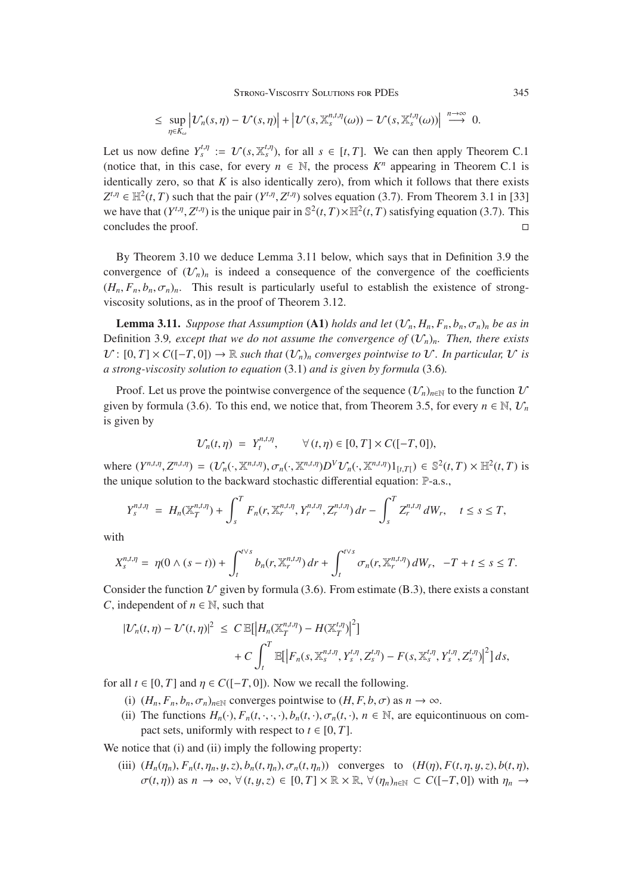$$\leq \sup_{\eta \in K_\omega} \left| \mathcal{U}_n(s,\eta) - \mathcal{U}(s,\eta) \right| + \left| \mathcal{U}(s, \mathbb{X}_s^{n,t,\eta}(\omega)) - \mathcal{U}(s, \mathbb{X}_s^{t,\eta}(\omega)) \right| \overset{n\to\infty}{\longrightarrow} 0.$$

Let us now define $Y_s^{t,\eta} := \mathcal{U}(s, \mathbb{X}_s^{t,\eta})$, for all $s \in [t,T]$. We can then apply Theorem C.1 (notice that, in this case, for every $n \in \mathbb{N}$, the process $K^n$ appearing in Theorem C.1 is identically zero, so that $K$ is also identically zero), from which it follows that there exists $Z^{t,\eta} \in \mathbb{H}^2(t,T)$ such that the pair $(Y^{t,\eta}, Z^{t,\eta})$ solves equation (3.7). From Theorem 3.1 in [33] we have that $(Y^{t,\eta}, Z^{t,\eta})$ is the unique pair in $\mathbb{S}^2(t,T)\times\mathbb{H}^2(t,T)$ satisfying equation (3.7). This concludes the proof. □

By Theorem 3.10 we deduce Lemma 3.11 below, which says that in Definition 3.9 the convergence of $(\mathcal{U}_n)_n$ is indeed a consequence of the convergence of the coefficients $(H_n, F_n, b_n, \sigma_n)_n$. This result is particularly useful to establish the existence of strong-viscosity solutions, as in the proof of Theorem 3.12.

**Lemma 3.11.** *Suppose that Assumption* **(A1)** *holds and let* $(\mathcal{U}_n, H_n, F_n, b_n, \sigma_n)_n$ *be as in* Definition 3.9*, except that we do not assume the convergence of* $(\mathcal{U}_n)_n$*. Then, there exists* $\mathcal{U}\colon [0,T]\times C([-T,0]) \to \mathbb{R}$ *such that* $(\mathcal{U}_n)_n$ *converges pointwise to* $\mathcal{U}$*. In particular,* $\mathcal{U}$ *is a strong-viscosity solution to equation* (3.1) *and is given by formula* (3.6)*.*

Proof. Let us prove the pointwise convergence of the sequence $(\mathcal{U}_n)_{n\in\mathbb{N}}$ to the function $\mathcal{U}$ given by formula (3.6). To this end, we notice that, from Theorem 3.5, for every $n \in \mathbb{N}$, $\mathcal{U}_n$ is given by

$$\mathcal{U}_n(t,\eta) = Y_t^{n,t,\eta}, \qquad \forall\, (t,\eta) \in [0,T]\times C([-T,0]),$$

where $(Y^{n,t,\eta}, Z^{n,t,\eta}) = (\mathcal{U}_n(\cdot, \mathbb{X}^{n,t,\eta}), \sigma_n(\cdot, \mathbb{X}^{n,t,\eta}) D^V \mathcal{U}_n(\cdot, \mathbb{X}^{n,t,\eta}) 1_{[t,T[}) \in \mathbb{S}^2(t,T)\times\mathbb{H}^2(t,T)$ is the unique solution to the backward stochastic differential equation: $\mathbb{P}$-a.s.,

$$Y_s^{n,t,\eta} = H_n(\mathbb{X}_T^{n,t,\eta}) + \int_s^T F_n(r, \mathbb{X}_r^{n,t,\eta}, Y_r^{n,t,\eta}, Z_r^{n,t,\eta})\, dr - \int_s^T Z_r^{n,t,\eta}\, dW_r, \quad t \leq s \leq T,$$

with

$$X_s^{n,t,\eta} = \eta(0\wedge(s-t)) + \int_t^{t\vee s} b_n(r, \mathbb{X}_r^{n,t,\eta})\, dr + \int_t^{t\vee s} \sigma_n(r, \mathbb{X}_r^{n,t,\eta})\, dW_r, \quad -T+t \leq s \leq T.$$

Consider the function $\mathcal{U}$ given by formula (3.6). From estimate (B.3), there exists a constant $C$, independent of $n \in \mathbb{N}$, such that

$$\begin{aligned}
|\mathcal{U}_n(t,\eta) - \mathcal{U}(t,\eta)|^2 \;\leq\; & C\, \mathbb{E}\big[\big|H_n(\mathbb{X}_T^{n,t,\eta}) - H(\mathbb{X}_T^{t,\eta})\big|^2\big] \\
& + C \int_t^T \mathbb{E}\big[\big|F_n(s, \mathbb{X}_s^{n,t,\eta}, Y_s^{t,\eta}, Z_s^{t,\eta}) - F(s, \mathbb{X}_s^{t,\eta}, Y_s^{t,\eta}, Z_s^{t,\eta})\big|^2\big]\, ds,
\end{aligned}$$

for all $t \in [0,T]$ and $\eta \in C([-T,0])$. Now we recall the following.

(i) $(H_n, F_n, b_n, \sigma_n)_{n\in\mathbb{N}}$ converges pointwise to $(H, F, b, \sigma)$ as $n \to \infty$.

(ii) The functions $H_n(\cdot), F_n(t,\cdot,\cdot,\cdot), b_n(t,\cdot), \sigma_n(t,\cdot)$, $n \in \mathbb{N}$, are equicontinuous on compact sets, uniformly with respect to $t \in [0,T]$.

We notice that (i) and (ii) imply the following property:

(iii) $(H_n(\eta_n), F_n(t,\eta_n,y,z), b_n(t,\eta_n), \sigma_n(t,\eta_n))$ converges to $(H(\eta), F(t,\eta,y,z), b(t,\eta), \sigma(t,\eta))$ as $n \to \infty$, $\forall\, (t,y,z) \in [0,T]\times\mathbb{R}\times\mathbb{R}$, $\forall\, (\eta_n)_{n\in\mathbb{N}} \subset C([-T,0])$ with $\eta_n \to$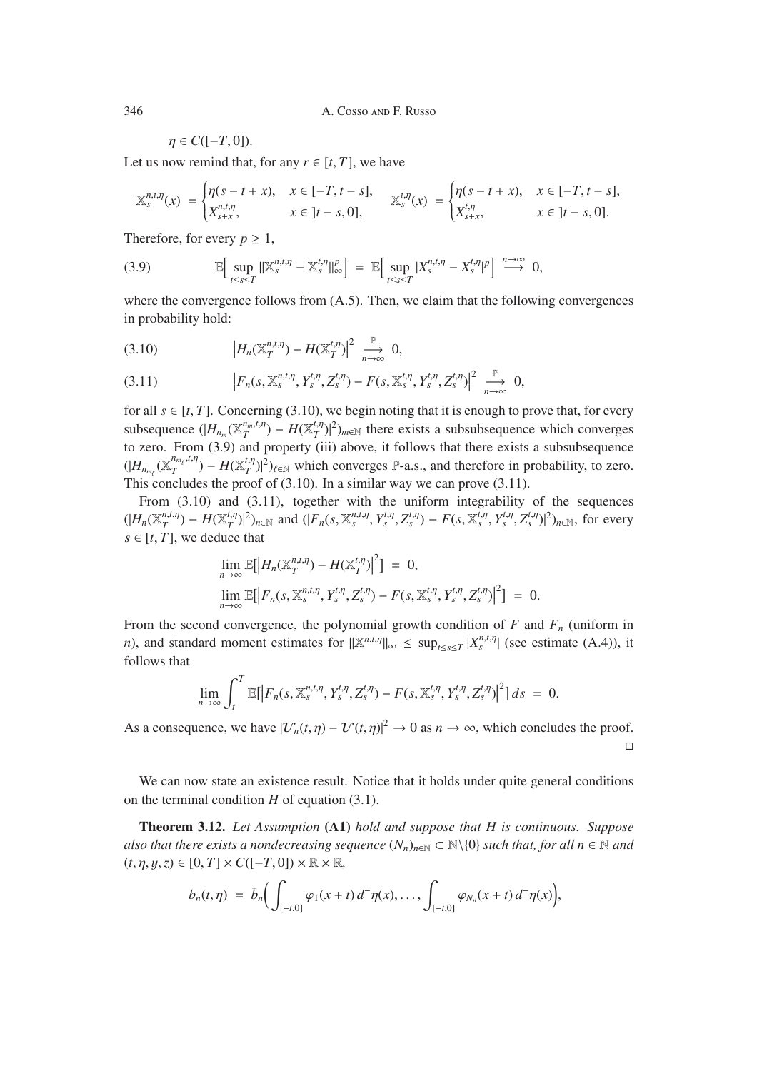$\eta \in C([-T, 0])$.

Let us now remind that, for any $r \in [t, T]$, we have

$$\mathbb{X}_s^{n,t,\eta}(x) = \begin{cases} \eta(s - t + x), & x \in [-T, t - s], \\ X_{s+x}^{n,t,\eta}, & x \in ]t - s, 0], \end{cases} \qquad \mathbb{X}_s^{t,\eta}(x) = \begin{cases} \eta(s - t + x), & x \in [-T, t - s], \\ X_{s+x}^{t,\eta}, & x \in ]t - s, 0]. \end{cases}$$

Therefore, for every $p \geq 1$,

$$\mathbb{E}\Big[ \sup_{t \leq s \leq T} \|\mathbb{X}_s^{n,t,\eta} - \mathbb{X}_s^{t,\eta}\|_\infty^p \Big] = \mathbb{E}\Big[ \sup_{t \leq s \leq T} |X_s^{n,t,\eta} - X_s^{t,\eta}|^p \Big] \overset{n\to\infty}{\longrightarrow} 0, \tag{3.9}$$

where the convergence follows from (A.5). Then, we claim that the following convergences in probability hold:

$$\big| H_n(\mathbb{X}_T^{n,t,\eta}) - H(\mathbb{X}_T^{t,\eta}) \big|^2 \underset{n\to\infty}{\overset{\mathbb{P}}{\longrightarrow}} 0, \tag{3.10}$$

$$\big| F_n(s, \mathbb{X}_s^{n,t,\eta}, Y_s^{t,\eta}, Z_s^{t,\eta}) - F(s, \mathbb{X}_s^{t,\eta}, Y_s^{t,\eta}, Z_s^{t,\eta}) \big|^2 \underset{n\to\infty}{\overset{\mathbb{P}}{\longrightarrow}} 0, \tag{3.11}$$

for all $s \in [t, T]$. Concerning (3.10), we begin noting that it is enough to prove that, for every subsequence $(|H_{n_m}(\mathbb{X}_T^{n_m,t,\eta}) - H(\mathbb{X}_T^{t,\eta})|^2)_{m\in\mathbb{N}}$ there exists a subsubsequence which converges to zero. From (3.9) and property (iii) above, it follows that there exists a subsubsequence $(|H_{n_{m_\ell}}(\mathbb{X}_T^{n_{m_\ell},t,\eta}) - H(\mathbb{X}_T^{t,\eta})|^2)_{\ell\in\mathbb{N}}$ which converges $\mathbb{P}$-a.s., and therefore in probability, to zero. This concludes the proof of (3.10). In a similar way we can prove (3.11).

From (3.10) and (3.11), together with the uniform integrability of the sequences $(|H_n(\mathbb{X}_T^{n,t,\eta}) - H(\mathbb{X}_T^{t,\eta})|^2)_{n\in\mathbb{N}}$ and $(|F_n(s, \mathbb{X}_s^{n,t,\eta}, Y_s^{t,\eta}, Z_s^{t,\eta}) - F(s, \mathbb{X}_s^{t,\eta}, Y_s^{t,\eta}, Z_s^{t,\eta})|^2)_{n\in\mathbb{N}}$, for every $s \in [t, T]$, we deduce that

$$\lim_{n\to\infty} \mathbb{E}\big[\big| H_n(\mathbb{X}_T^{n,t,\eta}) - H(\mathbb{X}_T^{t,\eta}) \big|^2\big] = 0,$$

$$\lim_{n\to\infty} \mathbb{E}\big[\big| F_n(s, \mathbb{X}_s^{n,t,\eta}, Y_s^{t,\eta}, Z_s^{t,\eta}) - F(s, \mathbb{X}_s^{t,\eta}, Y_s^{t,\eta}, Z_s^{t,\eta}) \big|^2\big] = 0.$$

From the second convergence, the polynomial growth condition of $F$ and $F_n$ (uniform in $n$), and standard moment estimates for $\|\mathbb{X}^{n,t,\eta}\|_\infty \leq \sup_{t\leq s\leq T} |X_s^{n,t,\eta}|$ (see estimate (A.4)), it follows that

$$\lim_{n\to\infty} \int_t^T \mathbb{E}\big[\big| F_n(s, \mathbb{X}_s^{n,t,\eta}, Y_s^{t,\eta}, Z_s^{t,\eta}) - F(s, \mathbb{X}_s^{t,\eta}, Y_s^{t,\eta}, Z_s^{t,\eta}) \big|^2\big]\, ds = 0.$$

As a consequence, we have $|\mathcal{U}_n(t, \eta) - \mathcal{U}(t, \eta)|^2 \to 0$ as $n \to \infty$, which concludes the proof. □

We can now state an existence result. Notice that it holds under quite general conditions on the terminal condition $H$ of equation (3.1).

**Theorem 3.12.** *Let Assumption* **(A1)** *hold and suppose that $H$ is continuous. Suppose also that there exists a nondecreasing sequence $(N_n)_{n\in\mathbb{N}} \subset \mathbb{N}\backslash\{0\}$ such that, for all $n \in \mathbb{N}$ and $(t, \eta, y, z) \in [0, T] \times C([-T, 0]) \times \mathbb{R} \times \mathbb{R}$,*

$$b_n(t, \eta) = \bar{b}_n\Big( \int_{[-t,0]} \varphi_1(x + t)\, d^-\eta(x), \ldots, \int_{[-t,0]} \varphi_{N_n}(x + t)\, d^-\eta(x) \Big),$$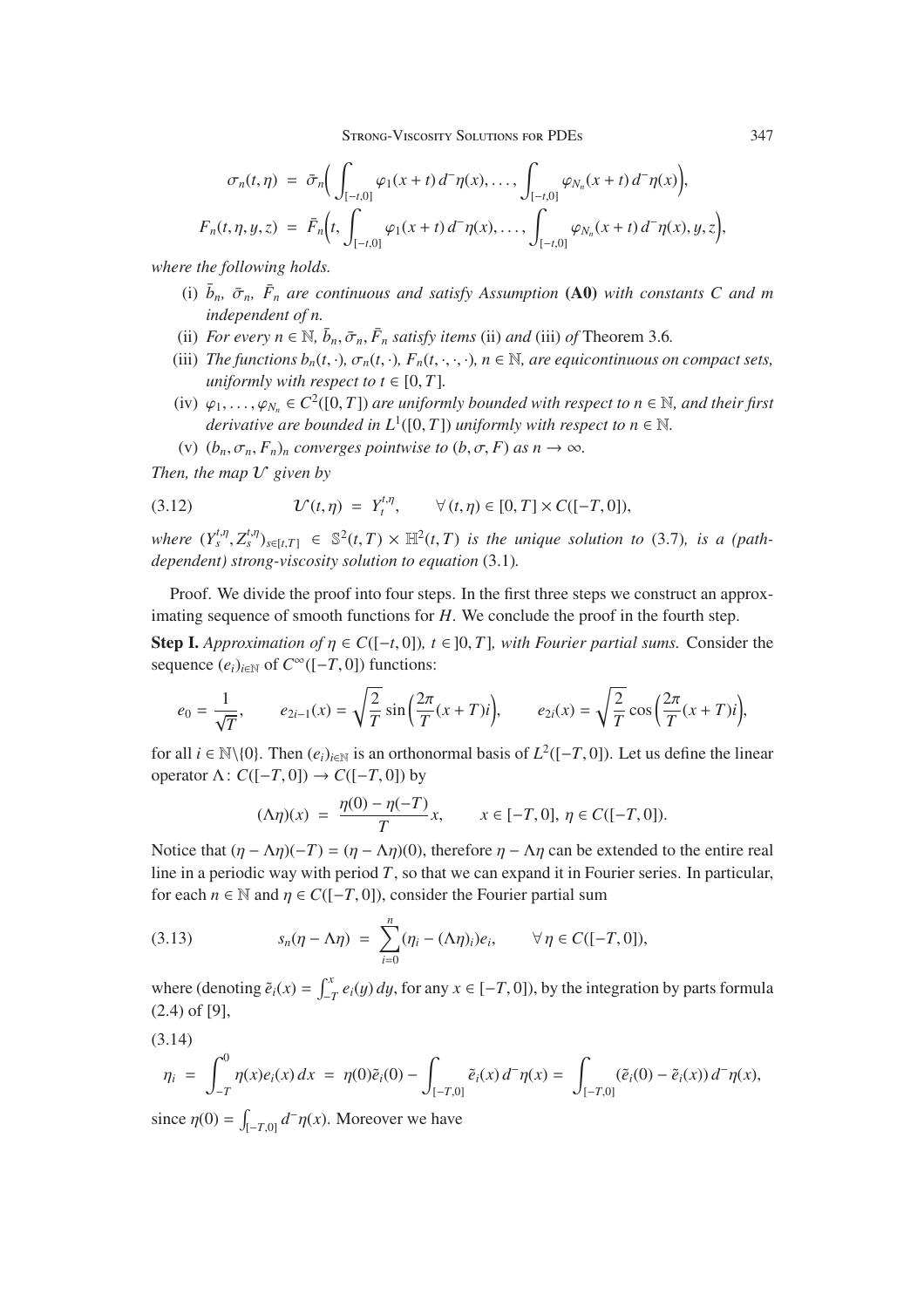$$\sigma_n(t,\eta) \;=\; \bar\sigma_n\Big(\int_{[-t,0]}\varphi_1(x+t)\,d^-\eta(x),\ldots,\int_{[-t,0]}\varphi_{N_n}(x+t)\,d^-\eta(x)\Big),$$

$$F_n(t,\eta,y,z) \;=\; \bar F_n\Big(t,\int_{[-t,0]}\varphi_1(x+t)\,d^-\eta(x),\ldots,\int_{[-t,0]}\varphi_{N_n}(x+t)\,d^-\eta(x),y,z\Big),$$

*where the following holds.*

(i) $\bar b_n$, $\bar\sigma_n$, $\bar F_n$ *are continuous and satisfy Assumption* **(A0)** *with constants* $C$ *and* $m$ *independent of* $n$.

(ii) *For every* $n\in\mathbb{N}$, $\bar b_n,\bar\sigma_n,\bar F_n$ *satisfy items* (ii) *and* (iii) *of* Theorem 3.6.

(iii) *The functions* $b_n(t,\cdot)$, $\sigma_n(t,\cdot)$, $F_n(t,\cdot,\cdot,\cdot)$, $n\in\mathbb{N}$, *are equicontinuous on compact sets, uniformly with respect to* $t\in[0,T]$.

(iv) $\varphi_1,\ldots,\varphi_{N_n}\in C^2([0,T])$ *are uniformly bounded with respect to* $n\in\mathbb{N}$, *and their first derivative are bounded in* $L^1([0,T])$ *uniformly with respect to* $n\in\mathbb{N}$.

(v) $(b_n,\sigma_n,F_n)_n$ *converges pointwise to* $(b,\sigma,F)$ *as* $n\to\infty$.

*Then, the map* $\mathcal{U}$ *given by*

$$\mathcal{U}(t,\eta) \;=\; Y_t^{t,\eta}, \qquad \forall\,(t,\eta)\in[0,T]\times C([-T,0]), \tag{3.12}$$

*where* $(Y_s^{t,\eta},Z_s^{t,\eta})_{s\in[t,T]}\in\mathbb{S}^2(t,T)\times\mathbb{H}^2(t,T)$ *is the unique solution to* (3.7)*, is a (path-dependent) strong-viscosity solution to equation* (3.1)*.*

Proof. We divide the proof into four steps. In the first three steps we construct an approximating sequence of smooth functions for $H$. We conclude the proof in the fourth step.

**Step I.** *Approximation of* $\eta\in C([-t,0])$*,* $t\in\,]0,T]$*, with Fourier partial sums.* Consider the sequence $(e_i)_{i\in\mathbb{N}}$ of $C^\infty([-T,0])$ functions:

$$e_0 = \frac{1}{\sqrt{T}}, \qquad e_{2i-1}(x) = \sqrt{\frac{2}{T}}\sin\Big(\frac{2\pi}{T}(x+T)i\Big), \qquad e_{2i}(x) = \sqrt{\frac{2}{T}}\cos\Big(\frac{2\pi}{T}(x+T)i\Big),$$

for all $i\in\mathbb{N}\backslash\{0\}$. Then $(e_i)_{i\in\mathbb{N}}$ is an orthonormal basis of $L^2([-T,0])$. Let us define the linear operator $\Lambda\colon C([-T,0])\to C([-T,0])$ by

$$(\Lambda\eta)(x) \;=\; \frac{\eta(0)-\eta(-T)}{T}x, \qquad x\in[-T,0],\ \eta\in C([-T,0]).$$

Notice that $(\eta-\Lambda\eta)(-T)=(\eta-\Lambda\eta)(0)$, therefore $\eta-\Lambda\eta$ can be extended to the entire real line in a periodic way with period $T$, so that we can expand it in Fourier series. In particular, for each $n\in\mathbb{N}$ and $\eta\in C([-T,0])$, consider the Fourier partial sum

$$s_n(\eta-\Lambda\eta) \;=\; \sum_{i=0}^n(\eta_i-(\Lambda\eta)_i)e_i, \qquad \forall\,\eta\in C([-T,0]), \tag{3.13}$$

where (denoting $\tilde e_i(x)=\int_{-T}^x e_i(y)\,dy$, for any $x\in[-T,0]$), by the integration by parts formula (2.4) of [9],

(3.14)

$$\eta_i \;=\; \int_{-T}^0\eta(x)e_i(x)\,dx \;=\; \eta(0)\tilde e_i(0)-\int_{[-T,0]}\tilde e_i(x)\,d^-\eta(x) \;=\; \int_{[-T,0]}(\tilde e_i(0)-\tilde e_i(x))\,d^-\eta(x),$$

since $\eta(0)=\int_{[-T,0]}d^-\eta(x)$. Moreover we have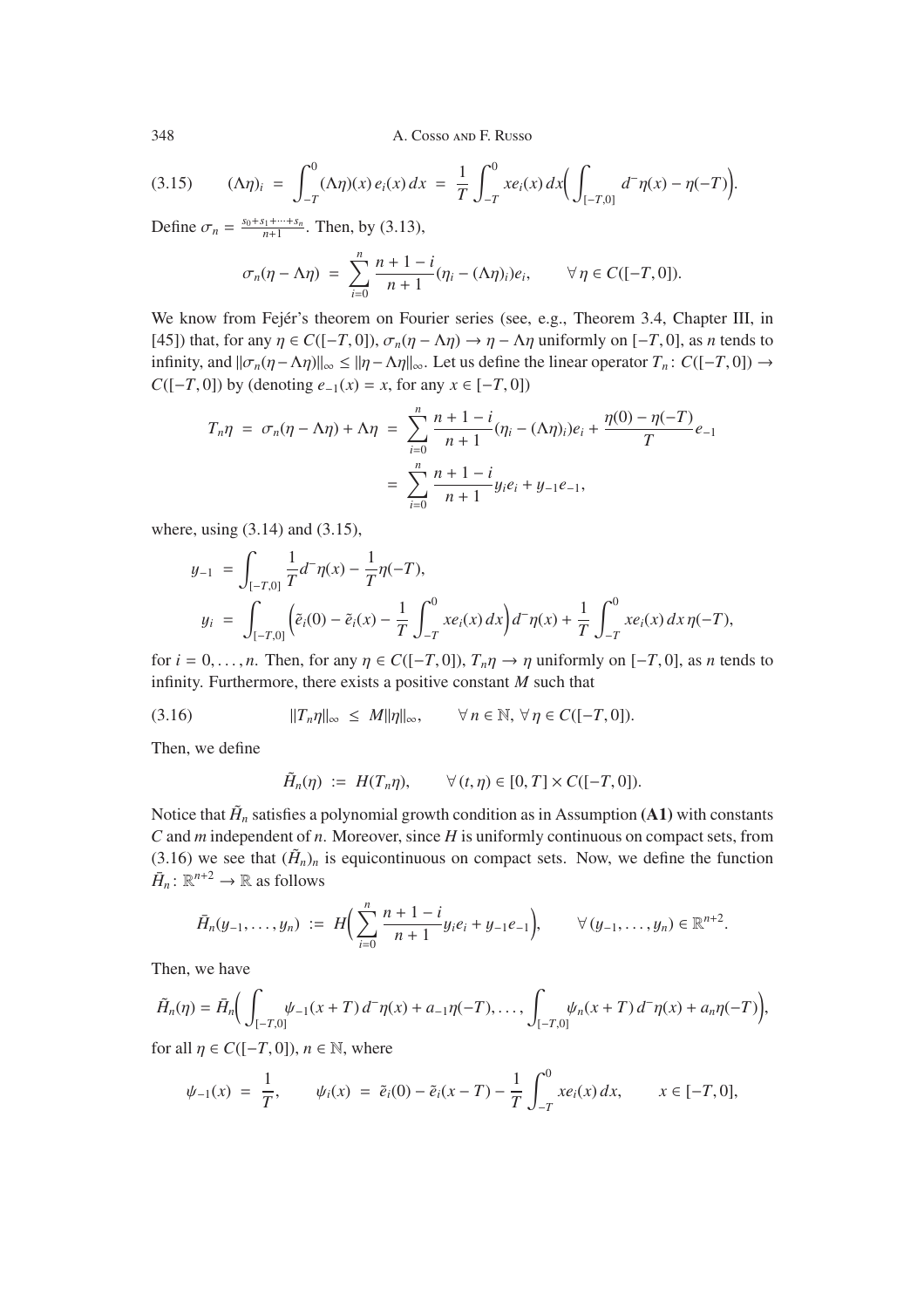$$
(3.15) \qquad (\Lambda\eta)_i \;=\; \int_{-T}^{0} (\Lambda\eta)(x)\, e_i(x)\, dx \;=\; \frac{1}{T}\int_{-T}^{0} x e_i(x)\, dx \Big( \int_{[-T,0]} d^- \eta(x) - \eta(-T) \Big).
$$

Define $\sigma_n = \frac{s_0 + s_1 + \cdots + s_n}{n+1}$. Then, by (3.13),

$$
\sigma_n(\eta - \Lambda\eta) \;=\; \sum_{i=0}^{n} \frac{n+1-i}{n+1} (\eta_i - (\Lambda\eta)_i) e_i, \qquad \forall\, \eta \in C([-T,0]).
$$

We know from Fejér's theorem on Fourier series (see, e.g., Theorem 3.4, Chapter III, in [45]) that, for any $\eta \in C([-T,0])$, $\sigma_n(\eta - \Lambda\eta) \to \eta - \Lambda\eta$ uniformly on $[-T,0]$, as $n$ tends to infinity, and $\|\sigma_n(\eta - \Lambda\eta)\|_\infty \le \|\eta - \Lambda\eta\|_\infty$. Let us define the linear operator $T_n \colon C([-T,0]) \to C([-T,0])$ by (denoting $e_{-1}(x) = x$, for any $x \in [-T,0]$)

$$
\begin{aligned}
T_n\eta \;=\; \sigma_n(\eta - \Lambda\eta) + \Lambda\eta \;&=\; \sum_{i=0}^{n} \frac{n+1-i}{n+1} (\eta_i - (\Lambda\eta)_i) e_i + \frac{\eta(0) - \eta(-T)}{T} e_{-1} \\
&=\; \sum_{i=0}^{n} \frac{n+1-i}{n+1} y_i e_i + y_{-1} e_{-1},
\end{aligned}
$$

where, using (3.14) and (3.15),

$$
\begin{aligned}
y_{-1} \;&=\; \int_{[-T,0]} \frac{1}{T} d^- \eta(x) - \frac{1}{T}\eta(-T), \\
y_i \;&=\; \int_{[-T,0]} \Big( \tilde e_i(0) - \tilde e_i(x) - \frac{1}{T}\int_{-T}^{0} x e_i(x)\, dx \Big) d^- \eta(x) + \frac{1}{T}\int_{-T}^{0} x e_i(x)\, dx\, \eta(-T),
\end{aligned}
$$

for $i = 0, \ldots, n$. Then, for any $\eta \in C([-T,0])$, $T_n\eta \to \eta$ uniformly on $[-T,0]$, as $n$ tends to infinity. Furthermore, there exists a positive constant $M$ such that

$$
(3.16) \qquad \|T_n\eta\|_\infty \;\le\; M\|\eta\|_\infty, \qquad \forall\, n \in \mathbb{N},\ \forall\, \eta \in C([-T,0]).
$$

Then, we define

$$
\tilde H_n(\eta) \;:=\; H(T_n\eta), \qquad \forall\, (t,\eta) \in [0,T] \times C([-T,0]).
$$

Notice that $\tilde H_n$ satisfies a polynomial growth condition as in Assumption **(A1)** with constants $C$ and $m$ independent of $n$. Moreover, since $H$ is uniformly continuous on compact sets, from (3.16) we see that $(\tilde H_n)_n$ is equicontinuous on compact sets. Now, we define the function $\bar H_n \colon \mathbb{R}^{n+2} \to \mathbb{R}$ as follows

$$
\bar H_n(y_{-1}, \ldots, y_n) \;:=\; H\Big( \sum_{i=0}^{n} \frac{n+1-i}{n+1} y_i e_i + y_{-1} e_{-1} \Big), \qquad \forall\, (y_{-1}, \ldots, y_n) \in \mathbb{R}^{n+2}.
$$

Then, we have

$$
\tilde H_n(\eta) = \bar H_n\Big( \int_{[-T,0]} \psi_{-1}(x+T)\, d^- \eta(x) + a_{-1}\eta(-T), \ldots, \int_{[-T,0]} \psi_n(x+T)\, d^- \eta(x) + a_n \eta(-T) \Big),
$$

for all $\eta \in C([-T,0])$, $n \in \mathbb{N}$, where

$$
\psi_{-1}(x) \;=\; \frac{1}{T}, \qquad \psi_i(x) \;=\; \tilde e_i(0) - \tilde e_i(x-T) - \frac{1}{T}\int_{-T}^{0} x e_i(x)\, dx, \qquad x \in [-T,0],
$$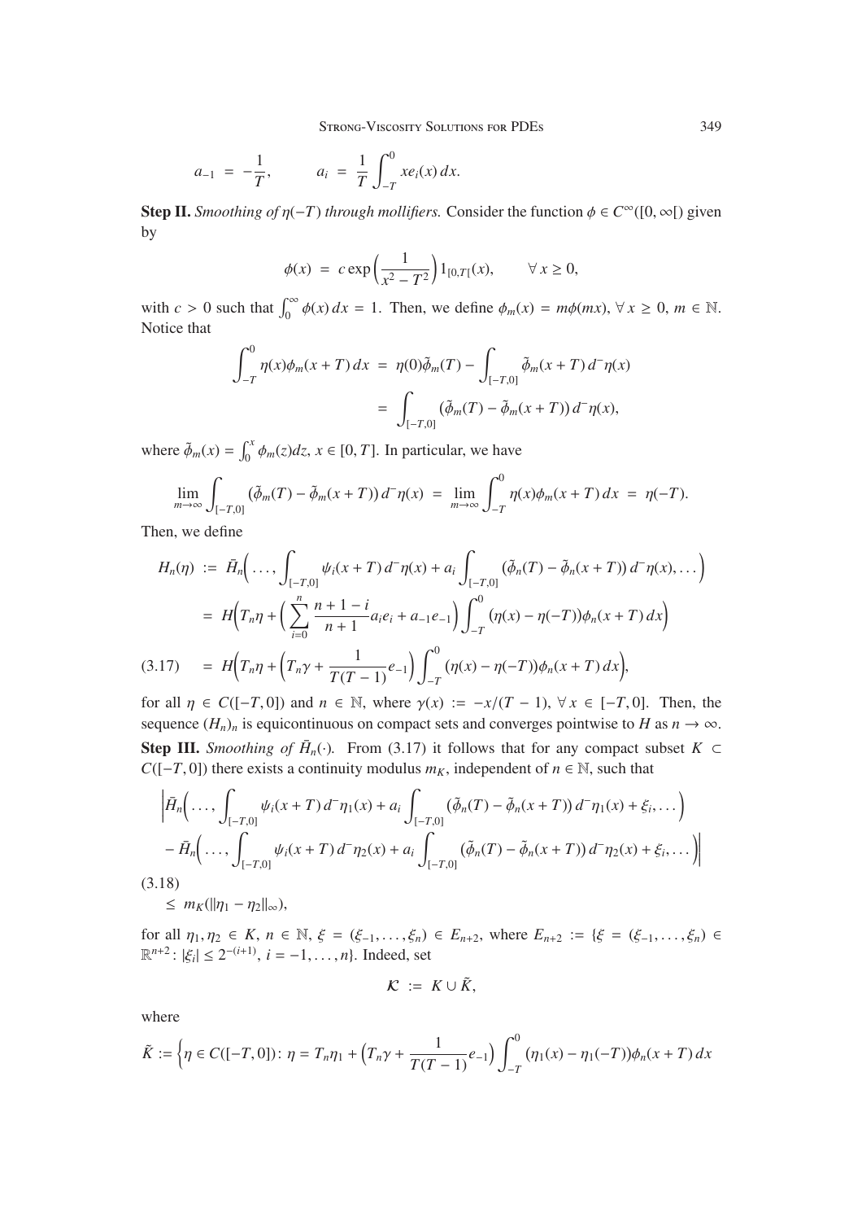$$a_{-1} \;=\; -\frac{1}{T}, \qquad a_i \;=\; \frac{1}{T}\int_{-T}^{0} x e_i(x)\,dx.$$

**Step II.** *Smoothing of $\eta(-T)$ through mollifiers.* Consider the function $\phi \in C^\infty([0,\infty[)$ given by

$$\phi(x) \;=\; c\exp\Big(\frac{1}{x^2 - T^2}\Big)1_{[0,T[}(x), \qquad \forall\, x \geq 0,$$

with $c > 0$ such that $\int_0^\infty \phi(x)\,dx = 1$. Then, we define $\phi_m(x) = m\phi(mx)$, $\forall\, x \geq 0$, $m \in \mathbb{N}$. Notice that

$$\begin{aligned}
\int_{-T}^{0} \eta(x)\phi_m(x+T)\,dx \;&=\; \eta(0)\tilde{\phi}_m(T) - \int_{[-T,0]} \tilde{\phi}_m(x+T)\,d^-\eta(x) \\
&=\; \int_{[-T,0]} \big(\tilde{\phi}_m(T) - \tilde{\phi}_m(x+T)\big)\,d^-\eta(x),
\end{aligned}$$

where $\tilde{\phi}_m(x) = \int_0^x \phi_m(z)dz$, $x \in [0,T]$. In particular, we have

$$\lim_{m\to\infty} \int_{[-T,0]} \big(\tilde{\phi}_m(T) - \tilde{\phi}_m(x+T)\big)\,d^-\eta(x) \;=\; \lim_{m\to\infty}\int_{-T}^{0} \eta(x)\phi_m(x+T)\,dx \;=\; \eta(-T).$$

Then, we define

$$\begin{aligned}
H_n(\eta) \;&:=\; \bar{H}_n\Big(\ldots, \int_{[-T,0]} \psi_i(x+T)\,d^-\eta(x) + a_i\int_{[-T,0]} \big(\tilde{\phi}_n(T) - \tilde{\phi}_n(x+T)\big)\,d^-\eta(x), \ldots\Big) \\
&=\; H\Big(T_n\eta + \Big(\sum_{i=0}^{n} \frac{n+1-i}{n+1}a_ie_i + a_{-1}e_{-1}\Big)\int_{-T}^{0}\big(\eta(x) - \eta(-T)\big)\phi_n(x+T)\,dx\Big) \\
&=\; H\Big(T_n\eta + \Big(T_n\gamma + \frac{1}{T(T-1)}e_{-1}\Big)\int_{-T}^{0}\big(\eta(x) - \eta(-T)\big)\phi_n(x+T)\,dx\Big), \qquad (3.17)
\end{aligned}$$

for all $\eta \in C([-T,0])$ and $n \in \mathbb{N}$, where $\gamma(x) := -x/(T-1)$, $\forall\, x \in [-T,0]$. Then, the sequence $(H_n)_n$ is equicontinuous on compact sets and converges pointwise to $H$ as $n \to \infty$.

**Step III.** *Smoothing of $\bar{H}_n(\cdot)$.* From (3.17) it follows that for any compact subset $K \subset C([-T,0])$ there exists a continuity modulus $m_K$, independent of $n \in \mathbb{N}$, such that

$$\begin{aligned}
&\bigg|\bar{H}_n\Big(\ldots, \int_{[-T,0]} \psi_i(x+T)\,d^-\eta_1(x) + a_i\int_{[-T,0]} \big(\tilde{\phi}_n(T) - \tilde{\phi}_n(x+T)\big)\,d^-\eta_1(x) + \xi_i, \ldots\Big) \\
&- \bar{H}_n\Big(\ldots, \int_{[-T,0]} \psi_i(x+T)\,d^-\eta_2(x) + a_i\int_{[-T,0]} \big(\tilde{\phi}_n(T) - \tilde{\phi}_n(x+T)\big)\,d^-\eta_2(x) + \xi_i, \ldots\Big)\bigg| \qquad (3.18) \\
&\leq\; m_K(\|\eta_1 - \eta_2\|_\infty),
\end{aligned}$$

for all $\eta_1, \eta_2 \in K$, $n \in \mathbb{N}$, $\xi = (\xi_{-1}, \ldots, \xi_n) \in E_{n+2}$, where $E_{n+2} := \{\xi = (\xi_{-1}, \ldots, \xi_n) \in \mathbb{R}^{n+2} \colon |\xi_i| \leq 2^{-(i+1)},\ i = -1, \ldots, n\}$. Indeed, set

$$\mathcal{K} \;:=\; K \cup \tilde{K},$$

where

$$\tilde{K} := \Big\{\eta \in C([-T,0]) \colon \eta = T_n\eta_1 + \Big(T_n\gamma + \frac{1}{T(T-1)}e_{-1}\Big)\int_{-T}^{0}\big(\eta_1(x) - \eta_1(-T)\big)\phi_n(x+T)\,dx$$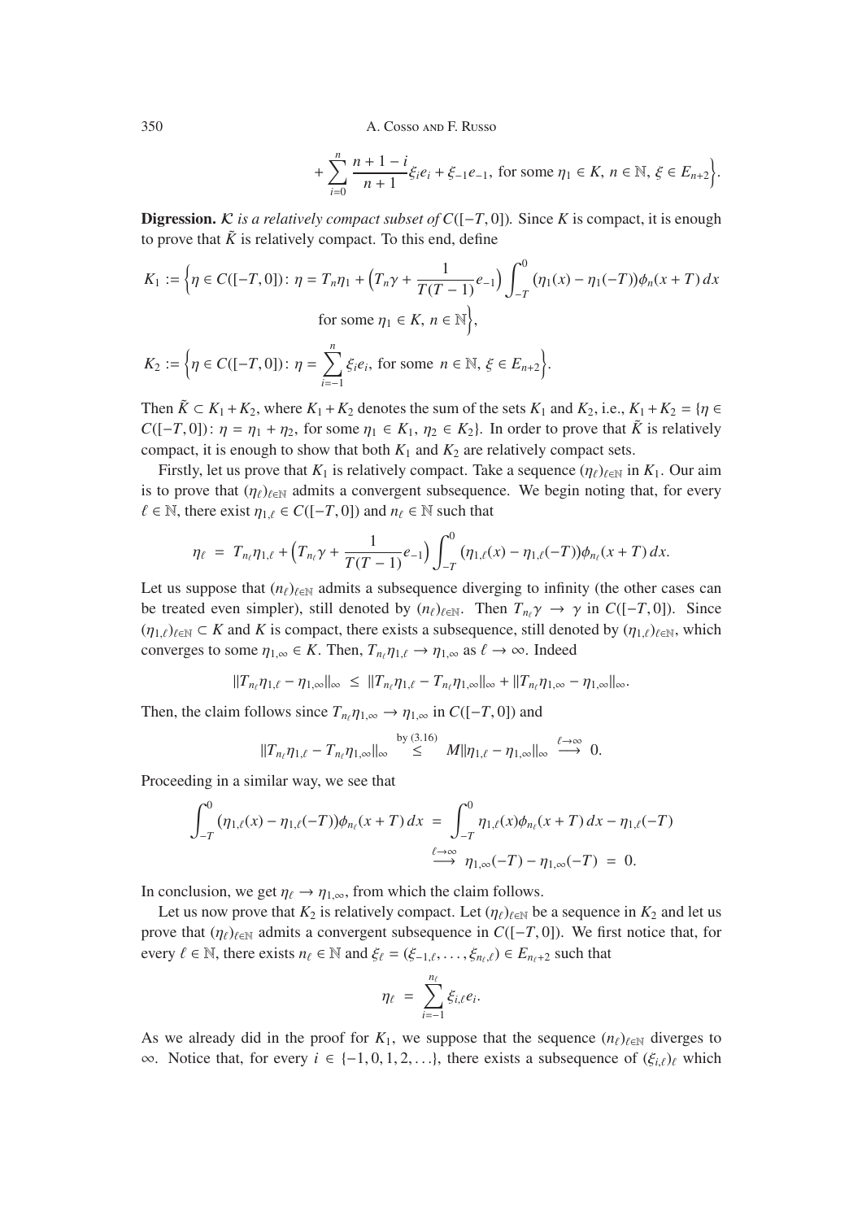$$+\sum_{i=0}^{n} \frac{n+1-i}{n+1}\xi_i e_i + \xi_{-1}e_{-1}, \text{ for some } \eta_1 \in K,\ n \in \mathbb{N},\ \xi \in E_{n+2}\Big\}.$$

**Digression.** *$\mathcal{K}$ is a relatively compact subset of $C([-T,0])$.* Since $K$ is compact, it is enough to prove that $\tilde{K}$ is relatively compact. To this end, define

$$K_1 := \Big\{\eta \in C([-T,0])\colon \eta = T_n\eta_1 + \Big(T_n\gamma + \frac{1}{T(T-1)}e_{-1}\Big)\int_{-T}^{0}(\eta_1(x) - \eta_1(-T))\phi_n(x+T)\,dx$$
$$\text{for some } \eta_1 \in K,\ n \in \mathbb{N}\Big\},$$

$$K_2 := \Big\{\eta \in C([-T,0])\colon \eta = \sum_{i=-1}^{n}\xi_i e_i, \text{ for some } n \in \mathbb{N},\ \xi \in E_{n+2}\Big\}.$$

Then $\tilde{K} \subset K_1 + K_2$, where $K_1 + K_2$ denotes the sum of the sets $K_1$ and $K_2$, i.e., $K_1 + K_2 = \{\eta \in C([-T,0])\colon \eta = \eta_1 + \eta_2, \text{ for some } \eta_1 \in K_1,\ \eta_2 \in K_2\}$. In order to prove that $\tilde{K}$ is relatively compact, it is enough to show that both $K_1$ and $K_2$ are relatively compact sets.

Firstly, let us prove that $K_1$ is relatively compact. Take a sequence $(\eta_\ell)_{\ell\in\mathbb{N}}$ in $K_1$. Our aim is to prove that $(\eta_\ell)_{\ell\in\mathbb{N}}$ admits a convergent subsequence. We begin noting that, for every $\ell \in \mathbb{N}$, there exist $\eta_{1,\ell} \in C([-T,0])$ and $n_\ell \in \mathbb{N}$ such that

$$\eta_\ell = T_{n_\ell}\eta_{1,\ell} + \Big(T_{n_\ell}\gamma + \frac{1}{T(T-1)}e_{-1}\Big)\int_{-T}^{0}(\eta_{1,\ell}(x) - \eta_{1,\ell}(-T))\phi_{n_\ell}(x+T)\,dx.$$

Let us suppose that $(n_\ell)_{\ell\in\mathbb{N}}$ admits a subsequence diverging to infinity (the other cases can be treated even simpler), still denoted by $(n_\ell)_{\ell\in\mathbb{N}}$. Then $T_{n_\ell}\gamma \to \gamma$ in $C([-T,0])$. Since $(\eta_{1,\ell})_{\ell\in\mathbb{N}} \subset K$ and $K$ is compact, there exists a subsequence, still denoted by $(\eta_{1,\ell})_{\ell\in\mathbb{N}}$, which converges to some $\eta_{1,\infty} \in K$. Then, $T_{n_\ell}\eta_{1,\ell} \to \eta_{1,\infty}$ as $\ell \to \infty$. Indeed

$$\|T_{n_\ell}\eta_{1,\ell} - \eta_{1,\infty}\|_\infty \le \|T_{n_\ell}\eta_{1,\ell} - T_{n_\ell}\eta_{1,\infty}\|_\infty + \|T_{n_\ell}\eta_{1,\infty} - \eta_{1,\infty}\|_\infty.$$

Then, the claim follows since $T_{n_\ell}\eta_{1,\infty} \to \eta_{1,\infty}$ in $C([-T,0])$ and

$$\|T_{n_\ell}\eta_{1,\ell} - T_{n_\ell}\eta_{1,\infty}\|_\infty \overset{\text{by (3.16)}}{\le} M\|\eta_{1,\ell} - \eta_{1,\infty}\|_\infty \overset{\ell\to\infty}{\longrightarrow} 0.$$

Proceeding in a similar way, we see that

$$\int_{-T}^{0}(\eta_{1,\ell}(x) - \eta_{1,\ell}(-T))\phi_{n_\ell}(x+T)\,dx = \int_{-T}^{0}\eta_{1,\ell}(x)\phi_{n_\ell}(x+T)\,dx - \eta_{1,\ell}(-T)$$
$$\overset{\ell\to\infty}{\longrightarrow} \eta_{1,\infty}(-T) - \eta_{1,\infty}(-T) = 0.$$

In conclusion, we get $\eta_\ell \to \eta_{1,\infty}$, from which the claim follows.

Let us now prove that $K_2$ is relatively compact. Let $(\eta_\ell)_{\ell\in\mathbb{N}}$ be a sequence in $K_2$ and let us prove that $(\eta_\ell)_{\ell\in\mathbb{N}}$ admits a convergent subsequence in $C([-T,0])$. We first notice that, for every $\ell \in \mathbb{N}$, there exists $n_\ell \in \mathbb{N}$ and $\xi_\ell = (\xi_{-1,\ell},\ldots,\xi_{n_\ell,\ell}) \in E_{n_\ell+2}$ such that

$$\eta_\ell = \sum_{i=-1}^{n_\ell}\xi_{i,\ell}e_i.$$

As we already did in the proof for $K_1$, we suppose that the sequence $(n_\ell)_{\ell\in\mathbb{N}}$ diverges to $\infty$. Notice that, for every $i \in \{-1,0,1,2,\ldots\}$, there exists a subsequence of $(\xi_{i,\ell})_\ell$ which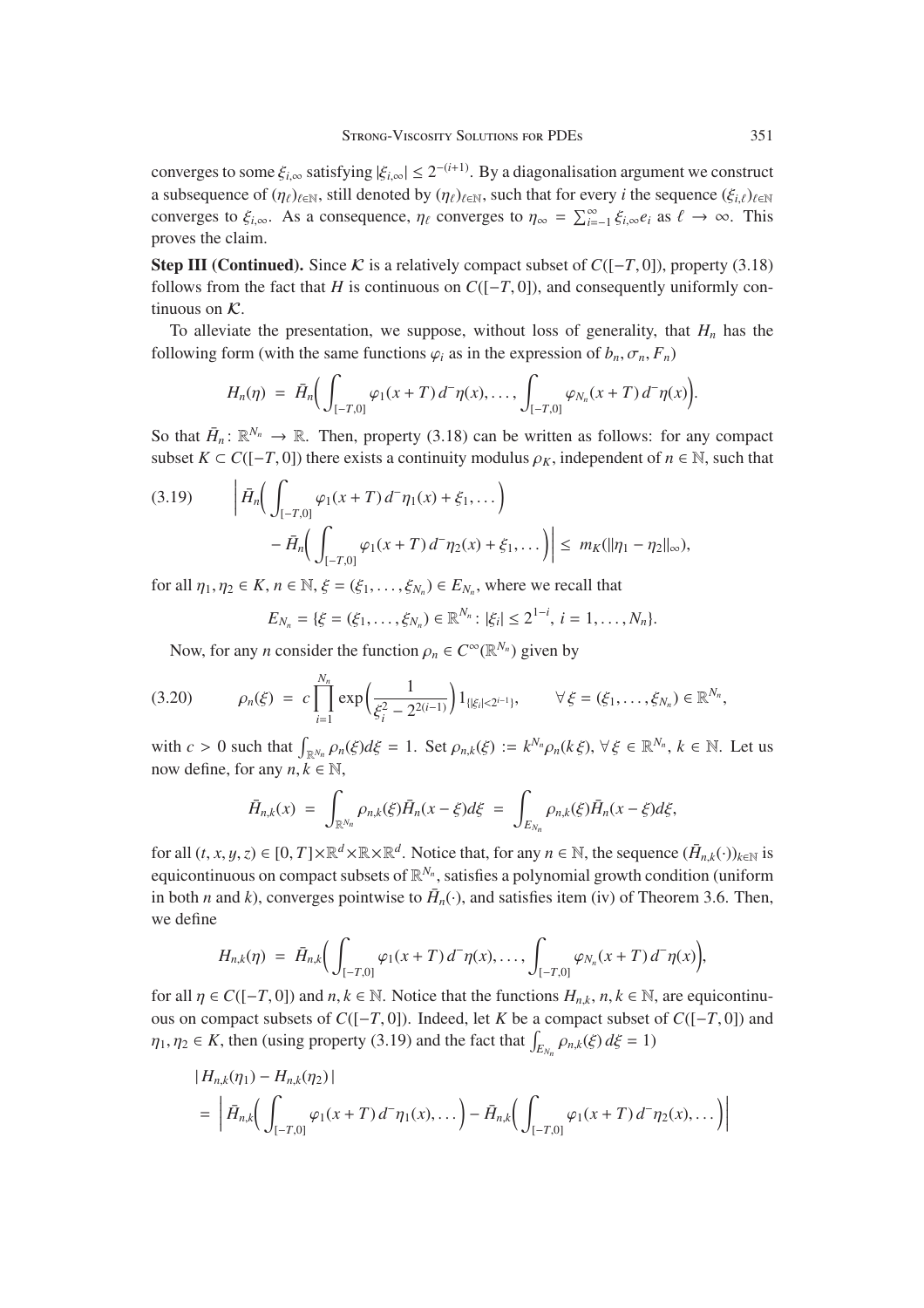converges to some $\xi_{i,\infty}$ satisfying $|\xi_{i,\infty}| \leq 2^{-(i+1)}$. By a diagonalisation argument we construct a subsequence of $(\eta_\ell)_{\ell\in\mathbb{N}}$, still denoted by $(\eta_\ell)_{\ell\in\mathbb{N}}$, such that for every $i$ the sequence $(\xi_{i,\ell})_{\ell\in\mathbb{N}}$ converges to $\xi_{i,\infty}$. As a consequence, $\eta_\ell$ converges to $\eta_\infty = \sum_{i=-1}^{\infty} \xi_{i,\infty} e_i$ as $\ell \to \infty$. This proves the claim.

**Step III (Continued).** Since $\mathcal{K}$ is a relatively compact subset of $C([-T,0])$, property (3.18) follows from the fact that $H$ is continuous on $C([-T,0])$, and consequently uniformly continuous on $\mathcal{K}$.

To alleviate the presentation, we suppose, without loss of generality, that $H_n$ has the following form (with the same functions $\varphi_i$ as in the expression of $b_n, \sigma_n, F_n$)

$$H_n(\eta) = \bar{H}_n\Big(\int_{[-T,0]} \varphi_1(x+T)\, d^-\eta(x), \dots, \int_{[-T,0]} \varphi_{N_n}(x+T)\, d^-\eta(x)\Big).$$

So that $\bar{H}_n \colon \mathbb{R}^{N_n} \to \mathbb{R}$. Then, property (3.18) can be written as follows: for any compact subset $K \subset C([-T,0])$ there exists a continuity modulus $\rho_K$, independent of $n \in \mathbb{N}$, such that

$$(3.19) \qquad \bigg| \bar{H}_n\Big(\int_{[-T,0]} \varphi_1(x+T)\, d^-\eta_1(x) + \xi_1, \dots\Big) - \bar{H}_n\Big(\int_{[-T,0]} \varphi_1(x+T)\, d^-\eta_2(x) + \xi_1, \dots\Big)\bigg| \leq m_K(\|\eta_1 - \eta_2\|_\infty),$$

for all $\eta_1, \eta_2 \in K$, $n \in \mathbb{N}$, $\xi = (\xi_1, \dots, \xi_{N_n}) \in E_{N_n}$, where we recall that

$$E_{N_n} = \{\xi = (\xi_1, \dots, \xi_{N_n}) \in \mathbb{R}^{N_n} \colon |\xi_i| \leq 2^{1-i},\ i = 1, \dots, N_n\}.$$

Now, for any $n$ consider the function $\rho_n \in C^\infty(\mathbb{R}^{N_n})$ given by

$$(3.20) \qquad \rho_n(\xi) = c \prod_{i=1}^{N_n} \exp\Big(\frac{1}{\xi_i^2 - 2^{2(i-1)}}\Big) 1_{\{|\xi_i| < 2^{i-1}\}}, \qquad \forall\, \xi = (\xi_1, \dots, \xi_{N_n}) \in \mathbb{R}^{N_n},$$

with $c > 0$ such that $\int_{\mathbb{R}^{N_n}} \rho_n(\xi) d\xi = 1$. Set $\rho_{n,k}(\xi) := k^{N_n} \rho_n(k\xi)$, $\forall\, \xi \in \mathbb{R}^{N_n}$, $k \in \mathbb{N}$. Let us now define, for any $n, k \in \mathbb{N}$,

$$\bar{H}_{n,k}(x) = \int_{\mathbb{R}^{N_n}} \rho_{n,k}(\xi) \bar{H}_n(x - \xi) d\xi = \int_{E_{N_n}} \rho_{n,k}(\xi) \bar{H}_n(x - \xi) d\xi,$$

for all $(t, x, y, z) \in [0,T] \times \mathbb{R}^d \times \mathbb{R} \times \mathbb{R}^d$. Notice that, for any $n \in \mathbb{N}$, the sequence $(\bar{H}_{n,k}(\cdot))_{k\in\mathbb{N}}$ is equicontinuous on compact subsets of $\mathbb{R}^{N_n}$, satisfies a polynomial growth condition (uniform in both $n$ and $k$), converges pointwise to $\bar{H}_n(\cdot)$, and satisfies item (iv) of Theorem 3.6. Then, we define

$$H_{n,k}(\eta) = \bar{H}_{n,k}\Big(\int_{[-T,0]} \varphi_1(x+T)\, d^-\eta(x), \dots, \int_{[-T,0]} \varphi_{N_n}(x+T)\, d^-\eta(x)\Big),$$

for all $\eta \in C([-T,0])$ and $n, k \in \mathbb{N}$. Notice that the functions $H_{n,k}$, $n, k \in \mathbb{N}$, are equicontinuous on compact subsets of $C([-T,0])$. Indeed, let $K$ be a compact subset of $C([-T,0])$ and $\eta_1, \eta_2 \in K$, then (using property (3.19) and the fact that $\int_{E_{N_n}} \rho_{n,k}(\xi)\, d\xi = 1$)

$$\begin{aligned}
&|H_{n,k}(\eta_1) - H_{n,k}(\eta_2)| \\
&= \bigg| \bar{H}_{n,k}\Big(\int_{[-T,0]} \varphi_1(x+T)\, d^-\eta_1(x), \dots\Big) - \bar{H}_{n,k}\Big(\int_{[-T,0]} \varphi_1(x+T)\, d^-\eta_2(x), \dots\Big)\bigg|
\end{aligned}$$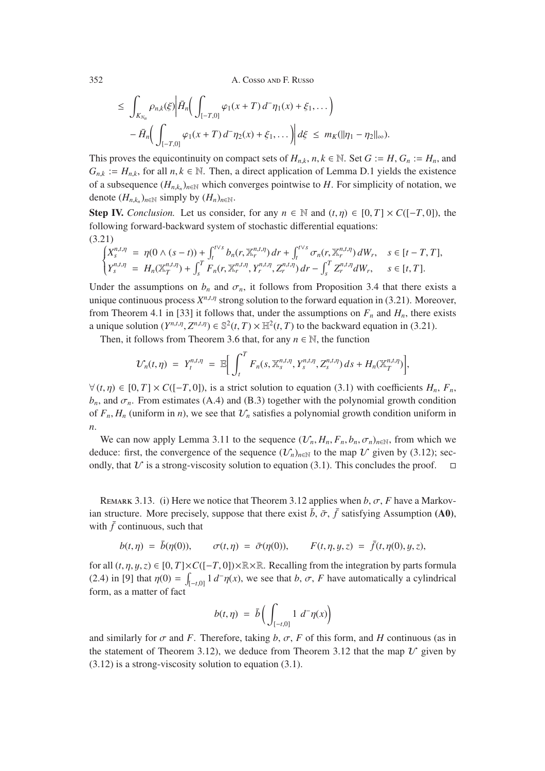$$
\begin{aligned}
&\leq \int_{K_{N_n}} \rho_{n,k}(\xi) \bigg| \bar{H}_n\Big( \int_{[-T,0]} \varphi_1(x+T)\, d^- \eta_1(x) + \xi_1, \dots \Big) \\
&\quad - \bar{H}_n\Big( \int_{[-T,0]} \varphi_1(x+T)\, d^- \eta_2(x) + \xi_1, \dots \Big) \bigg| d\xi \;\leq\; m_K(\|\eta_1 - \eta_2\|_\infty).
\end{aligned}
$$

This proves the equicontinuity on compact sets of $H_{n,k}$, $n, k \in \mathbb{N}$. Set $G := H$, $G_n := H_n$, and $G_{n,k} := H_{n,k}$, for all $n, k \in \mathbb{N}$. Then, a direct application of Lemma D.1 yields the existence of a subsequence $(H_{n,k_n})_{n\in\mathbb{N}}$ which converges pointwise to $H$. For simplicity of notation, we denote $(H_{n,k_n})_{n\in\mathbb{N}}$ simply by $(H_n)_{n\in\mathbb{N}}$.

**Step IV.** *Conclusion.* Let us consider, for any $n \in \mathbb{N}$ and $(t, \eta) \in [0, T] \times C([-T, 0])$, the following forward-backward system of stochastic differential equations:

(3.21)

$$
\begin{cases}
X_s^{n,t,\eta} \;=\; \eta(0 \wedge (s-t)) + \int_t^{t\vee s} b_n(r, \mathbb{X}_r^{n,t,\eta})\, dr + \int_t^{t\vee s} \sigma_n(r, \mathbb{X}_r^{n,t,\eta})\, dW_r, & s \in [t-T, T], \\
Y_s^{n,t,\eta} \;=\; H_n(\mathbb{X}_T^{n,t,\eta}) + \int_s^T F_n(r, \mathbb{X}_r^{n,t,\eta}, Y_r^{n,t,\eta}, Z_r^{n,t,\eta})\, dr - \int_s^T Z_r^{n,t,\eta} dW_r, & s \in [t, T].
\end{cases}
$$

Under the assumptions on $b_n$ and $\sigma_n$, it follows from Proposition 3.4 that there exists a unique continuous process $X^{n,t,\eta}$ strong solution to the forward equation in (3.21). Moreover, from Theorem 4.1 in [33] it follows that, under the assumptions on $F_n$ and $H_n$, there exists a unique solution $(Y^{n,t,\eta}, Z^{n,t,\eta}) \in \mathbb{S}^2(t,T) \times \mathbb{H}^2(t,T)$ to the backward equation in (3.21).

Then, it follows from Theorem 3.6 that, for any $n \in \mathbb{N}$, the function

$$
\mathcal{U}_n(t, \eta) \;=\; Y_t^{n,t,\eta} \;=\; \mathbb{E}\Big[ \int_t^T F_n(s, \mathbb{X}_s^{n,t,\eta}, Y_s^{n,t,\eta}, Z_s^{n,t,\eta})\, ds + H_n(\mathbb{X}_T^{n,t,\eta}) \Big],
$$

$\forall\, (t, \eta) \in [0, T] \times C([-T, 0])$, is a strict solution to equation (3.1) with coefficients $H_n$, $F_n$, $b_n$, and $\sigma_n$. From estimates (A.4) and (B.3) together with the polynomial growth condition of $F_n, H_n$ (uniform in $n$), we see that $\mathcal{U}_n$ satisfies a polynomial growth condition uniform in $n$.

We can now apply Lemma 3.11 to the sequence $(\mathcal{U}_n, H_n, F_n, b_n, \sigma_n)_{n\in\mathbb{N}}$, from which we deduce: first, the convergence of the sequence $(\mathcal{U}_n)_{n\in\mathbb{N}}$ to the map $\mathcal{U}$ given by (3.12); secondly, that $\mathcal{U}$ is a strong-viscosity solution to equation (3.1). This concludes the proof. □

Remark 3.13. (i) Here we notice that Theorem 3.12 applies when $b$, $\sigma$, $F$ have a Markovian structure. More precisely, suppose that there exist $\bar{b}$, $\bar{\sigma}$, $\bar{f}$ satisfying Assumption **(A0)**, with $\bar{f}$ continuous, such that

$$
b(t, \eta) \;=\; \bar{b}(\eta(0)), \qquad \sigma(t, \eta) \;=\; \bar{\sigma}(\eta(0)), \qquad F(t, \eta, y, z) \;=\; \bar{f}(t, \eta(0), y, z),
$$

for all $(t, \eta, y, z) \in [0, T] \times C([-T, 0]) \times \mathbb{R} \times \mathbb{R}$. Recalling from the integration by parts formula (2.4) in [9] that $\eta(0) = \int_{[-t,0]} 1\, d^- \eta(x)$, we see that $b$, $\sigma$, $F$ have automatically a cylindrical form, as a matter of fact

$$
b(t, \eta) \;=\; \bar{b}\Big( \int_{[-t,0]} 1 \; d^- \eta(x) \Big)
$$

and similarly for $\sigma$ and $F$. Therefore, taking $b$, $\sigma$, $F$ of this form, and $H$ continuous (as in the statement of Theorem 3.12), we deduce from Theorem 3.12 that the map $\mathcal{U}$ given by (3.12) is a strong-viscosity solution to equation (3.1).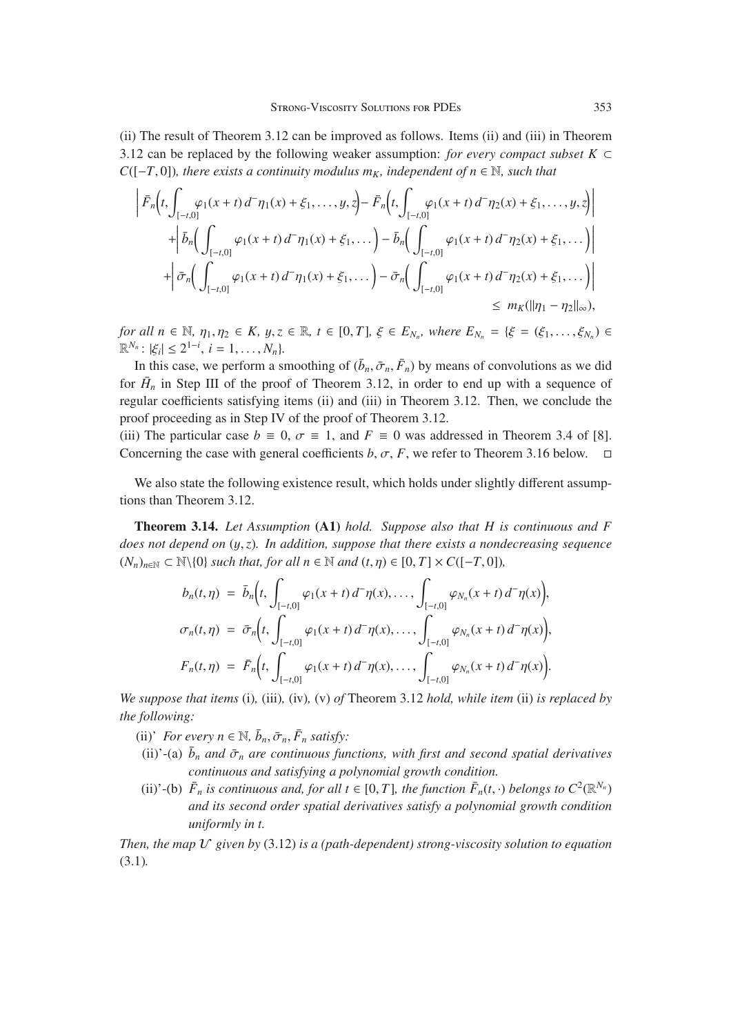(ii) The result of Theorem 3.12 can be improved as follows. Items (ii) and (iii) in Theorem 3.12 can be replaced by the following weaker assumption: *for every compact subset $K \subset C([-T,0])$, there exists a continuity modulus $m_K$, independent of $n \in \mathbb{N}$, such that*

$$
\begin{aligned}
&\bigg| \bar{F}_n\Big(t, \int_{[-t,0]} \varphi_1(x+t)\, d^-\eta_1(x) + \xi_1, \ldots, y, z\Big) - \bar{F}_n\Big(t, \int_{[-t,0]} \varphi_1(x+t)\, d^-\eta_2(x) + \xi_1, \ldots, y, z\Big) \bigg| \\
&\quad + \bigg| \bar{b}_n\Big( \int_{[-t,0]} \varphi_1(x+t)\, d^-\eta_1(x) + \xi_1, \ldots \Big) - \bar{b}_n\Big( \int_{[-t,0]} \varphi_1(x+t)\, d^-\eta_2(x) + \xi_1, \ldots \Big) \bigg| \\
&\quad + \bigg| \bar{\sigma}_n\Big( \int_{[-t,0]} \varphi_1(x+t)\, d^-\eta_1(x) + \xi_1, \ldots \Big) - \bar{\sigma}_n\Big( \int_{[-t,0]} \varphi_1(x+t)\, d^-\eta_2(x) + \xi_1, \ldots \Big) \bigg| \\
&\qquad \leq m_K(\|\eta_1 - \eta_2\|_\infty),
\end{aligned}
$$

*for all $n \in \mathbb{N}$, $\eta_1, \eta_2 \in K$, $y, z \in \mathbb{R}$, $t \in [0,T]$, $\xi \in E_{N_n}$, where $E_{N_n} = \{\xi = (\xi_1, \ldots, \xi_{N_n}) \in \mathbb{R}^{N_n} \colon |\xi_i| \leq 2^{1-i},\ i = 1, \ldots, N_n\}$.*

In this case, we perform a smoothing of $(\bar{b}_n, \bar{\sigma}_n, \bar{F}_n)$ by means of convolutions as we did for $\bar{H}_n$ in Step III of the proof of Theorem 3.12, in order to end up with a sequence of regular coefficients satisfying items (ii) and (iii) in Theorem 3.12. Then, we conclude the proof proceeding as in Step IV of the proof of Theorem 3.12.

(iii) The particular case $b \equiv 0$, $\sigma \equiv 1$, and $F \equiv 0$ was addressed in Theorem 3.4 of [8]. Concerning the case with general coefficients $b, \sigma, F$, we refer to Theorem 3.16 below. $\square$

We also state the following existence result, which holds under slightly different assumptions than Theorem 3.12.

**Theorem 3.14.** *Let Assumption* **(A1)** *hold. Suppose also that $H$ is continuous and $F$ does not depend on $(y,z)$. In addition, suppose that there exists a nondecreasing sequence $(N_n)_{n\in\mathbb{N}} \subset \mathbb{N}\backslash\{0\}$ such that, for all $n \in \mathbb{N}$ and $(t,\eta) \in [0,T] \times C([-T,0])$,*

$$
\begin{aligned}
b_n(t,\eta) &= \bar{b}_n\Big(t, \int_{[-t,0]} \varphi_1(x+t)\, d^-\eta(x), \ldots, \int_{[-t,0]} \varphi_{N_n}(x+t)\, d^-\eta(x)\Big), \\
\sigma_n(t,\eta) &= \bar{\sigma}_n\Big(t, \int_{[-t,0]} \varphi_1(x+t)\, d^-\eta(x), \ldots, \int_{[-t,0]} \varphi_{N_n}(x+t)\, d^-\eta(x)\Big), \\
F_n(t,\eta) &= \bar{F}_n\Big(t, \int_{[-t,0]} \varphi_1(x+t)\, d^-\eta(x), \ldots, \int_{[-t,0]} \varphi_{N_n}(x+t)\, d^-\eta(x)\Big).
\end{aligned}
$$

*We suppose that items* (i), (iii), (iv), (v) *of* Theorem 3.12 *hold, while item* (ii) *is replaced by the following:*

(ii)' *For every $n \in \mathbb{N}$, $\bar{b}_n, \bar{\sigma}_n, \bar{F}_n$ satisfy:*

(ii)'-(a) *$\bar{b}_n$ and $\bar{\sigma}_n$ are continuous functions, with first and second spatial derivatives continuous and satisfying a polynomial growth condition.*

(ii)'-(b) *$\bar{F}_n$ is continuous and, for all $t \in [0,T]$, the function $\bar{F}_n(t,\cdot)$ belongs to $C^2(\mathbb{R}^{N_n})$ and its second order spatial derivatives satisfy a polynomial growth condition uniformly in $t$.*

*Then, the map $\mathcal{U}$ given by* (3.12) *is a (path-dependent) strong-viscosity solution to equation* (3.1)*.*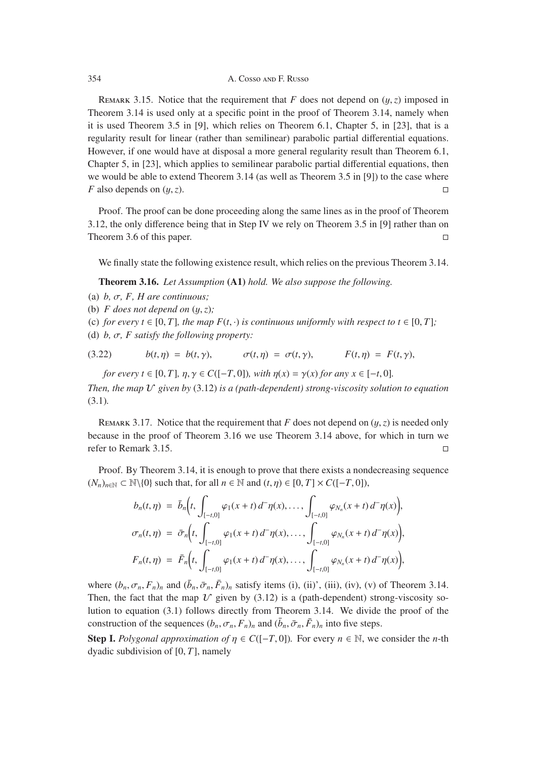Remark 3.15. Notice that the requirement that $F$ does not depend on $(y, z)$ imposed in Theorem 3.14 is used only at a specific point in the proof of Theorem 3.14, namely when it is used Theorem 3.5 in [9], which relies on Theorem 6.1, Chapter 5, in [23], that is a regularity result for linear (rather than semilinear) parabolic partial differential equations. However, if one would have at disposal a more general regularity result than Theorem 6.1, Chapter 5, in [23], which applies to semilinear parabolic partial differential equations, then we would be able to extend Theorem 3.14 (as well as Theorem 3.5 in [9]) to the case where $F$ also depends on $(y, z)$. □

Proof. The proof can be done proceeding along the same lines as in the proof of Theorem 3.12, the only difference being that in Step IV we rely on Theorem 3.5 in [9] rather than on Theorem 3.6 of this paper. □

We finally state the following existence result, which relies on the previous Theorem 3.14.

**Theorem 3.16.** *Let Assumption* **(A1)** *hold. We also suppose the following.*

(a) *$b$, $\sigma$, $F$, $H$ are continuous;*

(b) *$F$ does not depend on $(y, z)$;*

(c) *for every $t \in [0, T]$, the map $F(t, \cdot)$ is continuous uniformly with respect to $t \in [0, T]$;*

(d) *$b$, $\sigma$, $F$ satisfy the following property:*

$$b(t, \eta) = b(t, \gamma), \qquad \sigma(t, \eta) = \sigma(t, \gamma), \qquad F(t, \eta) = F(t, \gamma), \tag{3.22}$$

*for every $t \in [0, T]$, $\eta, \gamma \in C([-T, 0])$, with $\eta(x) = \gamma(x)$ for any $x \in [-t, 0]$.*

*Then, the map $\mathcal{V}$ given by* (3.12) *is a (path-dependent) strong-viscosity solution to equation* (3.1).

Remark 3.17. Notice that the requirement that $F$ does not depend on $(y, z)$ is needed only because in the proof of Theorem 3.16 we use Theorem 3.14 above, for which in turn we refer to Remark 3.15. □

Proof. By Theorem 3.14, it is enough to prove that there exists a nondecreasing sequence $(N_n)_{n\in\mathbb{N}} \subset \mathbb{N}\backslash\{0\}$ such that, for all $n \in \mathbb{N}$ and $(t, \eta) \in [0, T] \times C([-T, 0])$,

$$\begin{aligned}
b_n(t, \eta) &= \bar{b}_n\Big(t, \int_{[-t,0]} \varphi_1(x + t)\, d^-\eta(x), \ldots, \int_{[-t,0]} \varphi_{N_n}(x + t)\, d^-\eta(x)\Big), \\
\sigma_n(t, \eta) &= \bar{\sigma}_n\Big(t, \int_{[-t,0]} \varphi_1(x + t)\, d^-\eta(x), \ldots, \int_{[-t,0]} \varphi_{N_n}(x + t)\, d^-\eta(x)\Big), \\
F_n(t, \eta) &= \bar{F}_n\Big(t, \int_{[-t,0]} \varphi_1(x + t)\, d^-\eta(x), \ldots, \int_{[-t,0]} \varphi_{N_n}(x + t)\, d^-\eta(x)\Big),
\end{aligned}$$

where $(b_n, \sigma_n, F_n)_n$ and $(\bar{b}_n, \bar{\sigma}_n, \bar{F}_n)_n$ satisfy items (i), (ii)', (iii), (iv), (v) of Theorem 3.14. Then, the fact that the map $\mathcal{V}$ given by (3.12) is a (path-dependent) strong-viscosity solution to equation (3.1) follows directly from Theorem 3.14. We divide the proof of the construction of the sequences $(b_n, \sigma_n, F_n)_n$ and $(\bar{b}_n, \bar{\sigma}_n, \bar{F}_n)_n$ into five steps.

**Step I.** *Polygonal approximation of $\eta \in C([-T, 0])$.* For every $n \in \mathbb{N}$, we consider the $n$-th dyadic subdivision of $[0, T]$, namely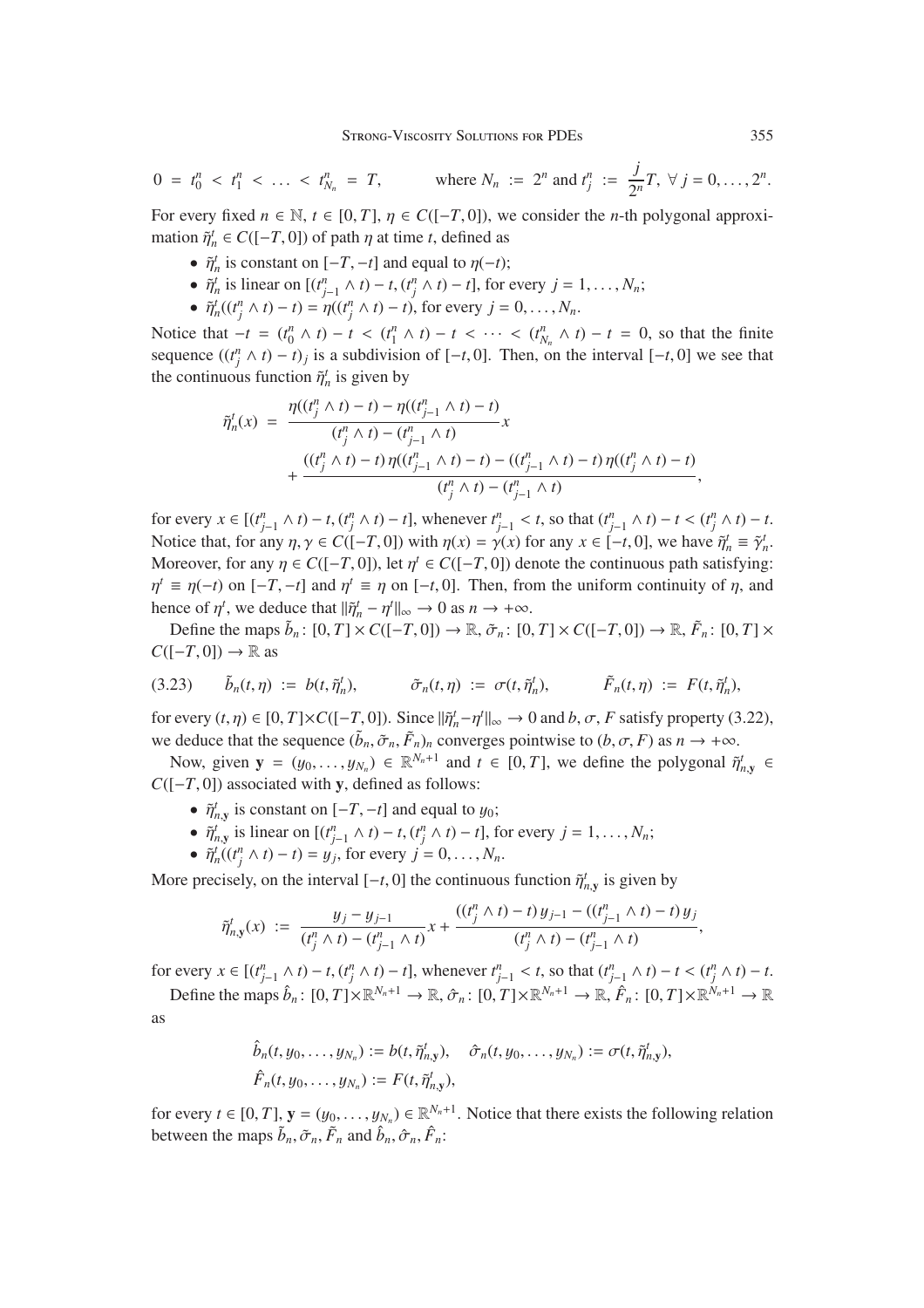$$0 = t_0^n < t_1^n < \ldots < t_{N_n}^n = T, \qquad \text{where } N_n := 2^n \text{ and } t_j^n := \frac{j}{2^n}T, \ \forall\, j = 0, \ldots, 2^n.$$

For every fixed $n \in \mathbb{N}$, $t \in [0,T]$, $\eta \in C([-T,0])$, we consider the $n$-th polygonal approximation $\tilde{\eta}_n^t \in C([-T,0])$ of path $\eta$ at time $t$, defined as

- $\tilde{\eta}_n^t$ is constant on $[-T,-t]$ and equal to $\eta(-t)$;
- $\tilde{\eta}_n^t$ is linear on $[(t_{j-1}^n \wedge t) - t, (t_j^n \wedge t) - t]$, for every $j = 1, \ldots, N_n$;
- $\tilde{\eta}_n^t((t_j^n \wedge t) - t) = \eta((t_j^n \wedge t) - t)$, for every $j = 0, \ldots, N_n$.

Notice that $-t = (t_0^n \wedge t) - t < (t_1^n \wedge t) - t < \cdots < (t_{N_n}^n \wedge t) - t = 0$, so that the finite sequence $((t_j^n \wedge t) - t)_j$ is a subdivision of $[-t,0]$. Then, on the interval $[-t,0]$ we see that the continuous function $\tilde{\eta}_n^t$ is given by

$$\tilde{\eta}_n^t(x) = \frac{\eta((t_j^n \wedge t) - t) - \eta((t_{j-1}^n \wedge t) - t)}{(t_j^n \wedge t) - (t_{j-1}^n \wedge t)} x + \frac{((t_j^n \wedge t) - t)\,\eta((t_{j-1}^n \wedge t) - t) - ((t_{j-1}^n \wedge t) - t)\,\eta((t_j^n \wedge t) - t)}{(t_j^n \wedge t) - (t_{j-1}^n \wedge t)},$$

for every $x \in [(t_{j-1}^n \wedge t) - t, (t_j^n \wedge t) - t]$, whenever $t_{j-1}^n < t$, so that $(t_{j-1}^n \wedge t) - t < (t_j^n \wedge t) - t$. Notice that, for any $\eta, \gamma \in C([-T,0])$ with $\eta(x) = \gamma(x)$ for any $x \in [-t,0]$, we have $\tilde{\eta}_n^t \equiv \tilde{\gamma}_n^t$. Moreover, for any $\eta \in C([-T,0])$, let $\eta^t \in C([-T,0])$ denote the continuous path satisfying: $\eta^t \equiv \eta(-t)$ on $[-T,-t]$ and $\eta^t \equiv \eta$ on $[-t,0]$. Then, from the uniform continuity of $\eta$, and hence of $\eta^t$, we deduce that $\|\tilde{\eta}_n^t - \eta^t\|_\infty \to 0$ as $n \to +\infty$.

Define the maps $\tilde{b}_n\colon [0,T] \times C([-T,0]) \to \mathbb{R}$, $\tilde{\sigma}_n\colon [0,T] \times C([-T,0]) \to \mathbb{R}$, $\tilde{F}_n\colon [0,T] \times C([-T,0]) \to \mathbb{R}$ as

$$\tilde{b}_n(t,\eta) := b(t,\tilde{\eta}_n^t), \qquad \tilde{\sigma}_n(t,\eta) := \sigma(t,\tilde{\eta}_n^t), \qquad \tilde{F}_n(t,\eta) := F(t,\tilde{\eta}_n^t), \tag{3.23}$$

for every $(t,\eta) \in [0,T] \times C([-T,0])$. Since $\|\tilde{\eta}_n^t - \eta^t\|_\infty \to 0$ and $b, \sigma, F$ satisfy property (3.22), we deduce that the sequence $(\tilde{b}_n, \tilde{\sigma}_n, \tilde{F}_n)_n$ converges pointwise to $(b, \sigma, F)$ as $n \to +\infty$.

Now, given $\mathbf{y} = (y_0, \ldots, y_{N_n}) \in \mathbb{R}^{N_n+1}$ and $t \in [0,T]$, we define the polygonal $\tilde{\eta}_{n,\mathbf{y}}^t \in C([-T,0])$ associated with $\mathbf{y}$, defined as follows:

- $\tilde{\eta}_{n,\mathbf{y}}^t$ is constant on $[-T,-t]$ and equal to $y_0$;
- $\tilde{\eta}_{n,\mathbf{y}}^t$ is linear on $[(t_{j-1}^n \wedge t) - t, (t_j^n \wedge t) - t]$, for every $j = 1, \ldots, N_n$;
- $\tilde{\eta}_n^t((t_j^n \wedge t) - t) = y_j$, for every $j = 0, \ldots, N_n$.

More precisely, on the interval $[-t,0]$ the continuous function $\tilde{\eta}_{n,\mathbf{y}}^t$ is given by

$$\tilde{\eta}_{n,\mathbf{y}}^t(x) := \frac{y_j - y_{j-1}}{(t_j^n \wedge t) - (t_{j-1}^n \wedge t)} x + \frac{((t_j^n \wedge t) - t)\, y_{j-1} - ((t_{j-1}^n \wedge t) - t)\, y_j}{(t_j^n \wedge t) - (t_{j-1}^n \wedge t)},$$

for every $x \in [(t_{j-1}^n \wedge t) - t, (t_j^n \wedge t) - t]$, whenever $t_{j-1}^n < t$, so that $(t_{j-1}^n \wedge t) - t < (t_j^n \wedge t) - t$.

Define the maps $\hat{b}_n\colon [0,T] \times \mathbb{R}^{N_n+1} \to \mathbb{R}$, $\hat{\sigma}_n\colon [0,T] \times \mathbb{R}^{N_n+1} \to \mathbb{R}$, $\hat{F}_n\colon [0,T] \times \mathbb{R}^{N_n+1} \to \mathbb{R}$ as

$$\hat{b}_n(t, y_0, \ldots, y_{N_n}) := b(t, \tilde{\eta}_{n,\mathbf{y}}^t), \quad \hat{\sigma}_n(t, y_0, \ldots, y_{N_n}) := \sigma(t, \tilde{\eta}_{n,\mathbf{y}}^t),$$
$$\hat{F}_n(t, y_0, \ldots, y_{N_n}) := F(t, \tilde{\eta}_{n,\mathbf{y}}^t),$$

for every $t \in [0,T]$, $\mathbf{y} = (y_0, \ldots, y_{N_n}) \in \mathbb{R}^{N_n+1}$. Notice that there exists the following relation between the maps $\tilde{b}_n, \tilde{\sigma}_n, \tilde{F}_n$ and $\hat{b}_n, \hat{\sigma}_n, \hat{F}_n$: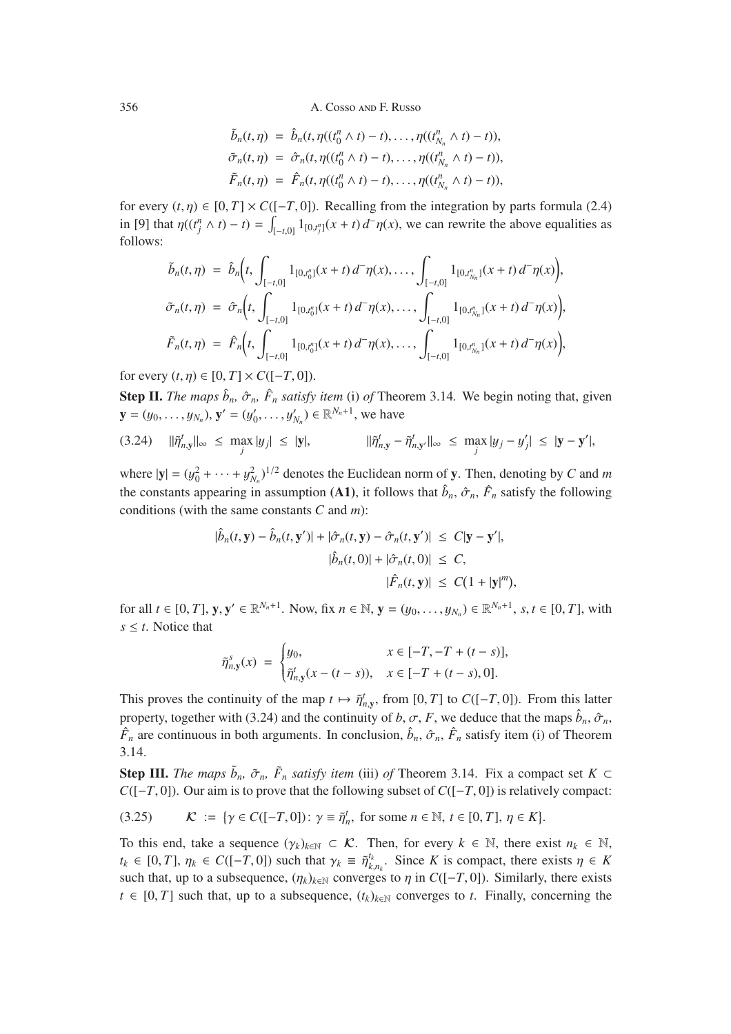$$
\begin{aligned}
\tilde{b}_n(t,\eta) &= \hat{b}_n(t, \eta((t_0^n \wedge t) - t), \dots, \eta((t_{N_n}^n \wedge t) - t)),\\
\tilde{\sigma}_n(t,\eta) &= \hat{\sigma}_n(t, \eta((t_0^n \wedge t) - t), \dots, \eta((t_{N_n}^n \wedge t) - t)),\\
\tilde{F}_n(t,\eta) &= \hat{F}_n(t, \eta((t_0^n \wedge t) - t), \dots, \eta((t_{N_n}^n \wedge t) - t)),
\end{aligned}
$$

for every $(t,\eta) \in [0,T] \times C([-T,0])$. Recalling from the integration by parts formula (2.4) in [9] that $\eta((t_j^n \wedge t) - t) = \int_{[-t,0]} 1_{[0,t_j^n]}(x+t)\, d^-\eta(x)$, we can rewrite the above equalities as follows:

$$
\begin{aligned}
\tilde{b}_n(t,\eta) &= \hat{b}_n\Big(t, \int_{[-t,0]} 1_{[0,t_0^n]}(x+t)\, d^-\eta(x), \dots, \int_{[-t,0]} 1_{[0,t_{N_n}^n]}(x+t)\, d^-\eta(x)\Big),\\
\tilde{\sigma}_n(t,\eta) &= \hat{\sigma}_n\Big(t, \int_{[-t,0]} 1_{[0,t_0^n]}(x+t)\, d^-\eta(x), \dots, \int_{[-t,0]} 1_{[0,t_{N_n}^n]}(x+t)\, d^-\eta(x)\Big),\\
\tilde{F}_n(t,\eta) &= \hat{F}_n\Big(t, \int_{[-t,0]} 1_{[0,t_0^n]}(x+t)\, d^-\eta(x), \dots, \int_{[-t,0]} 1_{[0,t_{N_n}^n]}(x+t)\, d^-\eta(x)\Big),
\end{aligned}
$$

for every $(t,\eta) \in [0,T] \times C([-T,0])$.

**Step II.** *The maps $\hat{b}_n$, $\hat{\sigma}_n$, $\hat{F}_n$ satisfy item* (i) *of* Theorem 3.14. We begin noting that, given $\mathbf{y} = (y_0, \dots, y_{N_n})$, $\mathbf{y}' = (y_0', \dots, y_{N_n}') \in \mathbb{R}^{N_n+1}$, we have

$$
(3.24) \qquad \|\bar{\eta}_{n,\mathbf{y}}^t\|_\infty \le \max_j |y_j| \le |\mathbf{y}|, \qquad \|\bar{\eta}_{n,\mathbf{y}}^t - \bar{\eta}_{n,\mathbf{y}'}^t\|_\infty \le \max_j |y_j - y_j'| \le |\mathbf{y} - \mathbf{y}'|,
$$

where $|\mathbf{y}| = (y_0^2 + \cdots + y_{N_n}^2)^{1/2}$ denotes the Euclidean norm of $\mathbf{y}$. Then, denoting by $C$ and $m$ the constants appearing in assumption **(A1)**, it follows that $\hat{b}_n$, $\hat{\sigma}_n$, $\hat{F}_n$ satisfy the following conditions (with the same constants $C$ and $m$):

$$
\begin{aligned}
|\hat{b}_n(t,\mathbf{y}) - \hat{b}_n(t,\mathbf{y}')| + |\hat{\sigma}_n(t,\mathbf{y}) - \hat{\sigma}_n(t,\mathbf{y}')| &\le C|\mathbf{y} - \mathbf{y}'|,\\
|\hat{b}_n(t,0)| + |\hat{\sigma}_n(t,0)| &\le C,\\
|\hat{F}_n(t,\mathbf{y})| &\le C(1 + |\mathbf{y}|^m),
\end{aligned}
$$

for all $t \in [0,T]$, $\mathbf{y}, \mathbf{y}' \in \mathbb{R}^{N_n+1}$. Now, fix $n \in \mathbb{N}$, $\mathbf{y} = (y_0, \dots, y_{N_n}) \in \mathbb{R}^{N_n+1}$, $s, t \in [0,T]$, with $s \le t$. Notice that

$$
\bar{\eta}_{n,\mathbf{y}}^s(x) = \begin{cases} y_0, & x \in [-T, -T + (t-s)],\\ \bar{\eta}_{n,\mathbf{y}}^t(x - (t-s)), & x \in [-T + (t-s), 0]. \end{cases}
$$

This proves the continuity of the map $t \mapsto \bar{\eta}_{n,\mathbf{y}}^t$, from $[0,T]$ to $C([-T,0])$. From this latter property, together with (3.24) and the continuity of $b$, $\sigma$, $F$, we deduce that the maps $\hat{b}_n$, $\hat{\sigma}_n$, $\hat{F}_n$ are continuous in both arguments. In conclusion, $\hat{b}_n$, $\hat{\sigma}_n$, $\hat{F}_n$ satisfy item (i) of Theorem 3.14.

**Step III.** *The maps $\tilde{b}_n$, $\tilde{\sigma}_n$, $\tilde{F}_n$ satisfy item* (iii) *of* Theorem 3.14. Fix a compact set $K \subset C([-T,0])$. Our aim is to prove that the following subset of $C([-T,0])$ is relatively compact:

$$
(3.25) \qquad \mathcal{K} := \{\gamma \in C([-T,0]) \colon \gamma \equiv \tilde{\eta}_n^t, \text{ for some } n \in \mathbb{N},\ t \in [0,T],\ \eta \in K\}.
$$

To this end, take a sequence $(\gamma_k)_{k\in\mathbb{N}} \subset \mathcal{K}$. Then, for every $k \in \mathbb{N}$, there exist $n_k \in \mathbb{N}$, $t_k \in [0,T]$, $\eta_k \in C([-T,0])$ such that $\gamma_k \equiv \tilde{\eta}_{k,n_k}^{t_k}$. Since $K$ is compact, there exists $\eta \in K$ such that, up to a subsequence, $(\eta_k)_{k\in\mathbb{N}}$ converges to $\eta$ in $C([-T,0])$. Similarly, there exists $t \in [0,T]$ such that, up to a subsequence, $(t_k)_{k\in\mathbb{N}}$ converges to $t$. Finally, concerning the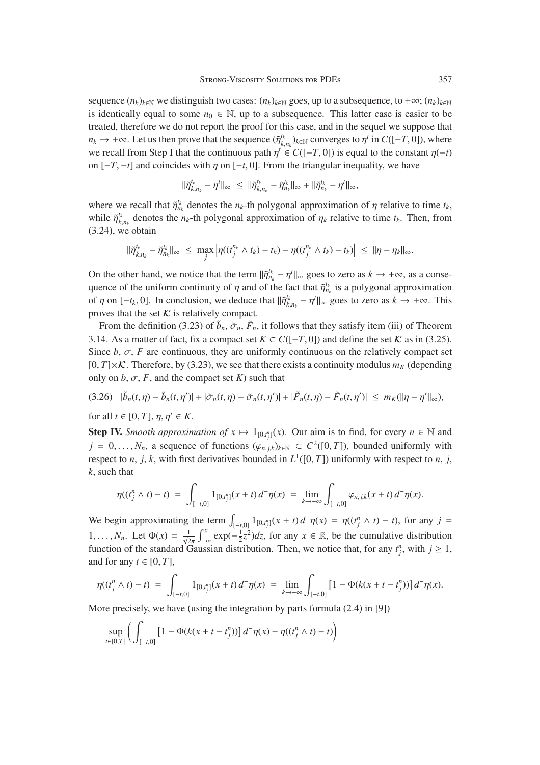sequence $(n_k)_{k\in\mathbb{N}}$ we distinguish two cases: $(n_k)_{k\in\mathbb{N}}$ goes, up to a subsequence, to $+\infty$; $(n_k)_{k\in\mathbb{N}}$ is identically equal to some $n_0 \in \mathbb{N}$, up to a subsequence. This latter case is easier to be treated, therefore we do not report the proof for this case, and in the sequel we suppose that $n_k \to +\infty$. Let us then prove that the sequence $(\tilde{\eta}^{t_k}_{k,n_k})_{k\in\mathbb{N}}$ converges to $\eta^t$ in $C([-T,0])$, where we recall from Step I that the continuous path $\eta^t \in C([-T,0])$ is equal to the constant $\eta(-t)$ on $[-T,-t]$ and coincides with $\eta$ on $[-t,0]$. From the triangular inequality, we have

$$\|\tilde{\eta}^{t_k}_{k,n_k} - \eta^t\|_\infty \;\leq\; \|\tilde{\eta}^{t_k}_{k,n_k} - \tilde{\eta}^{t_k}_{n_k}\|_\infty + \|\tilde{\eta}^{t_k}_{n_k} - \eta^t\|_\infty,$$

where we recall that $\tilde{\eta}^{t_k}_{n_k}$ denotes the $n_k$-th polygonal approximation of $\eta$ relative to time $t_k$, while $\tilde{\eta}^{t_k}_{k,n_k}$ denotes the $n_k$-th polygonal approximation of $\eta_k$ relative to time $t_k$. Then, from (3.24), we obtain

$$\|\tilde{\eta}^{t_k}_{k,n_k} - \tilde{\eta}^{t_k}_{n_k}\|_\infty \;\leq\; \max_j \left|\eta((t^{n_k}_j \wedge t_k) - t_k) - \eta((t^{n_k}_j \wedge t_k) - t_k)\right| \;\leq\; \|\eta - \eta_k\|_\infty.$$

On the other hand, we notice that the term $\|\tilde{\eta}^{t_k}_{n_k} - \eta^t\|_\infty$ goes to zero as $k \to +\infty$, as a consequence of the uniform continuity of $\eta$ and of the fact that $\tilde{\eta}^{t_k}_{n_k}$ is a polygonal approximation of $\eta$ on $[-t_k, 0]$. In conclusion, we deduce that $\|\tilde{\eta}^{t_k}_{k,n_k} - \eta^t\|_\infty$ goes to zero as $k \to +\infty$. This proves that the set $\mathcal{K}$ is relatively compact.

From the definition (3.23) of $\tilde{b}_n$, $\tilde{\sigma}_n$, $\tilde{F}_n$, it follows that they satisfy item (iii) of Theorem 3.14. As a matter of fact, fix a compact set $K \subset C([-T,0])$ and define the set $\mathcal{K}$ as in (3.25). Since $b$, $\sigma$, $F$ are continuous, they are uniformly continuous on the relatively compact set $[0,T]\times\mathcal{K}$. Therefore, by (3.23), we see that there exists a continuity modulus $m_K$ (depending only on $b$, $\sigma$, $F$, and the compact set $K$) such that

$$(3.26)\quad |\tilde{b}_n(t,\eta) - \tilde{b}_n(t,\eta')| + |\tilde{\sigma}_n(t,\eta) - \tilde{\sigma}_n(t,\eta')| + |\tilde{F}_n(t,\eta) - \tilde{F}_n(t,\eta')| \;\leq\; m_K(\|\eta - \eta'\|_\infty),$$

for all $t \in [0,T]$, $\eta, \eta' \in K$.

**Step IV.** *Smooth approximation of* $x \mapsto 1_{[0,t^n_j]}(x)$. Our aim is to find, for every $n \in \mathbb{N}$ and $j = 0,\ldots,N_n$, a sequence of functions $(\varphi_{n,j,k})_{k\in\mathbb{N}} \subset C^2([0,T])$, bounded uniformly with respect to $n$, $j$, $k$, with first derivatives bounded in $L^1([0,T])$ uniformly with respect to $n$, $j$, $k$, such that

$$\eta((t^n_j \wedge t) - t) \;=\; \int_{[-t,0]} 1_{[0,t^n_j]}(x+t)\, d^-\eta(x) \;=\; \lim_{k\to+\infty} \int_{[-t,0]} \varphi_{n,j,k}(x+t)\, d^-\eta(x).$$

We begin approximating the term $\int_{[-t,0]} 1_{[0,t^n_j]}(x+t)\, d^-\eta(x) = \eta((t^n_j \wedge t) - t)$, for any $j = 1,\ldots,N_n$. Let $\Phi(x) = \frac{1}{\sqrt{2\pi}} \int_{-\infty}^x \exp(-\frac{1}{2}z^2)dz$, for any $x \in \mathbb{R}$, be the cumulative distribution function of the standard Gaussian distribution. Then, we notice that, for any $t^n_j$, with $j \geq 1$, and for any $t \in [0,T]$,

$$\eta((t^n_j \wedge t) - t) \;=\; \int_{[-t,0]} 1_{[0,t^n_j]}(x+t)\, d^-\eta(x) \;=\; \lim_{k\to+\infty} \int_{[-t,0]} \big[1 - \Phi(k(x+t-t^n_j))\big]\, d^-\eta(x).$$

More precisely, we have (using the integration by parts formula (2.4) in [9])

$$\sup_{t\in[0,T]} \bigg( \int_{[-t,0]} \big[1 - \Phi(k(x+t-t^n_j))\big]\, d^-\eta(x) - \eta((t^n_j \wedge t) - t) \bigg)$$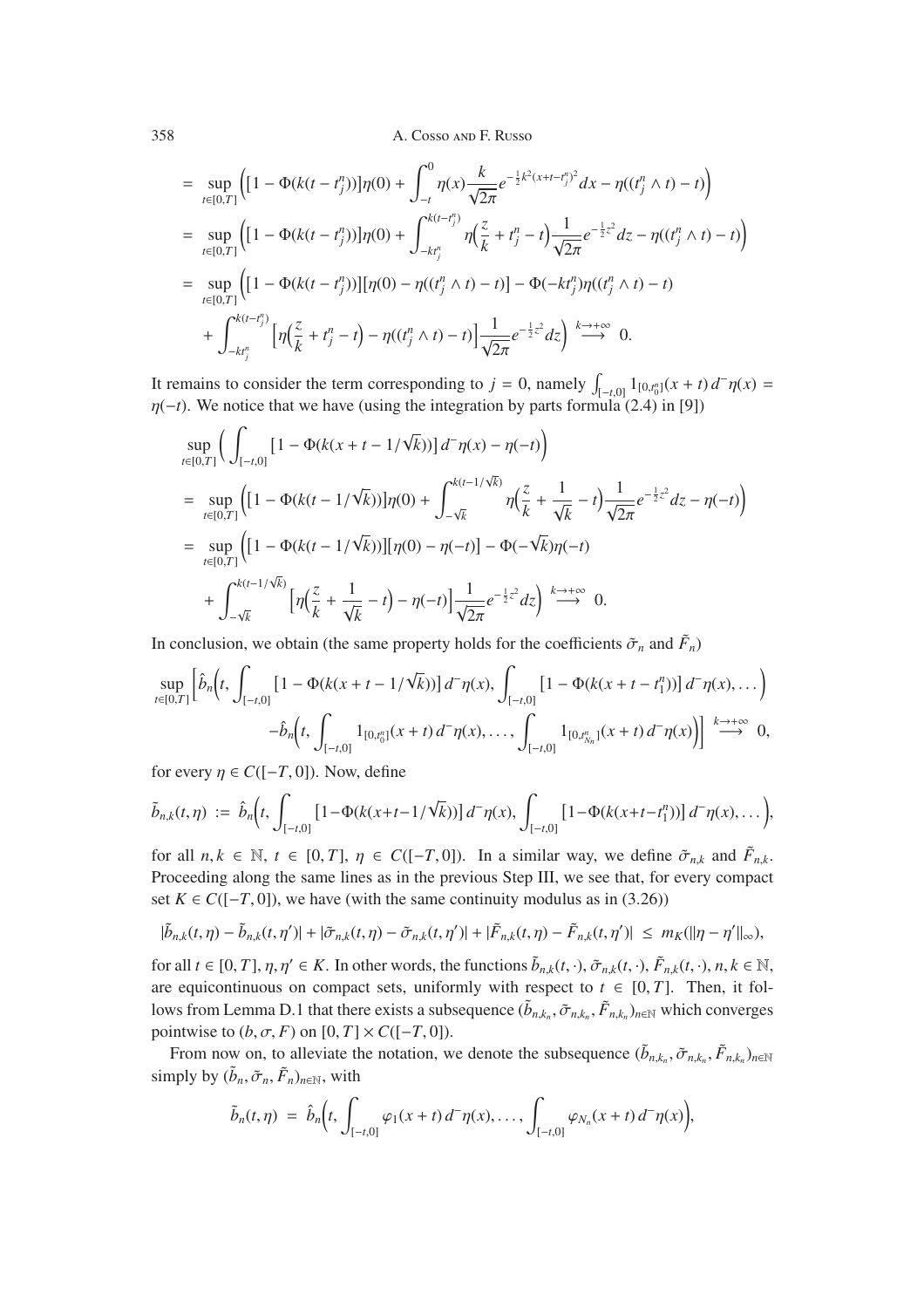$$
\begin{aligned}
&= \sup_{t\in[0,T]} \Big( [1-\Phi(k(t-t_j^n))]\eta(0) + \int_{-t}^{0} \eta(x)\frac{k}{\sqrt{2\pi}} e^{-\frac{1}{2}k^2(x+t-t_j^n)^2}dx - \eta((t_j^n\wedge t)-t)\Big) \\
&= \sup_{t\in[0,T]} \Big( [1-\Phi(k(t-t_j^n))]\eta(0) + \int_{-kt_j^n}^{k(t-t_j^n)} \eta\Big(\frac{z}{k}+t_j^n-t\Big)\frac{1}{\sqrt{2\pi}} e^{-\frac{1}{2}z^2}dz - \eta((t_j^n\wedge t)-t)\Big) \\
&= \sup_{t\in[0,T]} \Big( [1-\Phi(k(t-t_j^n))][\eta(0)-\eta((t_j^n\wedge t)-t)] - \Phi(-kt_j^n)\eta((t_j^n\wedge t)-t) \\
&\quad + \int_{-kt_j^n}^{k(t-t_j^n)} \Big[\eta\Big(\frac{z}{k}+t_j^n-t\Big) - \eta((t_j^n\wedge t)-t)\Big]\frac{1}{\sqrt{2\pi}} e^{-\frac{1}{2}z^2}dz\Big) \overset{k\to+\infty}{\longrightarrow} 0.
\end{aligned}
$$

It remains to consider the term corresponding to $j=0$, namely $\int_{[-t,0]} 1_{[0,t_0^n]}(x+t)\,d^-\eta(x) = \eta(-t)$. We notice that we have (using the integration by parts formula (2.4) in [9])

$$
\begin{aligned}
&\sup_{t\in[0,T]} \Big( \int_{[-t,0]} [1-\Phi(k(x+t-1/\sqrt{k}))]\,d^-\eta(x) - \eta(-t)\Big) \\
&= \sup_{t\in[0,T]} \Big( [1-\Phi(k(t-1/\sqrt{k}))]\eta(0) + \int_{-\sqrt{k}}^{k(t-1/\sqrt{k})} \eta\Big(\frac{z}{k}+\frac{1}{\sqrt{k}}-t\Big)\frac{1}{\sqrt{2\pi}} e^{-\frac{1}{2}z^2}dz - \eta(-t)\Big) \\
&= \sup_{t\in[0,T]} \Big( [1-\Phi(k(t-1/\sqrt{k}))][\eta(0)-\eta(-t)] - \Phi(-\sqrt{k})\eta(-t) \\
&\quad + \int_{-\sqrt{k}}^{k(t-1/\sqrt{k})} \Big[\eta\Big(\frac{z}{k}+\frac{1}{\sqrt{k}}-t\Big) - \eta(-t)\Big]\frac{1}{\sqrt{2\pi}} e^{-\frac{1}{2}z^2}dz\Big) \overset{k\to+\infty}{\longrightarrow} 0.
\end{aligned}
$$

In conclusion, we obtain (the same property holds for the coefficients $\tilde\sigma_n$ and $\tilde F_n$)

$$
\begin{aligned}
\sup_{t\in[0,T]} \Big[ &\hat b_n\Big(t, \int_{[-t,0]} [1-\Phi(k(x+t-1/\sqrt{k}))]\,d^-\eta(x), \int_{[-t,0]} [1-\Phi(k(x+t-t_1^n))]\,d^-\eta(x),\dots\Big) \\
&- \hat b_n\Big(t, \int_{[-t,0]} 1_{[0,t_0^n]}(x+t)\,d^-\eta(x),\dots, \int_{[-t,0]} 1_{[0,t_{N_n}^n]}(x+t)\,d^-\eta(x)\Big)\Big] \overset{k\to+\infty}{\longrightarrow} 0,
\end{aligned}
$$

for every $\eta \in C([-T,0])$. Now, define

$$
\tilde b_{n,k}(t,\eta) := \hat b_n\Big(t, \int_{[-t,0]} [1-\Phi(k(x+t-1/\sqrt{k}))]\,d^-\eta(x), \int_{[-t,0]} [1-\Phi(k(x+t-t_1^n))]\,d^-\eta(x),\dots\Big),
$$

for all $n,k\in\mathbb{N}$, $t\in[0,T]$, $\eta\in C([-T,0])$. In a similar way, we define $\tilde\sigma_{n,k}$ and $\tilde F_{n,k}$. Proceeding along the same lines as in the previous Step III, we see that, for every compact set $K\in C([-T,0])$, we have (with the same continuity modulus as in (3.26))

$$
|\tilde b_{n,k}(t,\eta) - \tilde b_{n,k}(t,\eta')| + |\tilde\sigma_{n,k}(t,\eta) - \tilde\sigma_{n,k}(t,\eta')| + |\tilde F_{n,k}(t,\eta) - \tilde F_{n,k}(t,\eta')| \ \le\ m_K(\|\eta-\eta'\|_\infty),
$$

for all $t\in[0,T]$, $\eta,\eta'\in K$. In other words, the functions $\tilde b_{n,k}(t,\cdot), \tilde\sigma_{n,k}(t,\cdot), \tilde F_{n,k}(t,\cdot)$, $n,k\in\mathbb{N}$, are equicontinuous on compact sets, uniformly with respect to $t\in[0,T]$. Then, it follows from Lemma D.1 that there exists a subsequence $(\tilde b_{n,k_n}, \tilde\sigma_{n,k_n}, \tilde F_{n,k_n})_{n\in\mathbb{N}}$ which converges pointwise to $(b,\sigma,F)$ on $[0,T]\times C([-T,0])$.

From now on, to alleviate the notation, we denote the subsequence $(\tilde b_{n,k_n}, \tilde\sigma_{n,k_n}, \tilde F_{n,k_n})_{n\in\mathbb{N}}$ simply by $(\tilde b_n, \tilde\sigma_n, \tilde F_n)_{n\in\mathbb{N}}$, with

$$
\tilde b_n(t,\eta) = \hat b_n\Big(t, \int_{[-t,0]} \varphi_1(x+t)\,d^-\eta(x),\dots, \int_{[-t,0]} \varphi_{N_n}(x+t)\,d^-\eta(x)\Big),
$$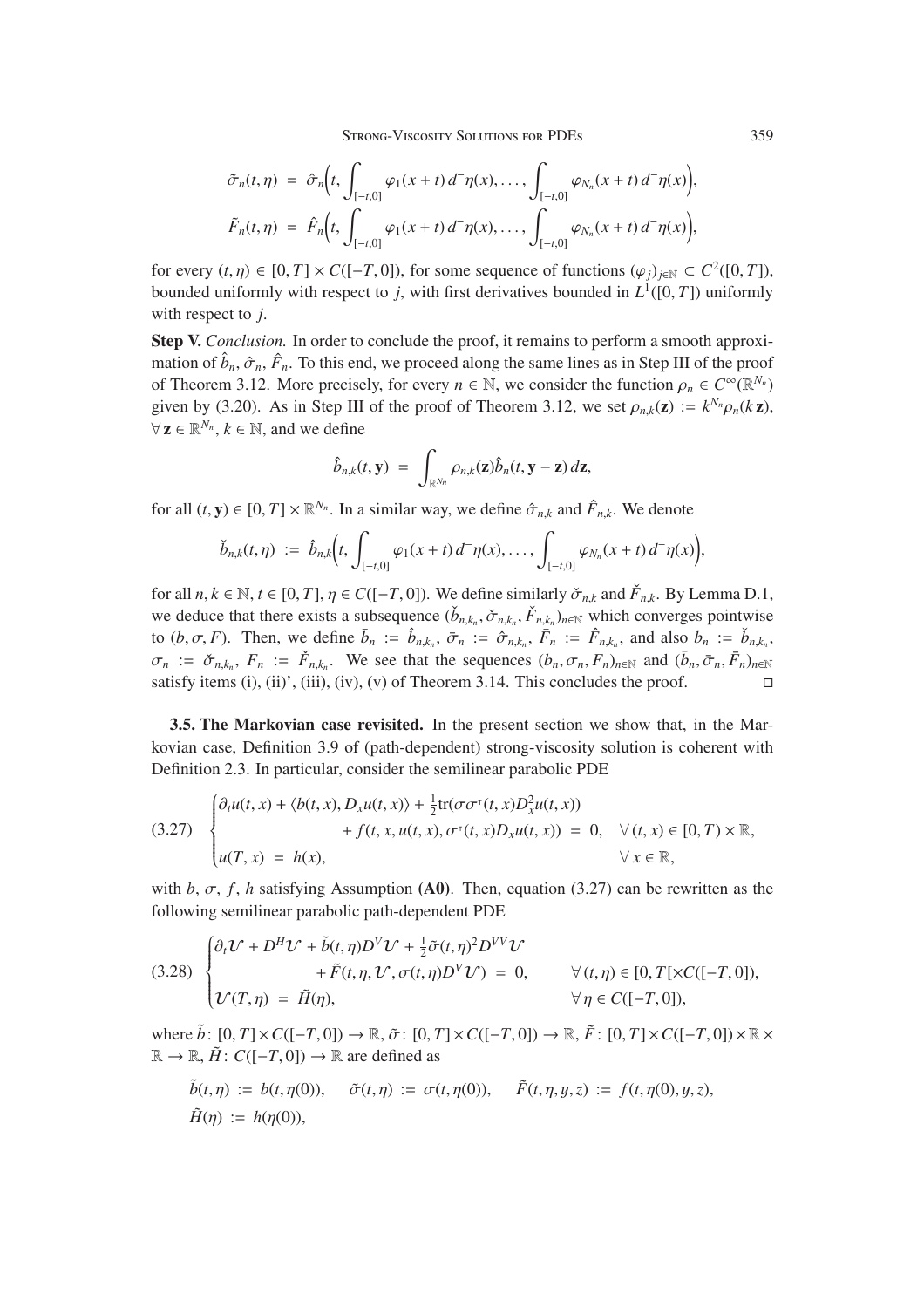$$
\tilde{\sigma}_n(t,\eta) \;=\; \hat{\sigma}_n\Big(t, \int_{[-t,0]} \varphi_1(x+t)\,d^-\eta(x), \ldots, \int_{[-t,0]} \varphi_{N_n}(x+t)\,d^-\eta(x)\Big),
$$

$$
\tilde{F}_n(t,\eta) \;=\; \hat{F}_n\Big(t, \int_{[-t,0]} \varphi_1(x+t)\,d^-\eta(x), \ldots, \int_{[-t,0]} \varphi_{N_n}(x+t)\,d^-\eta(x)\Big),
$$

for every $(t,\eta) \in [0,T] \times C([-T,0])$, for some sequence of functions $(\varphi_j)_{j\in\mathbb{N}} \subset C^2([0,T])$, bounded uniformly with respect to $j$, with first derivatives bounded in $L^1([0,T])$ uniformly with respect to $j$.

**Step V.** *Conclusion.* In order to conclude the proof, it remains to perform a smooth approximation of $\hat{b}_n, \hat{\sigma}_n, \hat{F}_n$. To this end, we proceed along the same lines as in Step III of the proof of Theorem 3.12. More precisely, for every $n \in \mathbb{N}$, we consider the function $\rho_n \in C^\infty(\mathbb{R}^{N_n})$ given by (3.20). As in Step III of the proof of Theorem 3.12, we set $\rho_{n,k}(\mathbf{z}) := k^{N_n}\rho_n(k\,\mathbf{z})$, $\forall\,\mathbf{z} \in \mathbb{R}^{N_n}$, $k \in \mathbb{N}$, and we define

$$
\hat{b}_{n,k}(t,\mathbf{y}) \;=\; \int_{\mathbb{R}^{N_n}} \rho_{n,k}(\mathbf{z})\hat{b}_n(t,\mathbf{y}-\mathbf{z})\,d\mathbf{z},
$$

for all $(t,\mathbf{y}) \in [0,T] \times \mathbb{R}^{N_n}$. In a similar way, we define $\hat{\sigma}_{n,k}$ and $\hat{F}_{n,k}$. We denote

$$
\check{b}_{n,k}(t,\eta) \;:=\; \hat{b}_{n,k}\Big(t, \int_{[-t,0]} \varphi_1(x+t)\,d^-\eta(x), \ldots, \int_{[-t,0]} \varphi_{N_n}(x+t)\,d^-\eta(x)\Big),
$$

for all $n,k \in \mathbb{N}$, $t \in [0,T]$, $\eta \in C([-T,0])$. We define similarly $\check{\sigma}_{n,k}$ and $\check{F}_{n,k}$. By Lemma D.1, we deduce that there exists a subsequence $(\check{b}_{n,k_n}, \check{\sigma}_{n,k_n}, \check{F}_{n,k_n})_{n\in\mathbb{N}}$ which converges pointwise to $(b,\sigma,F)$. Then, we define $\bar{b}_n := \hat{b}_{n,k_n}$, $\bar{\sigma}_n := \hat{\sigma}_{n,k_n}$, $\bar{F}_n := \hat{F}_{n,k_n}$, and also $b_n := \check{b}_{n,k_n}$, $\sigma_n := \check{\sigma}_{n,k_n}$, $F_n := \check{F}_{n,k_n}$. We see that the sequences $(b_n,\sigma_n,F_n)_{n\in\mathbb{N}}$ and $(\bar{b}_n,\bar{\sigma}_n,\bar{F}_n)_{n\in\mathbb{N}}$ satisfy items (i), (ii)', (iii), (iv), (v) of Theorem 3.14. This concludes the proof. □

**3.5. The Markovian case revisited.** In the present section we show that, in the Markovian case, Definition 3.9 of (path-dependent) strong-viscosity solution is coherent with Definition 2.3. In particular, consider the semilinear parabolic PDE

$$
(3.27)\quad
\begin{cases}
\partial_t u(t,x) + \langle b(t,x), D_x u(t,x)\rangle + \frac{1}{2}\mathrm{tr}(\sigma\sigma^\intercal(t,x)D_x^2 u(t,x)) \\
\qquad\qquad + f(t,x,u(t,x),\sigma^\intercal(t,x)D_x u(t,x)) \;=\; 0, \quad \forall\,(t,x) \in [0,T) \times \mathbb{R}, \\
u(T,x) \;=\; h(x), \qquad\qquad\qquad\qquad\qquad\qquad\qquad\quad \forall\,x \in \mathbb{R},
\end{cases}
$$

with $b$, $\sigma$, $f$, $h$ satisfying Assumption **(A0)**. Then, equation (3.27) can be rewritten as the following semilinear parabolic path-dependent PDE

$$
(3.28)\quad
\begin{cases}
\partial_t \mathcal{U} + D^H\mathcal{U} + \tilde{b}(t,\eta)D^V\mathcal{U} + \frac{1}{2}\tilde{\sigma}(t,\eta)^2 D^{VV}\mathcal{U} \\
\qquad\qquad + \tilde{F}(t,\eta,\mathcal{U},\sigma(t,\eta)D^V\mathcal{U}) \;=\; 0, \qquad \forall\,(t,\eta) \in [0,T[\times C([-T,0]), \\
\mathcal{U}(T,\eta) \;=\; \tilde{H}(\eta), \qquad\qquad\qquad\qquad\qquad\qquad \forall\,\eta \in C([-T,0]),
\end{cases}
$$

where $\tilde{b}\colon [0,T]\times C([-T,0]) \to \mathbb{R}$, $\tilde{\sigma}\colon [0,T]\times C([-T,0]) \to \mathbb{R}$, $\tilde{F}\colon [0,T]\times C([-T,0])\times\mathbb{R}\times\mathbb{R} \to \mathbb{R}$, $\tilde{H}\colon C([-T,0]) \to \mathbb{R}$ are defined as

$$
\tilde{b}(t,\eta) := b(t,\eta(0)), \qquad \tilde{\sigma}(t,\eta) := \sigma(t,\eta(0)), \qquad \tilde{F}(t,\eta,y,z) := f(t,\eta(0),y,z),
$$

$$
\tilde{H}(\eta) := h(\eta(0)),
$$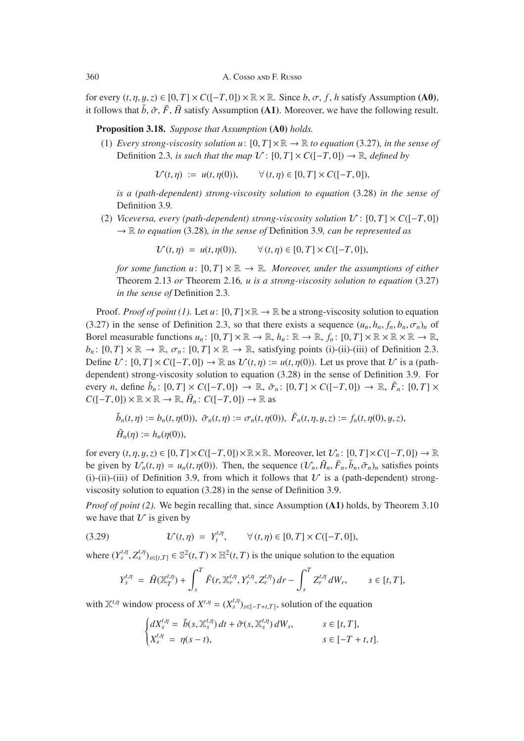for every $(t, \eta, y, z) \in [0, T] \times C([-T, 0]) \times \mathbb{R} \times \mathbb{R}$. Since $b$, $\sigma$, $f$, $h$ satisfy Assumption **(A0)**, it follows that $\tilde{b}$, $\tilde{\sigma}$, $\tilde{F}$, $\tilde{H}$ satisfy Assumption **(A1)**. Moreover, we have the following result.

**Proposition 3.18.** *Suppose that Assumption* **(A0)** *holds.*

(1) *Every strong-viscosity solution* $u\colon [0, T] \times \mathbb{R} \to \mathbb{R}$ *to equation* (3.27)*, in the sense of* Definition 2.3*, is such that the map* $\mathcal{U}\colon [0, T] \times C([-T, 0]) \to \mathbb{R}$*, defined by*

$$\mathcal{U}(t, \eta) \ := \ u(t, \eta(0)), \qquad \forall\, (t, \eta) \in [0, T] \times C([-T, 0]),$$

*is a (path-dependent) strong-viscosity solution to equation* (3.28) *in the sense of* Definition 3.9*.*

(2) *Viceversa, every (path-dependent) strong-viscosity solution* $\mathcal{U}\colon [0, T] \times C([-T, 0]) \to \mathbb{R}$ *to equation* (3.28)*, in the sense of* Definition 3.9*, can be represented as*

$$\mathcal{U}(t, \eta) \ = \ u(t, \eta(0)), \qquad \forall\, (t, \eta) \in [0, T] \times C([-T, 0]),$$

*for some function* $u\colon [0, T] \times \mathbb{R} \to \mathbb{R}$*. Moreover, under the assumptions of either* Theorem 2.13 *or* Theorem 2.16*, $u$ is a strong-viscosity solution to equation* (3.27) *in the sense of* Definition 2.3*.*

Proof. *Proof of point (1).* Let $u\colon [0, T] \times \mathbb{R} \to \mathbb{R}$ be a strong-viscosity solution to equation (3.27) in the sense of Definition 2.3, so that there exists a sequence $(u_n, h_n, f_n, b_n, \sigma_n)_n$ of Borel measurable functions $u_n\colon [0, T] \times \mathbb{R} \to \mathbb{R}$, $h_n\colon \mathbb{R} \to \mathbb{R}$, $f_n\colon [0, T] \times \mathbb{R} \times \mathbb{R} \times \mathbb{R} \to \mathbb{R}$, $b_n\colon [0, T] \times \mathbb{R} \to \mathbb{R}$, $\sigma_n\colon [0, T] \times \mathbb{R} \to \mathbb{R}$, satisfying points (i)-(ii)-(iii) of Definition 2.3. Define $\mathcal{U}\colon [0, T] \times C([-T, 0]) \to \mathbb{R}$ as $\mathcal{U}(t, \eta) := u(t, \eta(0))$. Let us prove that $\mathcal{U}$ is a (path-dependent) strong-viscosity solution to equation (3.28) in the sense of Definition 3.9. For every $n$, define $\tilde{b}_n\colon [0, T] \times C([-T, 0]) \to \mathbb{R}$, $\tilde{\sigma}_n\colon [0, T] \times C([-T, 0]) \to \mathbb{R}$, $\tilde{F}_n\colon [0, T] \times C([-T, 0]) \times \mathbb{R} \times \mathbb{R} \to \mathbb{R}$, $\tilde{H}_n\colon C([-T, 0]) \to \mathbb{R}$ as

$$\tilde{b}_n(t, \eta) := b_n(t, \eta(0)),\ \tilde{\sigma}_n(t, \eta) := \sigma_n(t, \eta(0)),\ \tilde{F}_n(t, \eta, y, z) := f_n(t, \eta(0), y, z),$$
$$\tilde{H}_n(\eta) := h_n(\eta(0)),$$

for every $(t, \eta, y, z) \in [0, T] \times C([-T, 0]) \times \mathbb{R} \times \mathbb{R}$. Moreover, let $\mathcal{U}_n\colon [0, T] \times C([-T, 0]) \to \mathbb{R}$ be given by $\mathcal{U}_n(t, \eta) = u_n(t, \eta(0))$. Then, the sequence $(\mathcal{U}_n, \tilde{H}_n, \tilde{F}_n, \tilde{b}_n, \tilde{\sigma}_n)_n$ satisfies points (i)-(ii)-(iii) of Definition 3.9, from which it follows that $\mathcal{U}$ is a (path-dependent) strong-viscosity solution to equation (3.28) in the sense of Definition 3.9.

*Proof of point (2).* We begin recalling that, since Assumption **(A1)** holds, by Theorem 3.10 we have that $\mathcal{U}$ is given by

$$\mathcal{U}(t, \eta) \ = \ Y_t^{t,\eta}, \qquad \forall\, (t, \eta) \in [0, T] \times C([-T, 0]), \tag{3.29}$$

where $(Y_s^{t,\eta}, Z_s^{t,\eta})_{s \in [t,T]} \in \mathbb{S}^2(t, T) \times \mathbb{H}^2(t, T)$ is the unique solution to the equation

$$Y_s^{t,\eta} \ = \ \tilde{H}(\mathbb{X}_T^{t,\eta}) + \int_s^T \tilde{F}(r, \mathbb{X}_r^{t,\eta}, Y_r^{t,\eta}, Z_r^{t,\eta})\, dr - \int_s^T Z_r^{t,\eta}\, dW_r, \qquad s \in [t, T],$$

with $\mathbb{X}^{t,\eta}$ window process of $X^{t,\eta} = (X_s^{t,\eta})_{s \in [-T+t, T]}$, solution of the equation

$$\begin{cases} dX_s^{t,\eta} \ = \ \tilde{b}(s, \mathbb{X}_s^{t,\eta})\, dt + \tilde{\sigma}(s, \mathbb{X}_s^{t,\eta})\, dW_s, & s \in [t, T], \\ X_s^{t,\eta} \ = \ \eta(s - t), & s \in [-T + t, t]. \end{cases}$$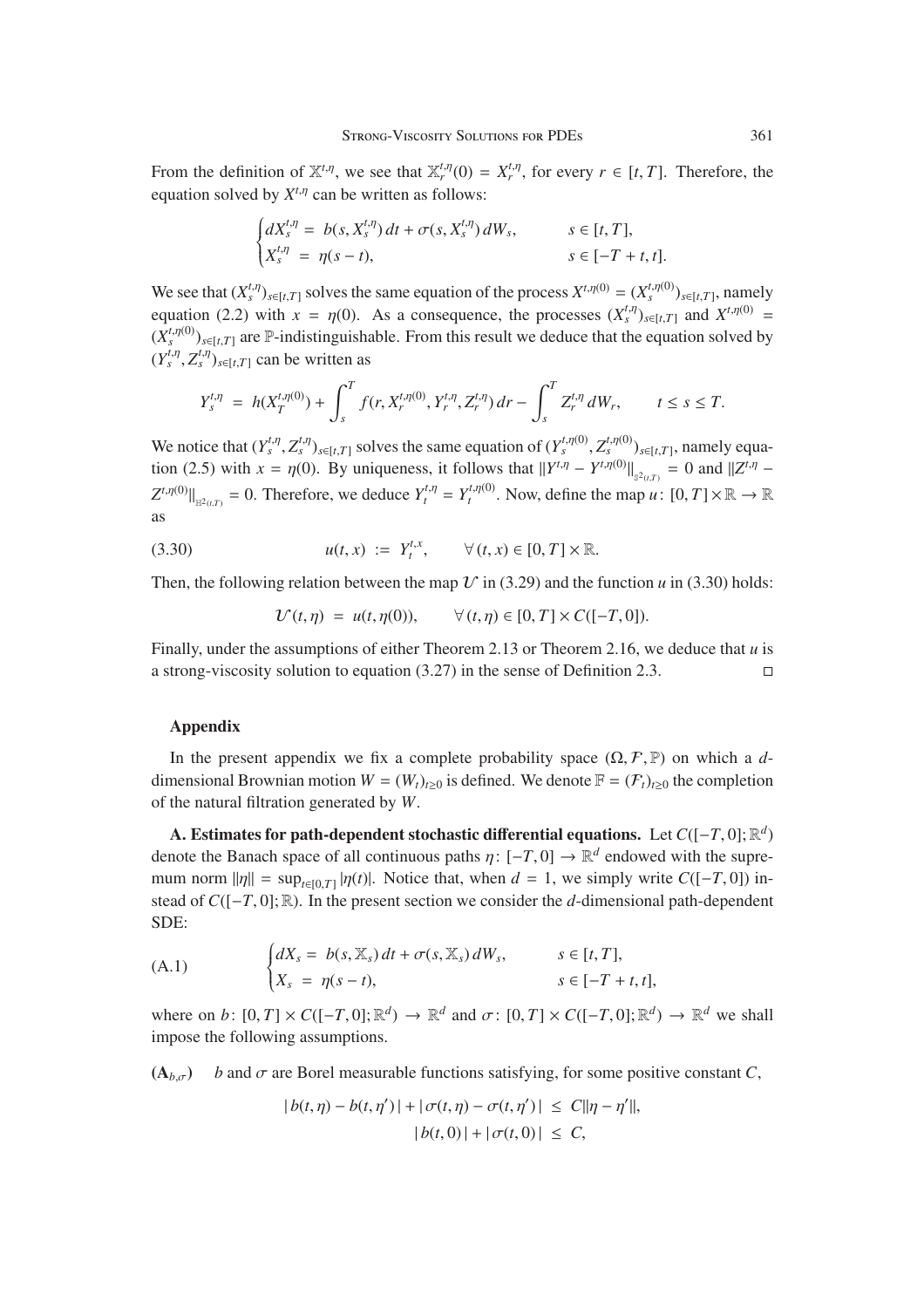From the definition of $\mathbb{X}^{t,\eta}$, we see that $\mathbb{X}^{t,\eta}_r(0) = X^{t,\eta}_r$, for every $r \in [t,T]$. Therefore, the equation solved by $X^{t,\eta}$ can be written as follows:

$$\begin{cases} dX^{t,\eta}_s = b(s, X^{t,\eta}_s)\,dt + \sigma(s, X^{t,\eta}_s)\,dW_s, & s \in [t,T], \\ X^{t,\eta}_s = \eta(s-t), & s \in [-T+t, t]. \end{cases}$$

We see that $(X^{t,\eta}_s)_{s\in[t,T]}$ solves the same equation of the process $X^{t,\eta(0)} = (X^{t,\eta(0)}_s)_{s\in[t,T]}$, namely equation (2.2) with $x = \eta(0)$. As a consequence, the processes $(X^{t,\eta}_s)_{s\in[t,T]}$ and $X^{t,\eta(0)} = (X^{t,\eta(0)}_s)_{s\in[t,T]}$ are $\mathbb{P}$-indistinguishable. From this result we deduce that the equation solved by $(Y^{t,\eta}_s, Z^{t,\eta}_s)_{s\in[t,T]}$ can be written as

$$Y^{t,\eta}_s = h(X^{t,\eta(0)}_T) + \int_s^T f(r, X^{t,\eta(0)}_r, Y^{t,\eta}_r, Z^{t,\eta}_r)\,dr - \int_s^T Z^{t,\eta}_r\,dW_r, \qquad t \le s \le T.$$

We notice that $(Y^{t,\eta}_s, Z^{t,\eta}_s)_{s\in[t,T]}$ solves the same equation of $(Y^{t,\eta(0)}_s, Z^{t,\eta(0)}_s)_{s\in[t,T]}$, namely equation (2.5) with $x = \eta(0)$. By uniqueness, it follows that $\|Y^{t,\eta} - Y^{t,\eta(0)}\|_{\mathbb{S}^2(t,T)} = 0$ and $\|Z^{t,\eta} - Z^{t,\eta(0)}\|_{\mathbb{H}^2(t,T)} = 0$. Therefore, we deduce $Y^{t,\eta}_t = Y^{t,\eta(0)}_t$. Now, define the map $u\colon [0,T]\times\mathbb{R} \to \mathbb{R}$ as

$$u(t,x) := Y^{t,x}_t, \qquad \forall\,(t,x) \in [0,T]\times\mathbb{R}. \tag{3.30}$$

Then, the following relation between the map $\mathcal{U}$ in (3.29) and the function $u$ in (3.30) holds:

$$\mathcal{U}(t,\eta) = u(t,\eta(0)), \qquad \forall\,(t,\eta) \in [0,T]\times C([-T,0]).$$

Finally, under the assumptions of either Theorem 2.13 or Theorem 2.16, we deduce that $u$ is a strong-viscosity solution to equation (3.27) in the sense of Definition 2.3. □

## Appendix

In the present appendix we fix a complete probability space $(\Omega, \mathcal{F}, \mathbb{P})$ on which a $d$-dimensional Brownian motion $W = (W_t)_{t\ge0}$ is defined. We denote $\mathbb{F} = (\mathcal{F}_t)_{t\ge0}$ the completion of the natural filtration generated by $W$.

**A. Estimates for path-dependent stochastic differential equations.** Let $C([-T,0];\mathbb{R}^d)$ denote the Banach space of all continuous paths $\eta\colon [-T,0] \to \mathbb{R}^d$ endowed with the supremum norm $\|\eta\| = \sup_{t\in[0,T]} |\eta(t)|$. Notice that, when $d = 1$, we simply write $C([-T,0])$ instead of $C([-T,0];\mathbb{R})$. In the present section we consider the $d$-dimensional path-dependent SDE:

$$\begin{cases} dX_s = b(s, \mathbb{X}_s)\,dt + \sigma(s, \mathbb{X}_s)\,dW_s, & s \in [t,T], \\ X_s = \eta(s-t), & s \in [-T+t, t], \end{cases} \tag{A.1}$$

where on $b\colon [0,T]\times C([-T,0];\mathbb{R}^d) \to \mathbb{R}^d$ and $\sigma\colon [0,T]\times C([-T,0];\mathbb{R}^d) \to \mathbb{R}^d$ we shall impose the following assumptions.

**($\mathbf{A}_{b,\sigma}$)** $\quad b$ and $\sigma$ are Borel measurable functions satisfying, for some positive constant $C$,

$$|b(t,\eta) - b(t,\eta')| + |\sigma(t,\eta) - \sigma(t,\eta')| \le C\|\eta - \eta'\|,$$
$$|b(t,0)| + |\sigma(t,0)| \le C,$$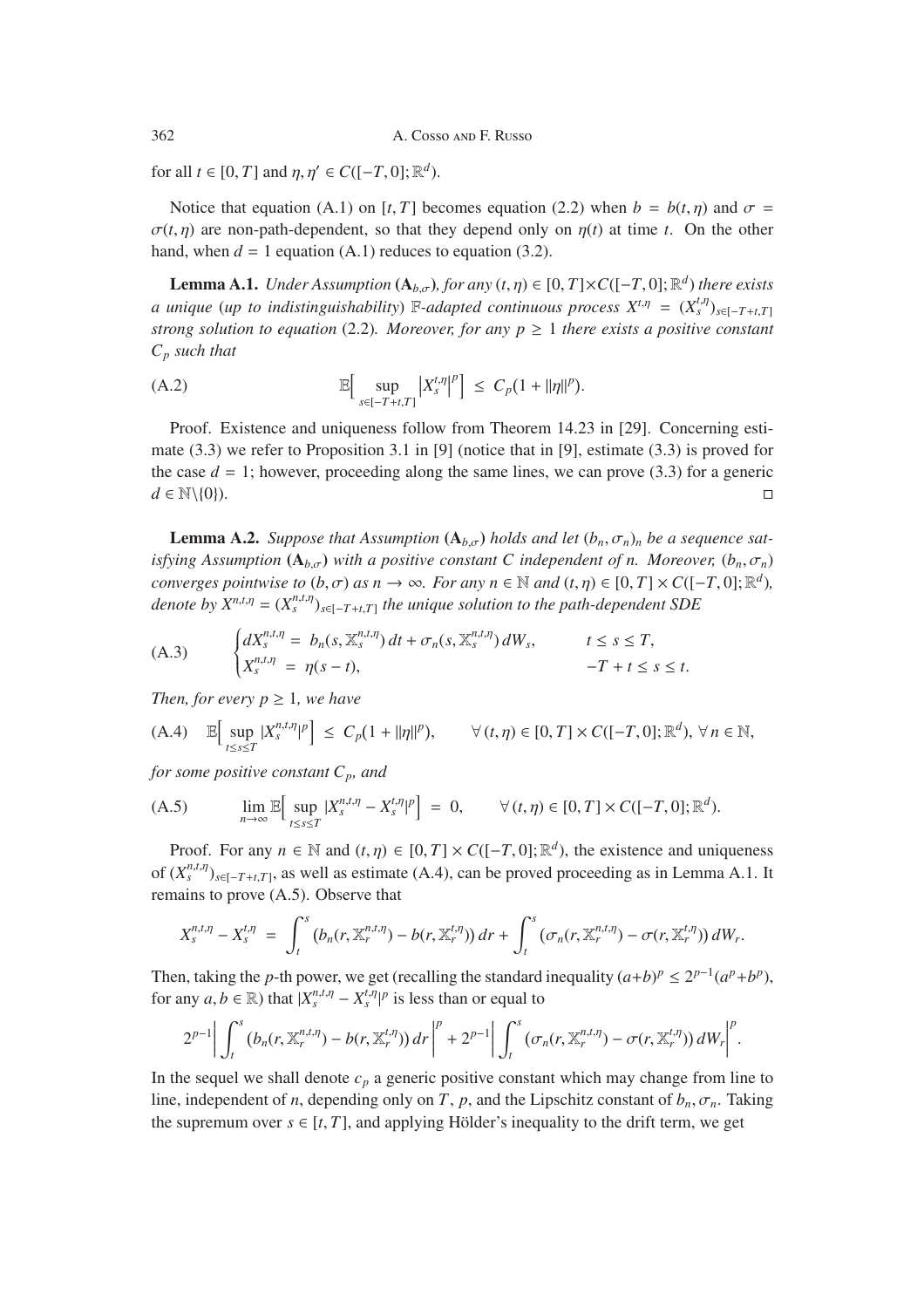for all $t \in [0,T]$ and $\eta, \eta' \in C([-T,0];\mathbb{R}^d)$.

Notice that equation (A.1) on $[t,T]$ becomes equation (2.2) when $b = b(t,\eta)$ and $\sigma = \sigma(t,\eta)$ are non-path-dependent, so that they depend only on $\eta(t)$ at time $t$. On the other hand, when $d = 1$ equation (A.1) reduces to equation (3.2).

**Lemma A.1.** *Under Assumption* $(\mathbf{A}_{b,\sigma})$*, for any* $(t,\eta) \in [0,T]\times C([-T,0];\mathbb{R}^d)$ *there exists a unique* (*up to indistinguishability*) $\mathbb{F}$*-adapted continuous process* $X^{t,\eta} = (X_s^{t,\eta})_{s\in[-T+t,T]}$ *strong solution to equation* (2.2)*. Moreover, for any* $p \geq 1$ *there exists a positive constant* $C_p$ *such that*

$$
\mathbb{E}\Big[\sup_{s\in[-T+t,T]}\big|X_s^{t,\eta}\big|^p\Big] \;\leq\; C_p(1 + \|\eta\|^p). \tag{A.2}
$$

Proof. Existence and uniqueness follow from Theorem 14.23 in [29]. Concerning estimate (3.3) we refer to Proposition 3.1 in [9] (notice that in [9], estimate (3.3) is proved for the case $d = 1$; however, proceeding along the same lines, we can prove (3.3) for a generic $d \in \mathbb{N}\backslash\{0\}$). □

**Lemma A.2.** *Suppose that Assumption* $(\mathbf{A}_{b,\sigma})$ *holds and let* $(b_n,\sigma_n)_n$ *be a sequence satisfying Assumption* $(\mathbf{A}_{b,\sigma})$ *with a positive constant* $C$ *independent of* $n$*. Moreover,* $(b_n,\sigma_n)$ *converges pointwise to* $(b,\sigma)$ *as* $n\to\infty$*. For any* $n \in \mathbb{N}$ *and* $(t,\eta)\in[0,T]\times C([-T,0];\mathbb{R}^d)$*, denote by* $X^{n,t,\eta} = (X_s^{n,t,\eta})_{s\in[-T+t,T]}$ *the unique solution to the path-dependent SDE*

$$
\begin{cases}
dX_s^{n,t,\eta} \;=\; b_n(s,\mathbb{X}_s^{n,t,\eta})\,dt + \sigma_n(s,\mathbb{X}_s^{n,t,\eta})\,dW_s, & t\leq s\leq T,\\
X_s^{n,t,\eta} \;=\; \eta(s-t), & -T+t\leq s\leq t.
\end{cases} \tag{A.3}
$$

*Then, for every* $p \geq 1$*, we have*

$$
\mathbb{E}\Big[\sup_{t\leq s\leq T}|X_s^{n,t,\eta}|^p\Big] \;\leq\; C_p\big(1+\|\eta\|^p\big), \qquad \forall\,(t,\eta)\in[0,T]\times C([-T,0];\mathbb{R}^d),\ \forall\, n\in\mathbb{N}, \tag{A.4}
$$

*for some positive constant* $C_p$*, and*

$$
\lim_{n\to\infty}\mathbb{E}\Big[\sup_{t\leq s\leq T}|X_s^{n,t,\eta}-X_s^{t,\eta}|^p\Big] \;=\; 0, \qquad \forall\,(t,\eta)\in[0,T]\times C([-T,0];\mathbb{R}^d). \tag{A.5}
$$

Proof. For any $n \in \mathbb{N}$ and $(t,\eta)\in[0,T]\times C([-T,0];\mathbb{R}^d)$, the existence and uniqueness of $(X_s^{n,t,\eta})_{s\in[-T+t,T]}$, as well as estimate (A.4), can be proved proceeding as in Lemma A.1. It remains to prove (A.5). Observe that

$$
X_s^{n,t,\eta} - X_s^{t,\eta} \;=\; \int_t^s \big(b_n(r,\mathbb{X}_r^{n,t,\eta}) - b(r,\mathbb{X}_r^{t,\eta})\big)\,dr + \int_t^s \big(\sigma_n(r,\mathbb{X}_r^{n,t,\eta}) - \sigma(r,\mathbb{X}_r^{t,\eta})\big)\,dW_r.
$$

Then, taking the $p$-th power, we get (recalling the standard inequality $(a+b)^p \leq 2^{p-1}(a^p+b^p)$, for any $a,b\in\mathbb{R}$) that $|X_s^{n,t,\eta}-X_s^{t,\eta}|^p$ is less than or equal to

$$
2^{p-1}\bigg|\int_t^s \big(b_n(r,\mathbb{X}_r^{n,t,\eta}) - b(r,\mathbb{X}_r^{t,\eta})\big)\,dr\bigg|^p + 2^{p-1}\bigg|\int_t^s \big(\sigma_n(r,\mathbb{X}_r^{n,t,\eta}) - \sigma(r,\mathbb{X}_r^{t,\eta})\big)\,dW_r\bigg|^p.
$$

In the sequel we shall denote $c_p$ a generic positive constant which may change from line to line, independent of $n$, depending only on $T$, $p$, and the Lipschitz constant of $b_n,\sigma_n$. Taking the supremum over $s\in[t,T]$, and applying Hölder's inequality to the drift term, we get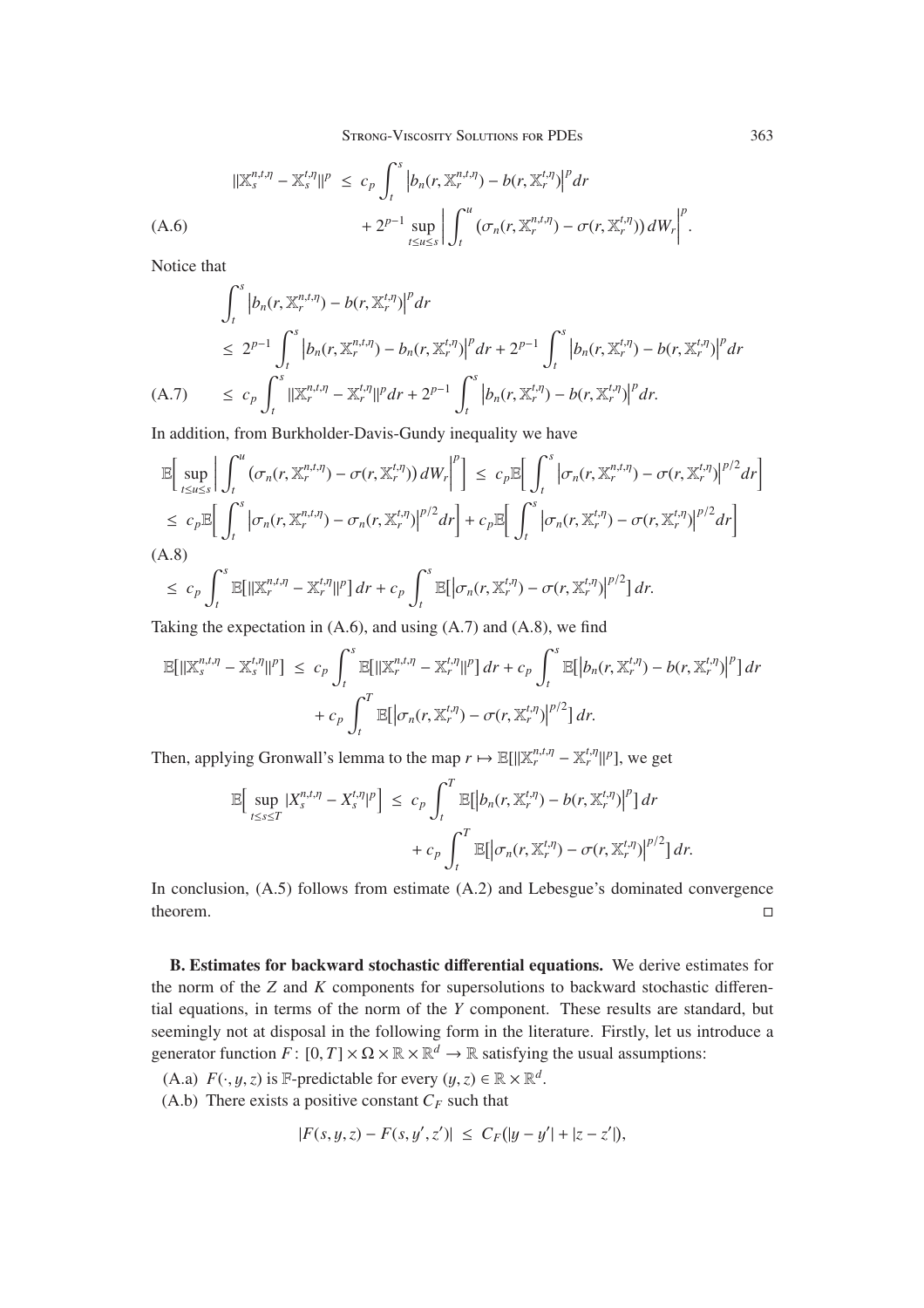$$\|\mathbb{X}_s^{n,t,\eta} - \mathbb{X}_s^{t,\eta}\|^p \leq c_p \int_t^s \left|b_n(r, \mathbb{X}_r^{n,t,\eta}) - b(r, \mathbb{X}_r^{t,\eta})\right|^p dr$$

$$+ 2^{p-1} \sup_{t \leq u \leq s} \left| \int_t^u (\sigma_n(r, \mathbb{X}_r^{n,t,\eta}) - \sigma(r, \mathbb{X}_r^{t,\eta}))\, dW_r \right|^p. \tag{A.6}$$

Notice that

$$\int_t^s \left|b_n(r, \mathbb{X}_r^{n,t,\eta}) - b(r, \mathbb{X}_r^{t,\eta})\right|^p dr$$

$$\leq 2^{p-1} \int_t^s \left|b_n(r, \mathbb{X}_r^{n,t,\eta}) - b_n(r, \mathbb{X}_r^{t,\eta})\right|^p dr + 2^{p-1} \int_t^s \left|b_n(r, \mathbb{X}_r^{t,\eta}) - b(r, \mathbb{X}_r^{t,\eta})\right|^p dr$$

$$\leq c_p \int_t^s \|\mathbb{X}_r^{n,t,\eta} - \mathbb{X}_r^{t,\eta}\|^p dr + 2^{p-1} \int_t^s \left|b_n(r, \mathbb{X}_r^{t,\eta}) - b(r, \mathbb{X}_r^{t,\eta})\right|^p dr. \tag{A.7}$$

In addition, from Burkholder-Davis-Gundy inequality we have

$$\mathbb{E}\Big[\sup_{t \leq u \leq s} \left| \int_t^u (\sigma_n(r, \mathbb{X}_r^{n,t,\eta}) - \sigma(r, \mathbb{X}_r^{t,\eta}))\, dW_r \right|^p\Big] \leq c_p \mathbb{E}\Big[\int_t^s \left|\sigma_n(r, \mathbb{X}_r^{n,t,\eta}) - \sigma(r, \mathbb{X}_r^{t,\eta})\right|^{p/2} dr\Big]$$

$$\leq c_p \mathbb{E}\Big[\int_t^s \left|\sigma_n(r, \mathbb{X}_r^{n,t,\eta}) - \sigma_n(r, \mathbb{X}_r^{t,\eta})\right|^{p/2} dr\Big] + c_p \mathbb{E}\Big[\int_t^s \left|\sigma_n(r, \mathbb{X}_r^{t,\eta}) - \sigma(r, \mathbb{X}_r^{t,\eta})\right|^{p/2} dr\Big]$$

$$\leq c_p \int_t^s \mathbb{E}[\|\mathbb{X}_r^{n,t,\eta} - \mathbb{X}_r^{t,\eta}\|^p]\, dr + c_p \int_t^s \mathbb{E}[\left|\sigma_n(r, \mathbb{X}_r^{t,\eta}) - \sigma(r, \mathbb{X}_r^{t,\eta})\right|^{p/2}]\, dr. \tag{A.8}$$

Taking the expectation in (A.6), and using (A.7) and (A.8), we find

$$\mathbb{E}[\|\mathbb{X}_s^{n,t,\eta} - \mathbb{X}_s^{t,\eta}\|^p] \leq c_p \int_t^s \mathbb{E}[\|\mathbb{X}_r^{n,t,\eta} - \mathbb{X}_r^{t,\eta}\|^p]\, dr + c_p \int_t^s \mathbb{E}[\left|b_n(r, \mathbb{X}_r^{t,\eta}) - b(r, \mathbb{X}_r^{t,\eta})\right|^p]\, dr$$

$$+ c_p \int_t^T \mathbb{E}[\left|\sigma_n(r, \mathbb{X}_r^{t,\eta}) - \sigma(r, \mathbb{X}_r^{t,\eta})\right|^{p/2}]\, dr.$$

Then, applying Gronwall's lemma to the map $r \mapsto \mathbb{E}[\|\mathbb{X}_r^{n,t,\eta} - \mathbb{X}_r^{t,\eta}\|^p]$, we get

$$\mathbb{E}\Big[\sup_{t \leq s \leq T} |X_s^{n,t,\eta} - X_s^{t,\eta}|^p\Big] \leq c_p \int_t^T \mathbb{E}[\left|b_n(r, \mathbb{X}_r^{t,\eta}) - b(r, \mathbb{X}_r^{t,\eta})\right|^p]\, dr$$

$$+ c_p \int_t^T \mathbb{E}[\left|\sigma_n(r, \mathbb{X}_r^{t,\eta}) - \sigma(r, \mathbb{X}_r^{t,\eta})\right|^{p/2}]\, dr.$$

In conclusion, (A.5) follows from estimate (A.2) and Lebesgue's dominated convergence theorem. □

**B. Estimates for backward stochastic differential equations.** We derive estimates for the norm of the $Z$ and $K$ components for supersolutions to backward stochastic differential equations, in terms of the norm of the $Y$ component. These results are standard, but seemingly not at disposal in the following form in the literature. Firstly, let us introduce a generator function $F\colon [0, T] \times \Omega \times \mathbb{R} \times \mathbb{R}^d \to \mathbb{R}$ satisfying the usual assumptions:

(A.a) $F(\cdot, y, z)$ is $\mathbb{F}$-predictable for every $(y, z) \in \mathbb{R} \times \mathbb{R}^d$.

(A.b) There exists a positive constant $C_F$ such that

$$|F(s, y, z) - F(s, y', z')| \leq C_F(|y - y'| + |z - z'|),$$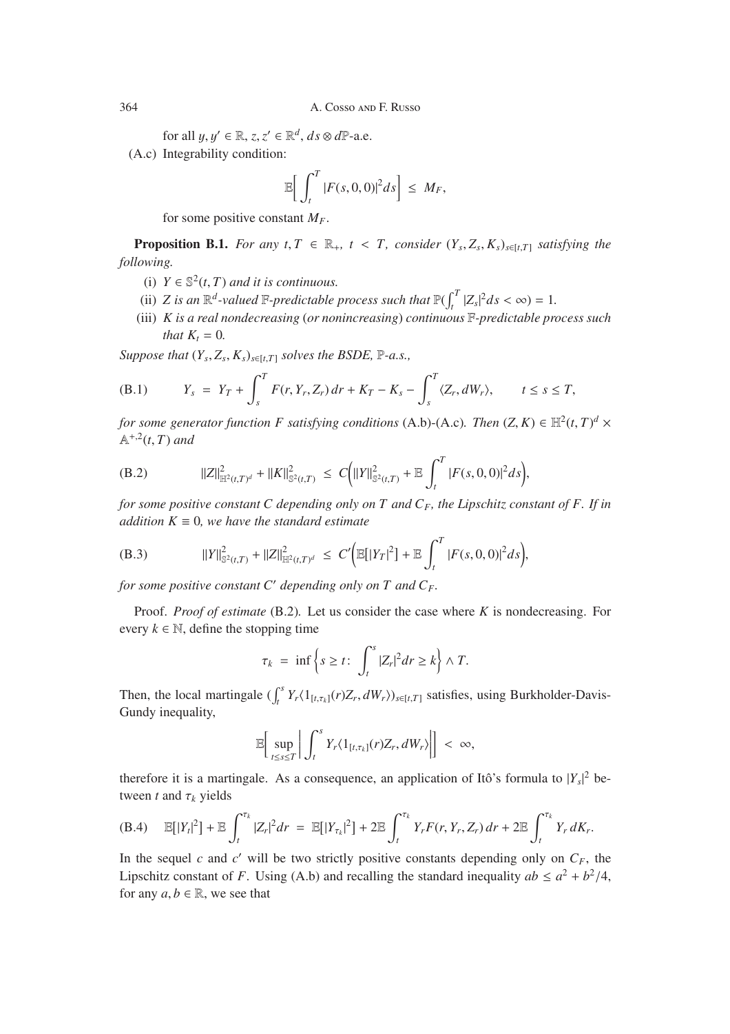for all $y, y' \in \mathbb{R}$, $z, z' \in \mathbb{R}^d$, $ds \otimes d\mathbb{P}$-a.e.

(A.c) Integrability condition:

$$\mathbb{E}\Big[\int_t^T |F(s,0,0)|^2 ds\Big] \leq M_F,$$

for some positive constant $M_F$.

**Proposition B.1.** *For any $t, T \in \mathbb{R}_+$, $t < T$, consider $(Y_s, Z_s, K_s)_{s\in[t,T]}$ satisfying the following.*

(i) *$Y \in \mathbb{S}^2(t,T)$ and it is continuous.*

(ii) *$Z$ is an $\mathbb{R}^d$-valued $\mathbb{F}$-predictable process such that $\mathbb{P}(\int_t^T |Z_s|^2 ds < \infty) = 1$.*

(iii) *$K$ is a real nondecreasing (or nonincreasing) continuous $\mathbb{F}$-predictable process such that $K_t = 0$.*

*Suppose that $(Y_s, Z_s, K_s)_{s\in[t,T]}$ solves the BSDE, $\mathbb{P}$-a.s.,*

$$Y_s = Y_T + \int_s^T F(r, Y_r, Z_r)\, dr + K_T - K_s - \int_s^T \langle Z_r, dW_r\rangle, \qquad t \leq s \leq T, \tag{B.1}$$

*for some generator function $F$ satisfying conditions (A.b)-(A.c). Then $(Z, K) \in \mathbb{H}^2(t,T)^d \times \mathbb{A}^{+,2}(t,T)$ and*

$$\|Z\|^2_{\mathbb{H}^2(t,T)^d} + \|K\|^2_{\mathbb{S}^2(t,T)} \leq C\Big(\|Y\|^2_{\mathbb{S}^2(t,T)} + \mathbb{E}\int_t^T |F(s,0,0)|^2 ds\Big), \tag{B.2}$$

*for some positive constant $C$ depending only on $T$ and $C_F$, the Lipschitz constant of $F$. If in addition $K \equiv 0$, we have the standard estimate*

$$\|Y\|^2_{\mathbb{S}^2(t,T)} + \|Z\|^2_{\mathbb{H}^2(t,T)^d} \leq C'\Big(\mathbb{E}[|Y_T|^2] + \mathbb{E}\int_t^T |F(s,0,0)|^2 ds\Big), \tag{B.3}$$

*for some positive constant $C'$ depending only on $T$ and $C_F$.*

Proof. *Proof of estimate* (B.2). Let us consider the case where $K$ is nondecreasing. For every $k \in \mathbb{N}$, define the stopping time

$$\tau_k = \inf\Big\{s \geq t\colon \int_t^s |Z_r|^2 dr \geq k\Big\} \wedge T.$$

Then, the local martingale $(\int_t^s Y_r \langle 1_{[t,\tau_k]}(r) Z_r, dW_r\rangle)_{s\in[t,T]}$ satisfies, using Burkholder-Davis-Gundy inequality,

$$\mathbb{E}\Big[\sup_{t\leq s\leq T}\Big|\int_t^s Y_r \langle 1_{[t,\tau_k]}(r) Z_r, dW_r\rangle\Big|\Big] < \infty,$$

therefore it is a martingale. As a consequence, an application of Itô's formula to $|Y_s|^2$ between $t$ and $\tau_k$ yields

$$\mathbb{E}[|Y_t|^2] + \mathbb{E}\int_t^{\tau_k} |Z_r|^2 dr = \mathbb{E}[|Y_{\tau_k}|^2] + 2\mathbb{E}\int_t^{\tau_k} Y_r F(r, Y_r, Z_r)\, dr + 2\mathbb{E}\int_t^{\tau_k} Y_r\, dK_r. \tag{B.4}$$

In the sequel $c$ and $c'$ will be two strictly positive constants depending only on $C_F$, the Lipschitz constant of $F$. Using (A.b) and recalling the standard inequality $ab \leq a^2 + b^2/4$, for any $a, b \in \mathbb{R}$, we see that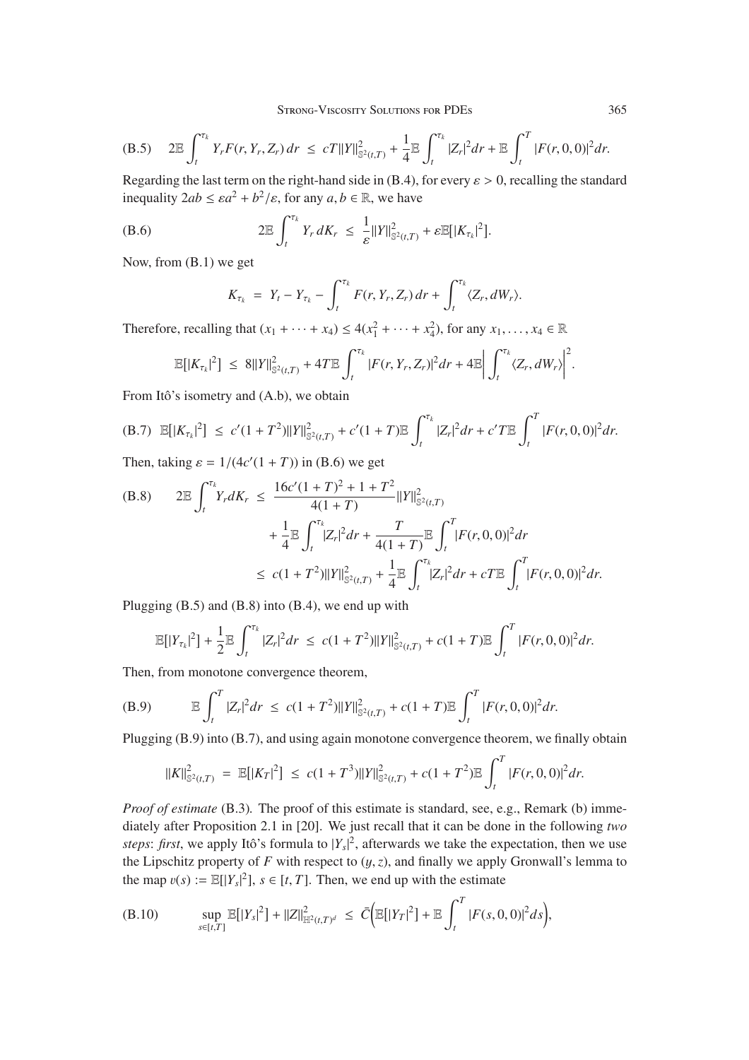$$
\text{(B.5)}\qquad 2\mathbb{E}\int_t^{\tau_k} Y_r F(r, Y_r, Z_r)\,dr \;\le\; cT\|Y\|^2_{\mathbb{S}^2(t,T)} + \frac{1}{4}\mathbb{E}\int_t^{\tau_k}|Z_r|^2 dr + \mathbb{E}\int_t^T |F(r,0,0)|^2 dr.
$$

Regarding the last term on the right-hand side in (B.4), for every $\varepsilon > 0$, recalling the standard inequality $2ab \le \varepsilon a^2 + b^2/\varepsilon$, for any $a, b \in \mathbb{R}$, we have

$$
\text{(B.6)}\qquad 2\mathbb{E}\int_t^{\tau_k} Y_r\, dK_r \;\le\; \frac{1}{\varepsilon}\|Y\|^2_{\mathbb{S}^2(t,T)} + \varepsilon\mathbb{E}\big[|K_{\tau_k}|^2\big].
$$

Now, from (B.1) we get

$$
K_{\tau_k} \;=\; Y_t - Y_{\tau_k} - \int_t^{\tau_k} F(r, Y_r, Z_r)\,dr + \int_t^{\tau_k}\langle Z_r, dW_r\rangle.
$$

Therefore, recalling that $(x_1 + \cdots + x_4) \le 4(x_1^2 + \cdots + x_4^2)$, for any $x_1, \ldots, x_4 \in \mathbb{R}$

$$
\mathbb{E}\big[|K_{\tau_k}|^2\big] \;\le\; 8\|Y\|^2_{\mathbb{S}^2(t,T)} + 4T\mathbb{E}\int_t^{\tau_k}|F(r, Y_r, Z_r)|^2 dr + 4\mathbb{E}\bigg|\int_t^{\tau_k}\langle Z_r, dW_r\rangle\bigg|^2.
$$

From Itô's isometry and (A.b), we obtain

$$
\text{(B.7)}\quad \mathbb{E}\big[|K_{\tau_k}|^2\big] \;\le\; c'(1+T^2)\|Y\|^2_{\mathbb{S}^2(t,T)} + c'(1+T)\mathbb{E}\int_t^{\tau_k}|Z_r|^2 dr + c'T\mathbb{E}\int_t^T|F(r,0,0)|^2 dr.
$$

Then, taking $\varepsilon = 1/(4c'(1+T))$ in (B.6) we get

$$
\begin{aligned}
\text{(B.8)}\qquad 2\mathbb{E}\int_t^{\tau_k} Y_r dK_r \;&\le\; \frac{16c'(1+T)^2 + 1 + T^2}{4(1+T)}\|Y\|^2_{\mathbb{S}^2(t,T)} \\
&\quad + \frac{1}{4}\mathbb{E}\int_t^{\tau_k}|Z_r|^2 dr + \frac{T}{4(1+T)}\mathbb{E}\int_t^T |F(r,0,0)|^2 dr \\
&\le\; c(1+T^2)\|Y\|^2_{\mathbb{S}^2(t,T)} + \frac{1}{4}\mathbb{E}\int_t^{\tau_k}|Z_r|^2 dr + cT\mathbb{E}\int_t^T|F(r,0,0)|^2 dr.
\end{aligned}
$$

Plugging (B.5) and (B.8) into (B.4), we end up with

$$
\mathbb{E}\big[|Y_{\tau_k}|^2\big] + \frac{1}{2}\mathbb{E}\int_t^{\tau_k}|Z_r|^2 dr \;\le\; c(1+T^2)\|Y\|^2_{\mathbb{S}^2(t,T)} + c(1+T)\mathbb{E}\int_t^T|F(r,0,0)|^2 dr.
$$

Then, from monotone convergence theorem,

$$
\text{(B.9)}\qquad \mathbb{E}\int_t^T|Z_r|^2 dr \;\le\; c(1+T^2)\|Y\|^2_{\mathbb{S}^2(t,T)} + c(1+T)\mathbb{E}\int_t^T|F(r,0,0)|^2 dr.
$$

Plugging (B.9) into (B.7), and using again monotone convergence theorem, we finally obtain

$$
\|K\|^2_{\mathbb{S}^2(t,T)} \;=\; \mathbb{E}\big[|K_T|^2\big] \;\le\; c(1+T^3)\|Y\|^2_{\mathbb{S}^2(t,T)} + c(1+T^2)\mathbb{E}\int_t^T|F(r,0,0)|^2 dr.
$$

*Proof of estimate* (B.3)*.* The proof of this estimate is standard, see, e.g., Remark (b) immediately after Proposition 2.1 in [20]. We just recall that it can be done in the following *two steps*: *first*, we apply Itô's formula to $|Y_s|^2$, afterwards we take the expectation, then we use the Lipschitz property of $F$ with respect to $(y, z)$, and finally we apply Gronwall's lemma to the map $v(s) := \mathbb{E}[|Y_s|^2]$, $s \in [t, T]$. Then, we end up with the estimate

$$
\text{(B.10)}\qquad \sup_{s\in[t,T]}\mathbb{E}\big[|Y_s|^2\big] + \|Z\|^2_{\mathbb{H}^2(t,T)^d} \;\le\; \bar{C}\Big(\mathbb{E}\big[|Y_T|^2\big] + \mathbb{E}\int_t^T|F(s,0,0)|^2 ds\Big),
$$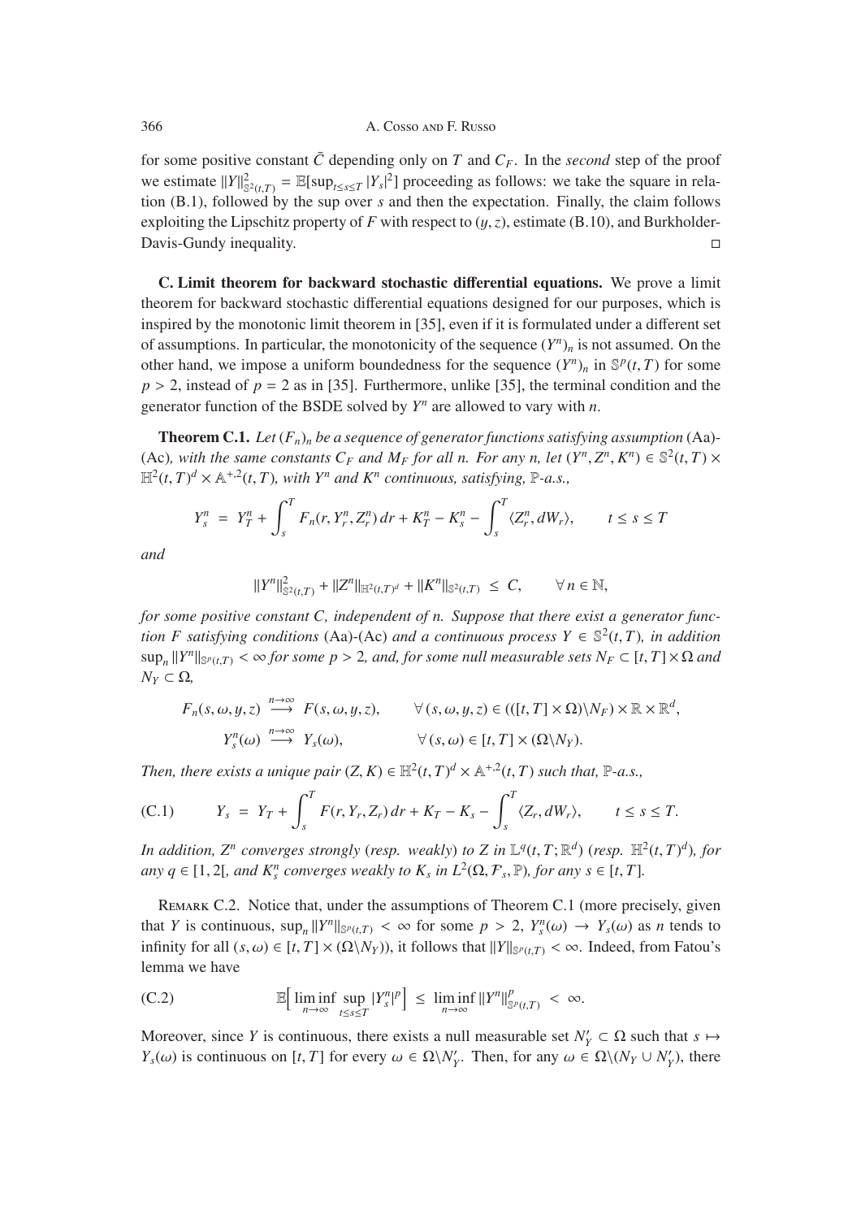for some positive constant $\bar{C}$ depending only on $T$ and $C_F$. In the *second* step of the proof we estimate $\|Y\|^2_{\mathbb{S}^2(t,T)} = \mathbb{E}[\sup_{t\leq s\leq T}|Y_s|^2]$ proceeding as follows: we take the square in relation (B.1), followed by the sup over $s$ and then the expectation. Finally, the claim follows exploiting the Lipschitz property of $F$ with respect to $(y,z)$, estimate (B.10), and Burkholder-Davis-Gundy inequality. □

**C. Limit theorem for backward stochastic differential equations.** We prove a limit theorem for backward stochastic differential equations designed for our purposes, which is inspired by the monotonic limit theorem in [35], even if it is formulated under a different set of assumptions. In particular, the monotonicity of the sequence $(Y^n)_n$ is not assumed. On the other hand, we impose a uniform boundedness for the sequence $(Y^n)_n$ in $\mathbb{S}^p(t,T)$ for some $p > 2$, instead of $p = 2$ as in [35]. Furthermore, unlike [35], the terminal condition and the generator function of the BSDE solved by $Y^n$ are allowed to vary with $n$.

**Theorem C.1.** *Let $(F_n)_n$ be a sequence of generator functions satisfying assumption* (Aa)-(Ac)*, with the same constants $C_F$ and $M_F$ for all $n$. For any $n$, let $(Y^n, Z^n, K^n) \in \mathbb{S}^2(t,T) \times \mathbb{H}^2(t,T)^d \times \mathbb{A}^{+,2}(t,T)$, with $Y^n$ and $K^n$ continuous, satisfying, $\mathbb{P}$-a.s.,*

$$Y^n_s = Y^n_T + \int_s^T F_n(r, Y^n_r, Z^n_r)\,dr + K^n_T - K^n_s - \int_s^T \langle Z^n_r, dW_r\rangle, \qquad t \leq s \leq T$$

*and*

$$\|Y^n\|^2_{\mathbb{S}^2(t,T)} + \|Z^n\|_{\mathbb{H}^2(t,T)^d} + \|K^n\|_{\mathbb{S}^2(t,T)} \leq C, \qquad \forall\, n \in \mathbb{N},$$

*for some positive constant $C$, independent of $n$. Suppose that there exist a generator function $F$ satisfying conditions* (Aa)-(Ac) *and a continuous process $Y \in \mathbb{S}^2(t,T)$, in addition $\sup_n \|Y^n\|_{\mathbb{S}^p(t,T)} < \infty$ for some $p > 2$, and, for some null measurable sets $N_F \subset [t,T]\times\Omega$ and $N_Y \subset \Omega$,*

$$\begin{aligned}
F_n(s,\omega,y,z) &\overset{n\to\infty}{\longrightarrow} F(s,\omega,y,z), \qquad &&\forall\,(s,\omega,y,z) \in (([t,T]\times\Omega)\backslash N_F)\times\mathbb{R}\times\mathbb{R}^d,\\
Y^n_s(\omega) &\overset{n\to\infty}{\longrightarrow} Y_s(\omega), &&\forall\,(s,\omega) \in [t,T]\times(\Omega\backslash N_Y).
\end{aligned}$$

*Then, there exists a unique pair $(Z,K) \in \mathbb{H}^2(t,T)^d \times \mathbb{A}^{+,2}(t,T)$ such that, $\mathbb{P}$-a.s.,*

$$Y_s = Y_T + \int_s^T F(r, Y_r, Z_r)\,dr + K_T - K_s - \int_s^T \langle Z_r, dW_r\rangle, \qquad t \leq s \leq T. \tag{C.1}$$

*In addition, $Z^n$ converges strongly* (*resp. weakly*) *to $Z$ in $\mathbb{L}^q(t,T;\mathbb{R}^d)$* (*resp. $\mathbb{H}^2(t,T)^d$*)*, for any $q \in [1,2[$, and $K^n_s$ converges weakly to $K_s$ in $L^2(\Omega,\mathcal{F}_s,\mathbb{P})$, for any $s \in [t,T]$.*

Remark C.2. Notice that, under the assumptions of Theorem C.1 (more precisely, given that $Y$ is continuous, $\sup_n \|Y^n\|_{\mathbb{S}^p(t,T)} < \infty$ for some $p > 2$, $Y^n_s(\omega) \to Y_s(\omega)$ as $n$ tends to infinity for all $(s,\omega) \in [t,T]\times(\Omega\backslash N_Y)$), it follows that $\|Y\|_{\mathbb{S}^p(t,T)} < \infty$. Indeed, from Fatou's lemma we have

$$\mathbb{E}\Big[\liminf_{n\to\infty}\sup_{t\leq s\leq T}|Y^n_s|^p\Big] \leq \liminf_{n\to\infty}\|Y^n\|^p_{\mathbb{S}^p(t,T)} < \infty. \tag{C.2}$$

Moreover, since $Y$ is continuous, there exists a null measurable set $N'_Y \subset \Omega$ such that $s \mapsto Y_s(\omega)$ is continuous on $[t,T]$ for every $\omega \in \Omega\backslash N'_Y$. Then, for any $\omega \in \Omega\backslash(N_Y \cup N'_Y)$, there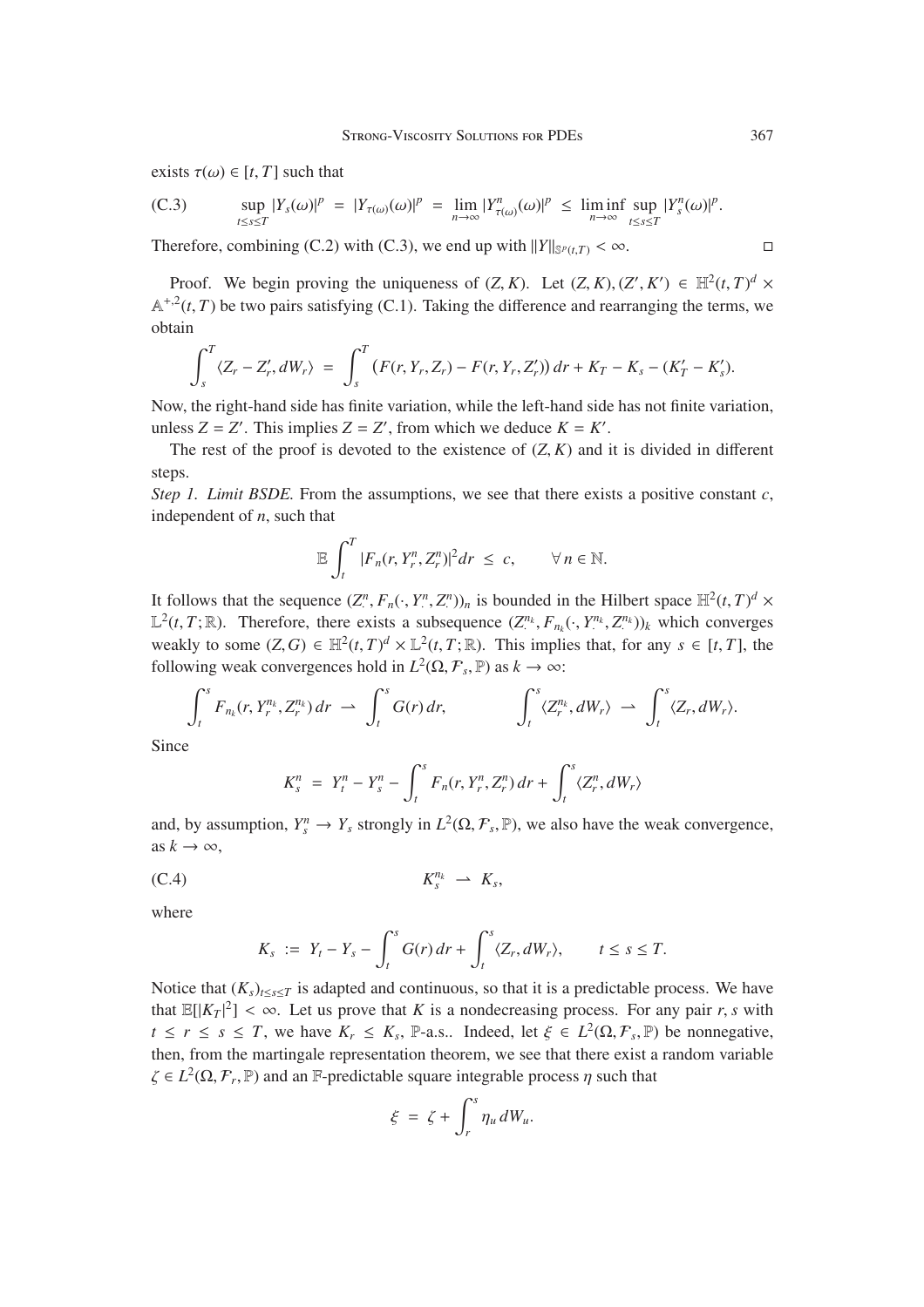exists $\tau(\omega) \in [t,T]$ such that

$$\sup_{t\leq s\leq T} |Y_s(\omega)|^p \;=\; |Y_{\tau(\omega)}(\omega)|^p \;=\; \lim_{n\to\infty} |Y^n_{\tau(\omega)}(\omega)|^p \;\leq\; \liminf_{n\to\infty} \sup_{t\leq s\leq T} |Y^n_s(\omega)|^p. \tag{C.3}$$

Therefore, combining (C.2) with (C.3), we end up with $\|Y\|_{\mathbb{S}^p(t,T)} < \infty$. □

Proof. We begin proving the uniqueness of $(Z,K)$. Let $(Z,K),(Z',K') \in \mathbb{H}^2(t,T)^d \times \mathbb{A}^{+,2}(t,T)$ be two pairs satisfying (C.1). Taking the difference and rearranging the terms, we obtain

$$\int_s^T \langle Z_r - Z'_r, dW_r\rangle \;=\; \int_s^T \big(F(r,Y_r,Z_r) - F(r,Y_r,Z'_r)\big)\,dr + K_T - K_s - (K'_T - K'_s).$$

Now, the right-hand side has finite variation, while the left-hand side has not finite variation, unless $Z = Z'$. This implies $Z = Z'$, from which we deduce $K = K'$.

The rest of the proof is devoted to the existence of $(Z,K)$ and it is divided in different steps.

*Step 1. Limit BSDE.* From the assumptions, we see that there exists a positive constant $c$, independent of $n$, such that

$$\mathbb{E}\int_t^T |F_n(r,Y^n_r,Z^n_r)|^2 dr \;\leq\; c, \qquad \forall\, n \in \mathbb{N}.$$

It follows that the sequence $(Z^n_\cdot, F_n(\cdot,Y^n_\cdot,Z^n_\cdot))_n$ is bounded in the Hilbert space $\mathbb{H}^2(t,T)^d \times \mathbb{L}^2(t,T;\mathbb{R})$. Therefore, there exists a subsequence $(Z^{n_k}_\cdot, F_{n_k}(\cdot,Y^{n_k}_\cdot,Z^{n_k}_\cdot))_k$ which converges weakly to some $(Z,G) \in \mathbb{H}^2(t,T)^d \times \mathbb{L}^2(t,T;\mathbb{R})$. This implies that, for any $s \in [t,T]$, the following weak convergences hold in $L^2(\Omega,\mathcal{F}_s,\mathbb{P})$ as $k \to \infty$:

$$\int_t^s F_{n_k}(r,Y^{n_k}_r,Z^{n_k}_r)\,dr \;\rightharpoonup\; \int_t^s G(r)\,dr, \qquad\qquad \int_t^s \langle Z^{n_k}_r, dW_r\rangle \;\rightharpoonup\; \int_t^s \langle Z_r, dW_r\rangle.$$

Since

$$K^n_s \;=\; Y^n_t - Y^n_s - \int_t^s F_n(r,Y^n_r,Z^n_r)\,dr + \int_t^s \langle Z^n_r, dW_r\rangle$$

and, by assumption, $Y^n_s \to Y_s$ strongly in $L^2(\Omega,\mathcal{F}_s,\mathbb{P})$, we also have the weak convergence, as $k \to \infty$,

$$K^{n_k}_s \;\rightharpoonup\; K_s, \tag{C.4}$$

where

$$K_s \;:=\; Y_t - Y_s - \int_t^s G(r)\,dr + \int_t^s \langle Z_r, dW_r\rangle, \qquad t \leq s \leq T.$$

Notice that $(K_s)_{t\leq s\leq T}$ is adapted and continuous, so that it is a predictable process. We have that $\mathbb{E}[|K_T|^2] < \infty$. Let us prove that $K$ is a nondecreasing process. For any pair $r,s$ with $t \leq r \leq s \leq T$, we have $K_r \leq K_s$, $\mathbb{P}$-a.s.. Indeed, let $\xi \in L^2(\Omega,\mathcal{F}_s,\mathbb{P})$ be nonnegative, then, from the martingale representation theorem, we see that there exist a random variable $\zeta \in L^2(\Omega,\mathcal{F}_r,\mathbb{P})$ and an $\mathbb{F}$-predictable square integrable process $\eta$ such that

$$\xi \;=\; \zeta + \int_r^s \eta_u\,dW_u.$$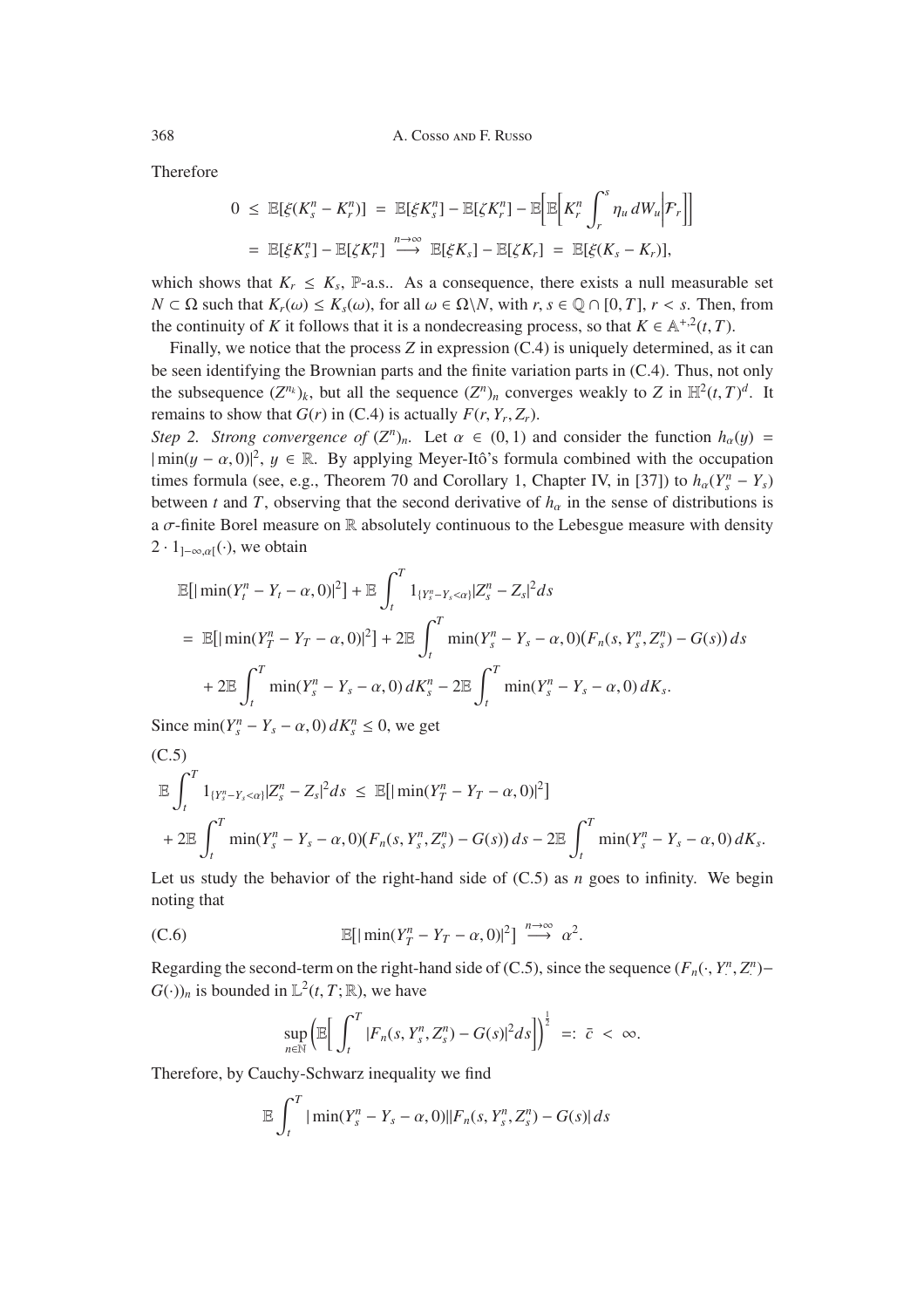Therefore

$$
\begin{aligned}
0 \;&\leq\; \mathbb{E}[\xi(K_s^n - K_r^n)] \;=\; \mathbb{E}[\xi K_s^n] - \mathbb{E}[\zeta K_r^n] - \mathbb{E}\Big[\mathbb{E}\Big[K_r^n \int_r^s \eta_u \, dW_u \Big| \mathcal{F}_r\Big]\Big] \\
&=\; \mathbb{E}[\xi K_s^n] - \mathbb{E}[\zeta K_r^n] \;\overset{n\to\infty}{\longrightarrow}\; \mathbb{E}[\xi K_s] - \mathbb{E}[\zeta K_r] \;=\; \mathbb{E}[\xi(K_s - K_r)],
\end{aligned}
$$

which shows that $K_r \leq K_s$, $\mathbb{P}$-a.s.. As a consequence, there exists a null measurable set $N \subset \Omega$ such that $K_r(\omega) \leq K_s(\omega)$, for all $\omega \in \Omega\backslash N$, with $r, s \in \mathbb{Q} \cap [0, T]$, $r < s$. Then, from the continuity of $K$ it follows that it is a nondecreasing process, so that $K \in \mathbb{A}^{+,2}(t, T)$.

Finally, we notice that the process $Z$ in expression (C.4) is uniquely determined, as it can be seen identifying the Brownian parts and the finite variation parts in (C.4). Thus, not only the subsequence $(Z^{n_k})_k$, but all the sequence $(Z^n)_n$ converges weakly to $Z$ in $\mathbb{H}^2(t, T)^d$. It remains to show that $G(r)$ in (C.4) is actually $F(r, Y_r, Z_r)$.

*Step 2. Strong convergence of* $(Z^n)_n$. Let $\alpha \in (0, 1)$ and consider the function $h_\alpha(y) = |\min(y - \alpha, 0)|^2$, $y \in \mathbb{R}$. By applying Meyer-Itô's formula combined with the occupation times formula (see, e.g., Theorem 70 and Corollary 1, Chapter IV, in [37]) to $h_\alpha(Y_s^n - Y_s)$ between $t$ and $T$, observing that the second derivative of $h_\alpha$ in the sense of distributions is a $\sigma$-finite Borel measure on $\mathbb{R}$ absolutely continuous to the Lebesgue measure with density $2 \cdot 1_{]-\infty,\alpha[}(\cdot)$, we obtain

$$
\begin{aligned}
&\mathbb{E}[|\min(Y_t^n - Y_t - \alpha, 0)|^2] + \mathbb{E}\int_t^T 1_{\{Y_s^n - Y_s < \alpha\}} |Z_s^n - Z_s|^2 ds \\
&= \mathbb{E}[|\min(Y_T^n - Y_T - \alpha, 0)|^2] + 2\mathbb{E}\int_t^T \min(Y_s^n - Y_s - \alpha, 0)\big(F_n(s, Y_s^n, Z_s^n) - G(s)\big)\, ds \\
&\quad + 2\mathbb{E}\int_t^T \min(Y_s^n - Y_s - \alpha, 0)\, dK_s^n - 2\mathbb{E}\int_t^T \min(Y_s^n - Y_s - \alpha, 0)\, dK_s.
\end{aligned}
$$

Since $\min(Y_s^n - Y_s - \alpha, 0)\, dK_s^n \leq 0$, we get

(C.5)

$$
\begin{aligned}
&\mathbb{E}\int_t^T 1_{\{Y_s^n - Y_s < \alpha\}} |Z_s^n - Z_s|^2 ds \;\leq\; \mathbb{E}[|\min(Y_T^n - Y_T - \alpha, 0)|^2] \\
&+ 2\mathbb{E}\int_t^T \min(Y_s^n - Y_s - \alpha, 0)\big(F_n(s, Y_s^n, Z_s^n) - G(s)\big)\, ds - 2\mathbb{E}\int_t^T \min(Y_s^n - Y_s - \alpha, 0)\, dK_s.
\end{aligned}
$$

Let us study the behavior of the right-hand side of (C.5) as $n$ goes to infinity. We begin noting that

$$
\mathbb{E}[|\min(Y_T^n - Y_T - \alpha, 0)|^2] \;\overset{n\to\infty}{\longrightarrow}\; \alpha^2. \tag{C.6}
$$

Regarding the second-term on the right-hand side of (C.5), since the sequence $(F_n(\cdot, Y_\cdot^n, Z_\cdot^n) - G(\cdot))_n$ is bounded in $\mathbb{L}^2(t, T; \mathbb{R})$, we have

$$
\sup_{n\in\mathbb{N}} \Big(\mathbb{E}\Big[\int_t^T |F_n(s, Y_s^n, Z_s^n) - G(s)|^2 ds\Big]\Big)^{\frac{1}{2}} \;=:\; \bar{c} \;<\; \infty.
$$

Therefore, by Cauchy-Schwarz inequality we find

$$
\mathbb{E}\int_t^T |\min(Y_s^n - Y_s - \alpha, 0)||F_n(s, Y_s^n, Z_s^n) - G(s)|\, ds
$$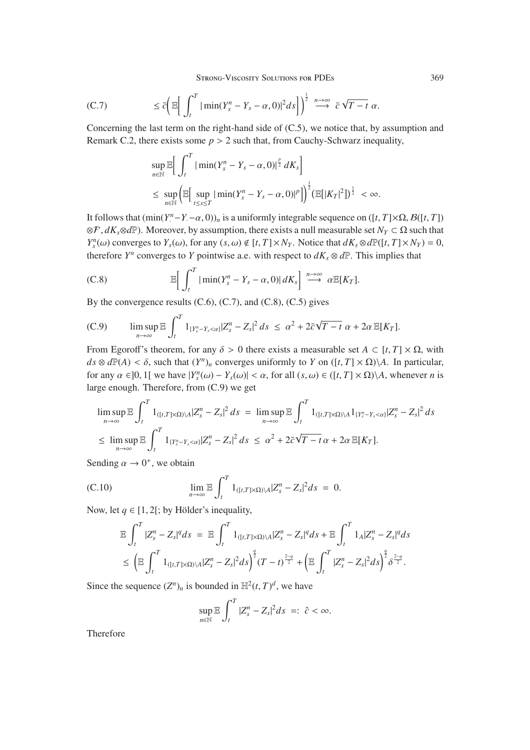$$
\text{(C.7)} \qquad \leq \bar{c}\Big(\mathbb{E}\Big[\int_t^T |\min(Y_s^n - Y_s - \alpha, 0)|^2 ds\Big]\Big)^{\frac{1}{2}} \overset{n\to\infty}{\longrightarrow} \bar{c}\sqrt{T-t}\,\alpha.
$$

Concerning the last term on the right-hand side of (C.5), we notice that, by assumption and Remark C.2, there exists some $p > 2$ such that, from Cauchy-Schwarz inequality,

$$
\begin{aligned}
&\sup_{n\in\mathbb{N}} \mathbb{E}\Big[\int_t^T |\min(Y_s^n - Y_s - \alpha, 0)|^{\frac{p}{2}}\, dK_s\Big] \\
&\leq \sup_{n\in\mathbb{N}} \Big(\mathbb{E}\Big[\sup_{t\leq s\leq T} |\min(Y_s^n - Y_s - \alpha, 0)|^p\Big]\Big)^{\frac{1}{2}} (\mathbb{E}[|K_T|^2])^{\frac{1}{2}} < \infty.
\end{aligned}
$$

It follows that $(\min(Y_\cdot^n - Y_\cdot - \alpha, 0))_n$ is a uniformly integrable sequence on $([t,T]\times\Omega, \mathcal{B}([t,T])\otimes\mathcal{F}, dK_s\otimes d\mathbb{P})$. Moreover, by assumption, there exists a null measurable set $N_Y \subset \Omega$ such that $Y_s^n(\omega)$ converges to $Y_s(\omega)$, for any $(s,\omega) \notin [t,T]\times N_Y$. Notice that $dK_s\otimes d\mathbb{P}([t,T]\times N_Y) = 0$, therefore $Y^n$ converges to $Y$ pointwise a.e. with respect to $dK_s\otimes d\mathbb{P}$. This implies that

$$
\text{(C.8)} \qquad \mathbb{E}\Big[\int_t^T |\min(Y_s^n - Y_s - \alpha, 0)|\, dK_s\Big] \overset{n\to\infty}{\longrightarrow} \alpha\mathbb{E}[K_T].
$$

By the convergence results (C.6), (C.7), and (C.8), (C.5) gives

$$
\text{(C.9)} \qquad \limsup_{n\to\infty} \mathbb{E}\int_t^T 1_{\{Y_s^n - Y_s < \alpha\}} |Z_s^n - Z_s|^2\, ds \;\leq\; \alpha^2 + 2\bar{c}\sqrt{T-t}\,\alpha + 2\alpha\,\mathbb{E}[K_T].
$$

From Egoroff's theorem, for any $\delta > 0$ there exists a measurable set $A \subset [t,T]\times\Omega$, with $ds\otimes d\mathbb{P}(A) < \delta$, such that $(Y^n)_n$ converges uniformly to $Y$ on $([t,T]\times\Omega)\backslash A$. In particular, for any $\alpha \in ]0,1[$ we have $|Y_s^n(\omega) - Y_s(\omega)| < \alpha$, for all $(s,\omega) \in ([t,T]\times\Omega)\backslash A$, whenever $n$ is large enough. Therefore, from (C.9) we get

$$
\begin{aligned}
\limsup_{n\to\infty} \mathbb{E}\int_t^T 1_{([t,T]\times\Omega)\backslash A} |Z_s^n - Z_s|^2\, ds &= \limsup_{n\to\infty} \mathbb{E}\int_t^T 1_{([t,T]\times\Omega)\backslash A} 1_{\{Y_s^n - Y_s < \alpha\}} |Z_s^n - Z_s|^2\, ds \\
\leq \limsup_{n\to\infty} \mathbb{E}\int_t^T 1_{\{Y_s^n - Y_s < \alpha\}} |Z_s^n - Z_s|^2\, ds &\leq \alpha^2 + 2\bar{c}\sqrt{T-t}\,\alpha + 2\alpha\,\mathbb{E}[K_T].
\end{aligned}
$$

Sending $\alpha \to 0^+$, we obtain

$$
\text{(C.10)} \qquad \lim_{n\to\infty} \mathbb{E}\int_t^T 1_{([t,T]\times\Omega)\backslash A} |Z_s^n - Z_s|^2 ds = 0.
$$

Now, let $q \in [1,2[$; by Hölder's inequality,

$$
\begin{aligned}
\mathbb{E}\int_t^T |Z_s^n - Z_s|^q ds &= \mathbb{E}\int_t^T 1_{([t,T]\times\Omega)\backslash A} |Z_s^n - Z_s|^q ds + \mathbb{E}\int_t^T 1_A |Z_s^n - Z_s|^q ds \\
&\leq \Big(\mathbb{E}\int_t^T 1_{([t,T]\times\Omega)\backslash A} |Z_s^n - Z_s|^2 ds\Big)^{\frac{q}{2}} (T-t)^{\frac{2-q}{2}} + \Big(\mathbb{E}\int_t^T |Z_s^n - Z_s|^2 ds\Big)^{\frac{q}{2}} \delta^{\frac{2-q}{2}}.
\end{aligned}
$$

Since the sequence $(Z^n)_n$ is bounded in $\mathbb{H}^2(t,T)^d$, we have

$$
\sup_{n\in\mathbb{N}} \mathbb{E}\int_t^T |Z_s^n - Z_s|^2 ds =: \hat{c} < \infty.
$$

Therefore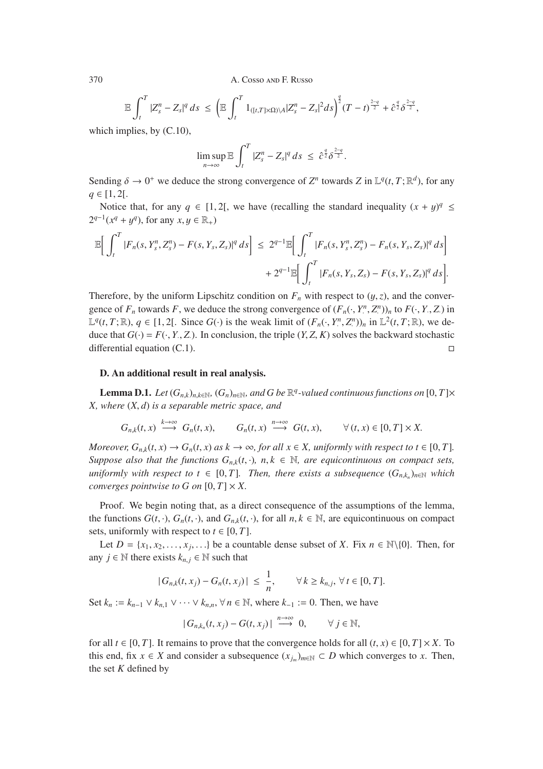$$\mathbb{E}\int_t^T |Z_s^n - Z_s|^q\,ds \;\le\; \left(\mathbb{E}\int_t^T 1_{([t,T]\times\Omega)\setminus A}|Z_s^n - Z_s|^2 ds\right)^{\frac{q}{2}}(T-t)^{\frac{2-q}{2}} + \hat{c}^{\frac{q}{2}}\delta^{\frac{2-q}{2}},$$

which implies, by (C.10),

$$\limsup_{n\to\infty}\mathbb{E}\int_t^T |Z_s^n - Z_s|^q\,ds \;\le\; \hat{c}^{\frac{q}{2}}\delta^{\frac{2-q}{2}}.$$

Sending $\delta \to 0^+$ we deduce the strong convergence of $Z^n$ towards $Z$ in $\mathbb{L}^q(t,T;\mathbb{R}^d)$, for any $q \in [1,2[$.

Notice that, for any $q \in [1,2[$, we have (recalling the standard inequality $(x+y)^q \le 2^{q-1}(x^q + y^q)$, for any $x, y \in \mathbb{R}_+$)

$$\mathbb{E}\Big[\int_t^T |F_n(s,Y_s^n,Z_s^n) - F(s,Y_s,Z_s)|^q\,ds\Big] \;\le\; 2^{q-1}\mathbb{E}\Big[\int_t^T |F_n(s,Y_s^n,Z_s^n) - F_n(s,Y_s,Z_s)|^q\,ds\Big] + 2^{q-1}\mathbb{E}\Big[\int_t^T |F_n(s,Y_s,Z_s) - F(s,Y_s,Z_s)|^q\,ds\Big].$$

Therefore, by the uniform Lipschitz condition on $F_n$ with respect to $(y,z)$, and the convergence of $F_n$ towards $F$, we deduce the strong convergence of $(F_n(\cdot,Y_\cdot^n,Z_\cdot^n))_n$ to $F(\cdot,Y_\cdot,Z_\cdot)$ in $\mathbb{L}^q(t,T;\mathbb{R})$, $q \in [1,2[$. Since $G(\cdot)$ is the weak limit of $(F_n(\cdot,Y_\cdot^n,Z_\cdot^n))_n$ in $\mathbb{L}^2(t,T;\mathbb{R})$, we deduce that $G(\cdot) = F(\cdot,Y_\cdot,Z_\cdot)$. In conclusion, the triple $(Y,Z,K)$ solves the backward stochastic differential equation (C.1). □

## D. An additional result in real analysis.

**Lemma D.1.** *Let $(G_{n,k})_{n,k\in\mathbb{N}}$, $(G_n)_{n\in\mathbb{N}}$, and $G$ be $\mathbb{R}^q$-valued continuous functions on $[0,T]\times X$, where $(X,d)$ is a separable metric space, and*

$$G_{n,k}(t,x) \overset{k\to\infty}{\longrightarrow} G_n(t,x), \qquad G_n(t,x) \overset{n\to\infty}{\longrightarrow} G(t,x), \qquad \forall\,(t,x)\in[0,T]\times X.$$

*Moreover, $G_{n,k}(t,x) \to G_n(t,x)$ as $k\to\infty$, for all $x \in X$, uniformly with respect to $t \in [0,T]$. Suppose also that the functions $G_{n,k}(t,\cdot)$, $n,k\in\mathbb{N}$, are equicontinuous on compact sets, uniformly with respect to $t\in[0,T]$. Then, there exists a subsequence $(G_{n,k_n})_{n\in\mathbb{N}}$ which converges pointwise to $G$ on $[0,T]\times X$.*

Proof. We begin noting that, as a direct consequence of the assumptions of the lemma, the functions $G(t,\cdot)$, $G_n(t,\cdot)$, and $G_{n,k}(t,\cdot)$, for all $n,k\in\mathbb{N}$, are equicontinuous on compact sets, uniformly with respect to $t\in[0,T]$.

Let $D = \{x_1, x_2, \ldots, x_j, \ldots\}$ be a countable dense subset of $X$. Fix $n \in \mathbb{N}\backslash\{0\}$. Then, for any $j\in\mathbb{N}$ there exists $k_{n,j}\in\mathbb{N}$ such that

$$|\,G_{n,k}(t,x_j) - G_n(t,x_j)\,| \;\le\; \frac{1}{n}, \qquad \forall\, k \ge k_{n,j},\ \forall\, t\in[0,T].$$

Set $k_n := k_{n-1} \vee k_{n,1} \vee \cdots \vee k_{n,n}$, $\forall\, n\in\mathbb{N}$, where $k_{-1} := 0$. Then, we have

$$|\,G_{n,k_n}(t,x_j) - G(t,x_j)\,| \overset{n\to\infty}{\longrightarrow} 0, \qquad \forall\, j\in\mathbb{N},$$

for all $t\in[0,T]$. It remains to prove that the convergence holds for all $(t,x)\in[0,T]\times X$. To this end, fix $x\in X$ and consider a subsequence $(x_{j_m})_{m\in\mathbb{N}} \subset D$ which converges to $x$. Then, the set $K$ defined by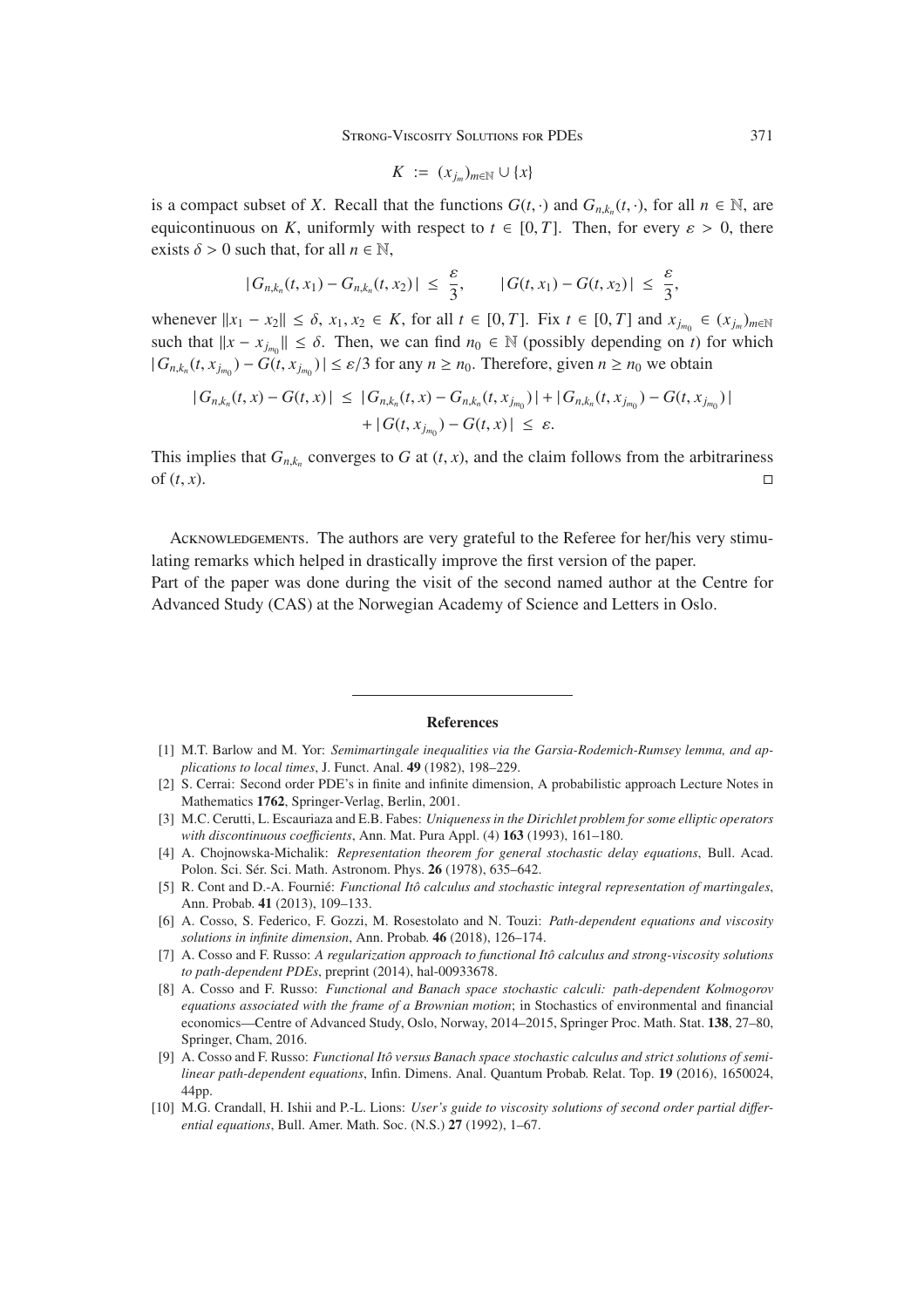$$K := (x_{j_m})_{m\in\mathbb{N}} \cup \{x\}$$

is a compact subset of $X$. Recall that the functions $G(t,\cdot)$ and $G_{n,k_n}(t,\cdot)$, for all $n \in \mathbb{N}$, are equicontinuous on $K$, uniformly with respect to $t \in [0,T]$. Then, for every $\varepsilon > 0$, there exists $\delta > 0$ such that, for all $n \in \mathbb{N}$,

$$|G_{n,k_n}(t,x_1) - G_{n,k_n}(t,x_2)| \le \frac{\varepsilon}{3}, \qquad |G(t,x_1) - G(t,x_2)| \le \frac{\varepsilon}{3},$$

whenever $\|x_1 - x_2\| \le \delta$, $x_1, x_2 \in K$, for all $t \in [0,T]$. Fix $t \in [0,T]$ and $x_{j_{m_0}} \in (x_{j_m})_{m\in\mathbb{N}}$ such that $\|x - x_{j_{m_0}}\| \le \delta$. Then, we can find $n_0 \in \mathbb{N}$ (possibly depending on $t$) for which $|G_{n,k_n}(t,x_{j_{m_0}}) - G(t,x_{j_{m_0}})| \le \varepsilon/3$ for any $n \ge n_0$. Therefore, given $n \ge n_0$ we obtain

$$\begin{aligned}|G_{n,k_n}(t,x) - G(t,x)| \le{}& |G_{n,k_n}(t,x) - G_{n,k_n}(t,x_{j_{m_0}})| + |G_{n,k_n}(t,x_{j_{m_0}}) - G(t,x_{j_{m_0}})| \\ &+ |G(t,x_{j_{m_0}}) - G(t,x)| \le \varepsilon.\end{aligned}$$

This implies that $G_{n,k_n}$ converges to $G$ at $(t,x)$, and the claim follows from the arbitrariness of $(t,x)$. □

Acknowledgements. The authors are very grateful to the Referee for her/his very stimulating remarks which helped in drastically improve the first version of the paper.
Part of the paper was done during the visit of the second named author at the Centre for Advanced Study (CAS) at the Norwegian Academy of Science and Letters in Oslo.

## References

[1] M.T. Barlow and M. Yor: *Semimartingale inequalities via the Garsia-Rodemich-Rumsey lemma, and applications to local times*, J. Funct. Anal. **49** (1982), 198–229.

[2] S. Cerrai: Second order PDE's in finite and infinite dimension, A probabilistic approach Lecture Notes in Mathematics **1762**, Springer-Verlag, Berlin, 2001.

[3] M.C. Cerutti, L. Escauriaza and E.B. Fabes: *Uniqueness in the Dirichlet problem for some elliptic operators with discontinuous coefficients*, Ann. Mat. Pura Appl. (4) **163** (1993), 161–180.

[4] A. Chojnowska-Michalik: *Representation theorem for general stochastic delay equations*, Bull. Acad. Polon. Sci. Sér. Sci. Math. Astronom. Phys. **26** (1978), 635–642.

[5] R. Cont and D.-A. Fournié: *Functional Itô calculus and stochastic integral representation of martingales*, Ann. Probab. **41** (2013), 109–133.

[6] A. Cosso, S. Federico, F. Gozzi, M. Rosestolato and N. Touzi: *Path-dependent equations and viscosity solutions in infinite dimension*, Ann. Probab. **46** (2018), 126–174.

[7] A. Cosso and F. Russo: *A regularization approach to functional Itô calculus and strong-viscosity solutions to path-dependent PDEs*, preprint (2014), hal-00933678.

[8] A. Cosso and F. Russo: *Functional and Banach space stochastic calculi: path-dependent Kolmogorov equations associated with the frame of a Brownian motion*; in Stochastics of environmental and financial economics—Centre of Advanced Study, Oslo, Norway, 2014–2015, Springer Proc. Math. Stat. **138**, 27–80, Springer, Cham, 2016.

[9] A. Cosso and F. Russo: *Functional Itô versus Banach space stochastic calculus and strict solutions of semilinear path-dependent equations*, Infin. Dimens. Anal. Quantum Probab. Relat. Top. **19** (2016), 1650024, 44pp.

[10] M.G. Crandall, H. Ishii and P.-L. Lions: *User's guide to viscosity solutions of second order partial differential equations*, Bull. Amer. Math. Soc. (N.S.) **27** (1992), 1–67.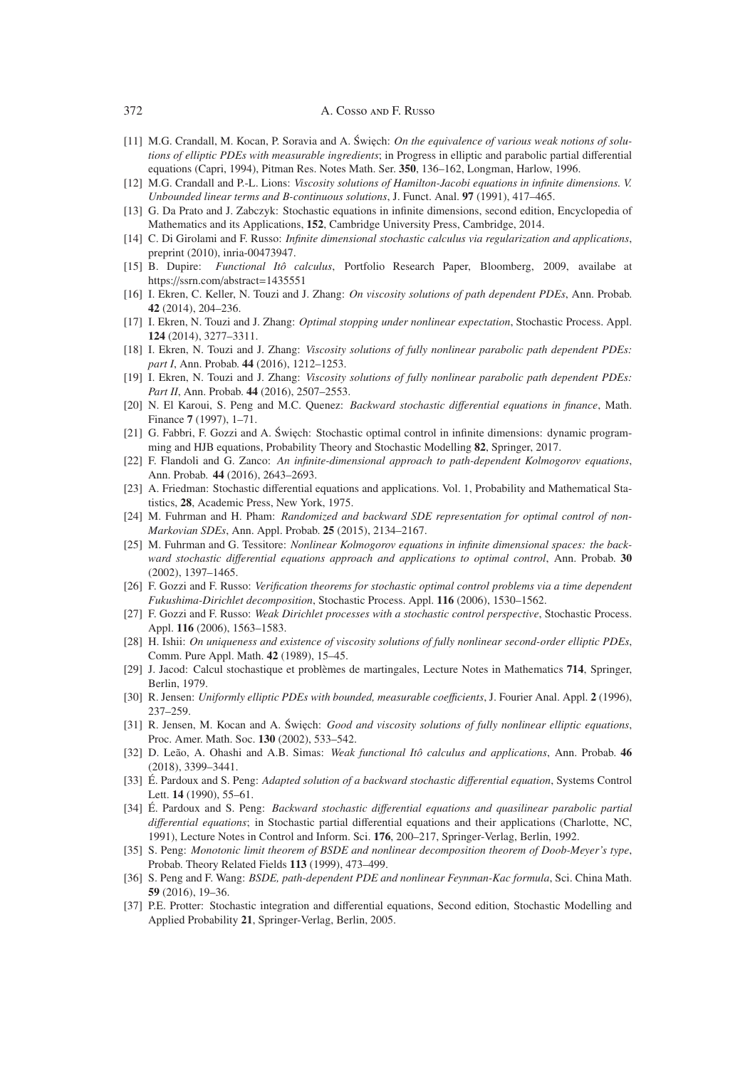[11] M.G. Crandall, M. Kocan, P. Soravia and A. Święch: *On the equivalence of various weak notions of solutions of elliptic PDEs with measurable ingredients*; in Progress in elliptic and parabolic partial differential equations (Capri, 1994), Pitman Res. Notes Math. Ser. **350**, 136–162, Longman, Harlow, 1996.

[12] M.G. Crandall and P.-L. Lions: *Viscosity solutions of Hamilton-Jacobi equations in infinite dimensions. V. Unbounded linear terms and B-continuous solutions*, J. Funct. Anal. **97** (1991), 417–465.

[13] G. Da Prato and J. Zabczyk: Stochastic equations in infinite dimensions, second edition, Encyclopedia of Mathematics and its Applications, **152**, Cambridge University Press, Cambridge, 2014.

[14] C. Di Girolami and F. Russo: *Infinite dimensional stochastic calculus via regularization and applications*, preprint (2010), inria-00473947.

[15] B. Dupire: *Functional Itô calculus*, Portfolio Research Paper, Bloomberg, 2009, availabe at https://ssrn.com/abstract=1435551

[16] I. Ekren, C. Keller, N. Touzi and J. Zhang: *On viscosity solutions of path dependent PDEs*, Ann. Probab. **42** (2014), 204–236.

[17] I. Ekren, N. Touzi and J. Zhang: *Optimal stopping under nonlinear expectation*, Stochastic Process. Appl. **124** (2014), 3277–3311.

[18] I. Ekren, N. Touzi and J. Zhang: *Viscosity solutions of fully nonlinear parabolic path dependent PDEs: part I*, Ann. Probab. **44** (2016), 1212–1253.

[19] I. Ekren, N. Touzi and J. Zhang: *Viscosity solutions of fully nonlinear parabolic path dependent PDEs: Part II*, Ann. Probab. **44** (2016), 2507–2553.

[20] N. El Karoui, S. Peng and M.C. Quenez: *Backward stochastic differential equations in finance*, Math. Finance **7** (1997), 1–71.

[21] G. Fabbri, F. Gozzi and A. Święch: Stochastic optimal control in infinite dimensions: dynamic programming and HJB equations, Probability Theory and Stochastic Modelling **82**, Springer, 2017.

[22] F. Flandoli and G. Zanco: *An infinite-dimensional approach to path-dependent Kolmogorov equations*, Ann. Probab. **44** (2016), 2643–2693.

[23] A. Friedman: Stochastic differential equations and applications. Vol. 1, Probability and Mathematical Statistics, **28**, Academic Press, New York, 1975.

[24] M. Fuhrman and H. Pham: *Randomized and backward SDE representation for optimal control of non-Markovian SDEs*, Ann. Appl. Probab. **25** (2015), 2134–2167.

[25] M. Fuhrman and G. Tessitore: *Nonlinear Kolmogorov equations in infinite dimensional spaces: the backward stochastic differential equations approach and applications to optimal control*, Ann. Probab. **30** (2002), 1397–1465.

[26] F. Gozzi and F. Russo: *Verification theorems for stochastic optimal control problems via a time dependent Fukushima-Dirichlet decomposition*, Stochastic Process. Appl. **116** (2006), 1530–1562.

[27] F. Gozzi and F. Russo: *Weak Dirichlet processes with a stochastic control perspective*, Stochastic Process. Appl. **116** (2006), 1563–1583.

[28] H. Ishii: *On uniqueness and existence of viscosity solutions of fully nonlinear second-order elliptic PDEs*, Comm. Pure Appl. Math. **42** (1989), 15–45.

[29] J. Jacod: Calcul stochastique et problèmes de martingales, Lecture Notes in Mathematics **714**, Springer, Berlin, 1979.

[30] R. Jensen: *Uniformly elliptic PDEs with bounded, measurable coefficients*, J. Fourier Anal. Appl. **2** (1996), 237–259.

[31] R. Jensen, M. Kocan and A. Święch: *Good and viscosity solutions of fully nonlinear elliptic equations*, Proc. Amer. Math. Soc. **130** (2002), 533–542.

[32] D. Leão, A. Ohashi and A.B. Simas: *Weak functional Itô calculus and applications*, Ann. Probab. **46** (2018), 3399–3441.

[33] É. Pardoux and S. Peng: *Adapted solution of a backward stochastic differential equation*, Systems Control Lett. **14** (1990), 55–61.

[34] É. Pardoux and S. Peng: *Backward stochastic differential equations and quasilinear parabolic partial differential equations*; in Stochastic partial differential equations and their applications (Charlotte, NC, 1991), Lecture Notes in Control and Inform. Sci. **176**, 200–217, Springer-Verlag, Berlin, 1992.

[35] S. Peng: *Monotonic limit theorem of BSDE and nonlinear decomposition theorem of Doob-Meyer's type*, Probab. Theory Related Fields **113** (1999), 473–499.

[36] S. Peng and F. Wang: *BSDE, path-dependent PDE and nonlinear Feynman-Kac formula*, Sci. China Math. **59** (2016), 19–36.

[37] P.E. Protter: Stochastic integration and differential equations, Second edition, Stochastic Modelling and Applied Probability **21**, Springer-Verlag, Berlin, 2005.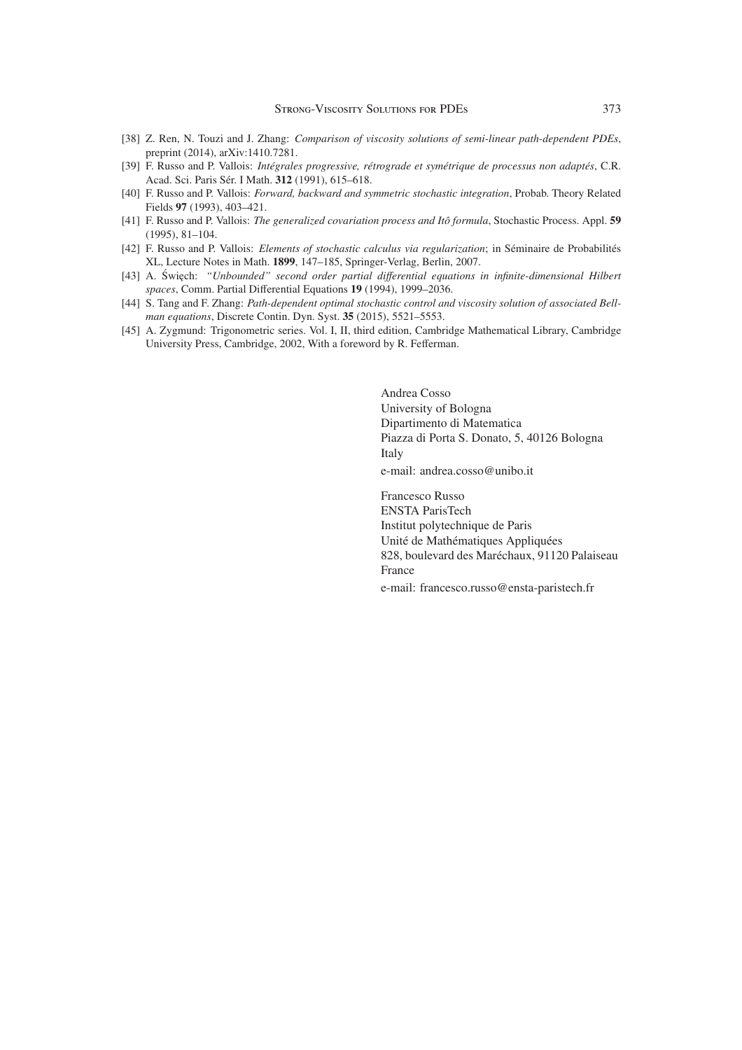[38] Z. Ren, N. Touzi and J. Zhang: *Comparison of viscosity solutions of semi-linear path-dependent PDEs*, preprint (2014), arXiv:1410.7281.

[39] F. Russo and P. Vallois: *Intégrales progressive, rétrograde et symétrique de processus non adaptés*, C.R. Acad. Sci. Paris Sér. I Math. **312** (1991), 615–618.

[40] F. Russo and P. Vallois: *Forward, backward and symmetric stochastic integration*, Probab. Theory Related Fields **97** (1993), 403–421.

[41] F. Russo and P. Vallois: *The generalized covariation process and Itô formula*, Stochastic Process. Appl. **59** (1995), 81–104.

[42] F. Russo and P. Vallois: *Elements of stochastic calculus via regularization*; in Séminaire de Probabilités XL, Lecture Notes in Math. **1899**, 147–185, Springer-Verlag, Berlin, 2007.

[43] A. Święch: *"Unbounded" second order partial differential equations in infinite-dimensional Hilbert spaces*, Comm. Partial Differential Equations **19** (1994), 1999–2036.

[44] S. Tang and F. Zhang: *Path-dependent optimal stochastic control and viscosity solution of associated Bellman equations*, Discrete Contin. Dyn. Syst. **35** (2015), 5521–5553.

[45] A. Zygmund: Trigonometric series. Vol. I, II, third edition, Cambridge Mathematical Library, Cambridge University Press, Cambridge, 2002, With a foreword by R. Fefferman.

Andrea Cosso
University of Bologna
Dipartimento di Matematica
Piazza di Porta S. Donato, 5, 40126 Bologna
Italy
e-mail: andrea.cosso@unibo.it

Francesco Russo
ENSTA ParisTech
Institut polytechnique de Paris
Unité de Mathématiques Appliquées
828, boulevard des Maréchaux, 91120 Palaiseau
France
e-mail: francesco.russo@ensta-paristech.fr